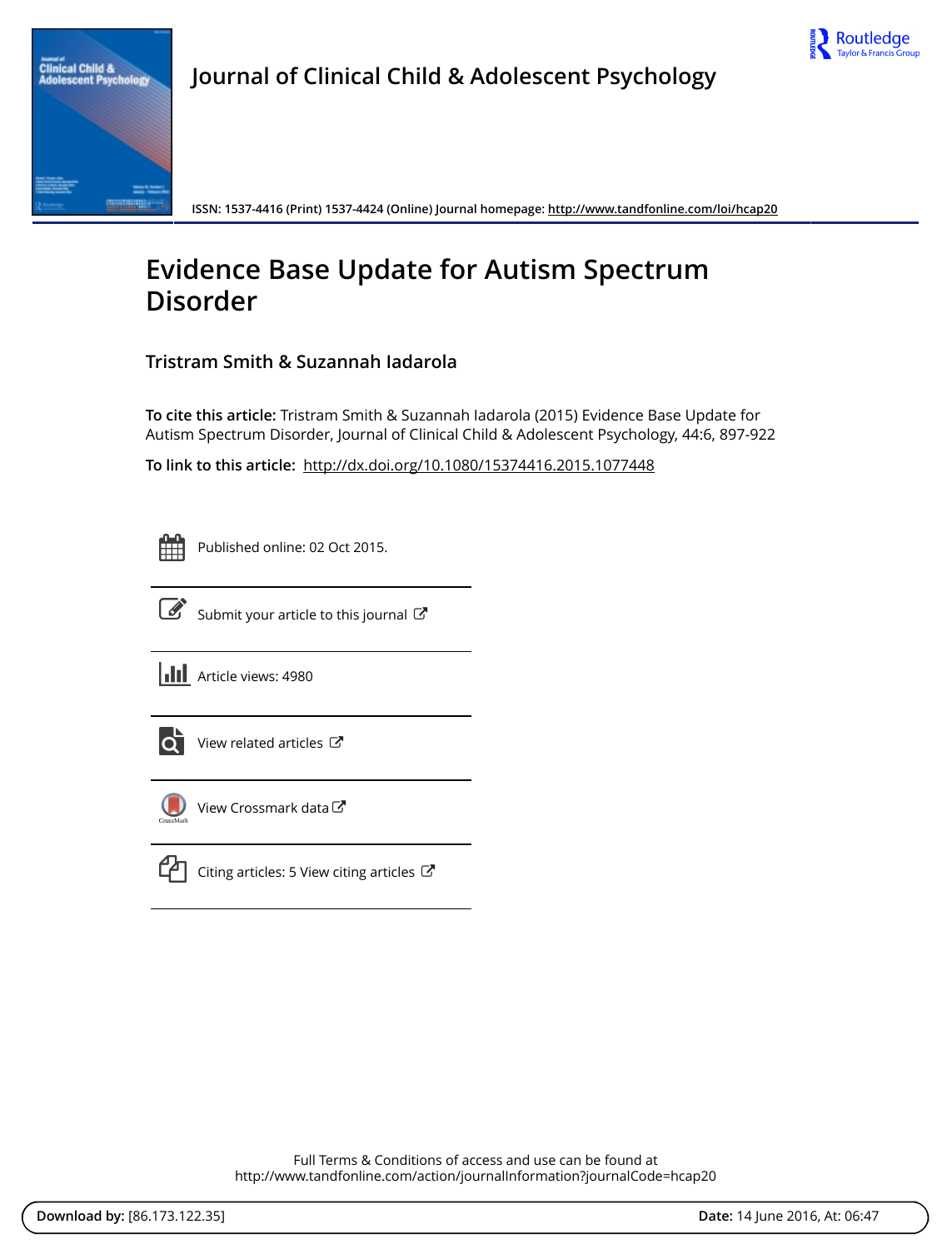Journal of Clinical Child & Adolescent Psychology

ISSN: 1537-4416 (Print) 1537-4424 (Online) Journal homepage: http://www.tandfonline.com/loi/hcap20

# Evidence Base Update for Autism Spectrum Disorder

## Tristram Smith & Suzannah Iadarola

**To cite this article:** Tristram Smith & Suzannah Iadarola (2015) Evidence Base Update for Autism Spectrum Disorder, Journal of Clinical Child & Adolescent Psychology, 44:6, 897-922

**To link to this article:** http://dx.doi.org/10.1080/15374416.2015.1077448

Published online: 02 Oct 2015.

Submit your article to this journal

Article views: 4980

View related articles

View Crossmark data

Citing articles: 5 View citing articles

Full Terms & Conditions of access and use can be found at
http://www.tandfonline.com/action/journalInformation?journalCode=hcap20

**Download by:** [86.173.122.35] **Date:** 14 June 2016, At: 06:47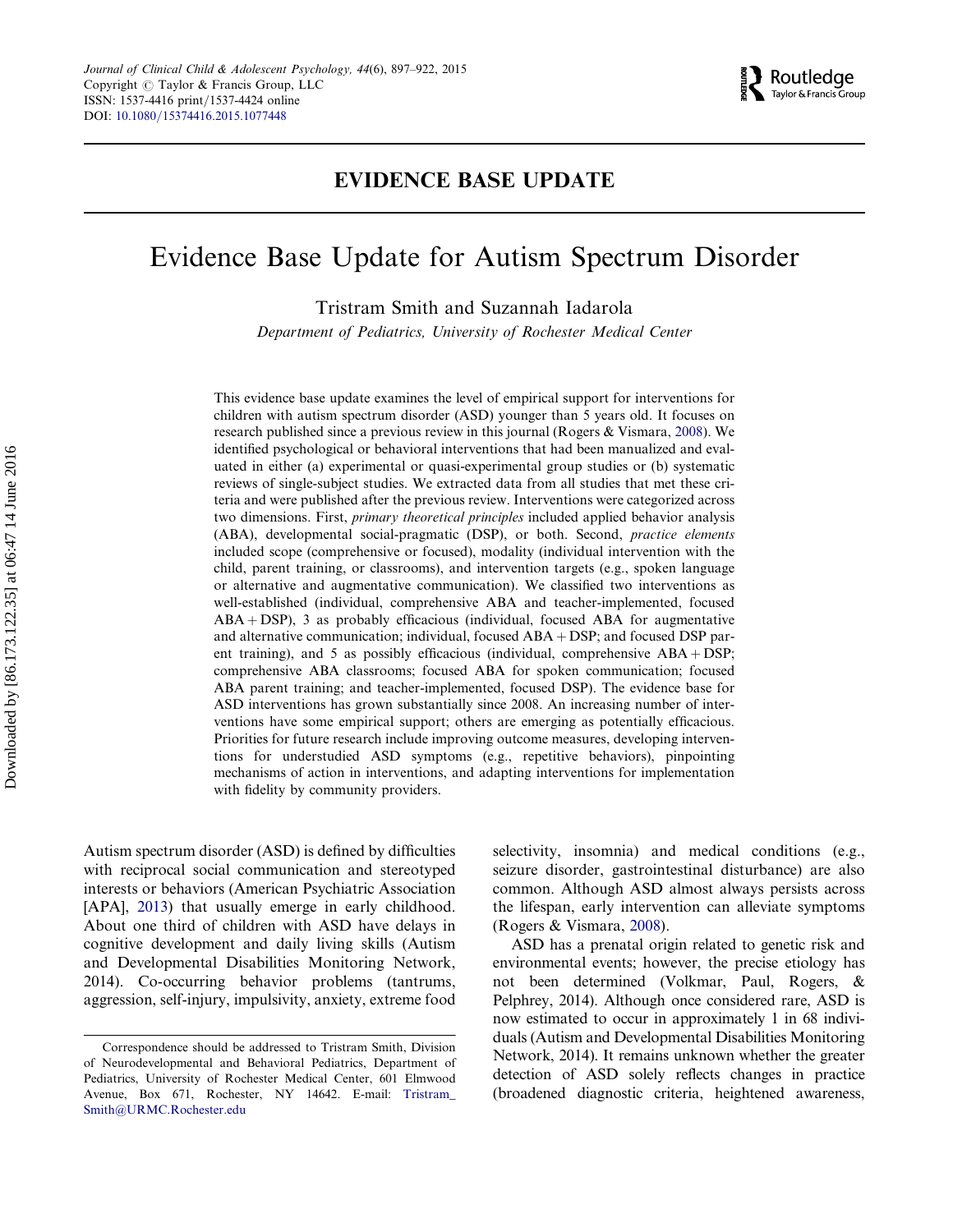# EVIDENCE BASE UPDATE

# Evidence Base Update for Autism Spectrum Disorder

Tristram Smith and Suzannah Iadarola

*Department of Pediatrics, University of Rochester Medical Center*

This evidence base update examines the level of empirical support for interventions for children with autism spectrum disorder (ASD) younger than 5 years old. It focuses on research published since a previous review in this journal (Rogers & Vismara, 2008). We identified psychological or behavioral interventions that had been manualized and evaluated in either (a) experimental or quasi-experimental group studies or (b) systematic reviews of single-subject studies. We extracted data from all studies that met these criteria and were published after the previous review. Interventions were categorized across two dimensions. First, *primary theoretical principles* included applied behavior analysis (ABA), developmental social-pragmatic (DSP), or both. Second, *practice elements* included scope (comprehensive or focused), modality (individual intervention with the child, parent training, or classrooms), and intervention targets (e.g., spoken language or alternative and augmentative communication). We classified two interventions as well-established (individual, comprehensive ABA and teacher-implemented, focused ABA + DSP), 3 as probably efficacious (individual, focused ABA for augmentative and alternative communication; individual, focused ABA + DSP; and focused DSP parent training), and 5 as possibly efficacious (individual, comprehensive ABA + DSP; comprehensive ABA classrooms; focused ABA for spoken communication; focused ABA parent training; and teacher-implemented, focused DSP). The evidence base for ASD interventions has grown substantially since 2008. An increasing number of interventions have some empirical support; others are emerging as potentially efficacious. Priorities for future research include improving outcome measures, developing interventions for understudied ASD symptoms (e.g., repetitive behaviors), pinpointing mechanisms of action in interventions, and adapting interventions for implementation with fidelity by community providers.

Autism spectrum disorder (ASD) is defined by difficulties with reciprocal social communication and stereotyped interests or behaviors (American Psychiatric Association [APA], 2013) that usually emerge in early childhood. About one third of children with ASD have delays in cognitive development and daily living skills (Autism and Developmental Disabilities Monitoring Network, 2014). Co-occurring behavior problems (tantrums, aggression, self-injury, impulsivity, anxiety, extreme food selectivity, insomnia) and medical conditions (e.g., seizure disorder, gastrointestinal disturbance) are also common. Although ASD almost always persists across the lifespan, early intervention can alleviate symptoms (Rogers & Vismara, 2008).

ASD has a prenatal origin related to genetic risk and environmental events; however, the precise etiology has not been determined (Volkmar, Paul, Rogers, & Pelphrey, 2014). Although once considered rare, ASD is now estimated to occur in approximately 1 in 68 individuals (Autism and Developmental Disabilities Monitoring Network, 2014). It remains unknown whether the greater detection of ASD solely reflects changes in practice (broadened diagnostic criteria, heightened awareness,

Correspondence should be addressed to Tristram Smith, Division of Neurodevelopmental and Behavioral Pediatrics, Department of Pediatrics, University of Rochester Medical Center, 601 Elmwood Avenue, Box 671, Rochester, NY 14642. E-mail: Tristram_Smith@URMC.Rochester.edu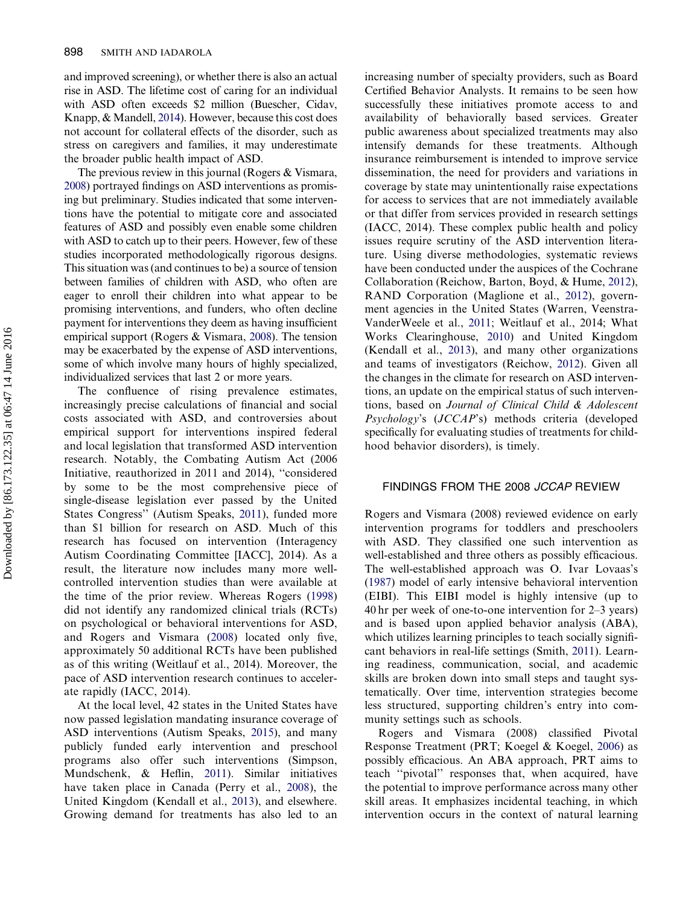and improved screening), or whether there is also an actual rise in ASD. The lifetime cost of caring for an individual with ASD often exceeds $2 million (Buescher, Cidav, Knapp, & Mandell, 2014). However, because this cost does not account for collateral effects of the disorder, such as stress on caregivers and families, it may underestimate the broader public health impact of ASD.

The previous review in this journal (Rogers & Vismara, 2008) portrayed findings on ASD interventions as promising but preliminary. Studies indicated that some interventions have the potential to mitigate core and associated features of ASD and possibly even enable some children with ASD to catch up to their peers. However, few of these studies incorporated methodologically rigorous designs. This situation was (and continues to be) a source of tension between families of children with ASD, who often are eager to enroll their children into what appear to be promising interventions, and funders, who often decline payment for interventions they deem as having insufficient empirical support (Rogers & Vismara, 2008). The tension may be exacerbated by the expense of ASD interventions, some of which involve many hours of highly specialized, individualized services that last 2 or more years.

The confluence of rising prevalence estimates, increasingly precise calculations of financial and social costs associated with ASD, and controversies about empirical support for interventions inspired federal and local legislation that transformed ASD intervention research. Notably, the Combating Autism Act (2006 Initiative, reauthorized in 2011 and 2014), "considered by some to be the most comprehensive piece of single-disease legislation ever passed by the United States Congress" (Autism Speaks, 2011), funded more than $1 billion for research on ASD. Much of this research has focused on intervention (Interagency Autism Coordinating Committee [IACC], 2014). As a result, the literature now includes many more well-controlled intervention studies than were available at the time of the prior review. Whereas Rogers (1998) did not identify any randomized clinical trials (RCTs) on psychological or behavioral interventions for ASD, and Rogers and Vismara (2008) located only five, approximately 50 additional RCTs have been published as of this writing (Weitlauf et al., 2014). Moreover, the pace of ASD intervention research continues to accelerate rapidly (IACC, 2014).

At the local level, 42 states in the United States have now passed legislation mandating insurance coverage of ASD interventions (Autism Speaks, 2015), and many publicly funded early intervention and preschool programs also offer such interventions (Simpson, Mundschenk, & Heflin, 2011). Similar initiatives have taken place in Canada (Perry et al., 2008), the United Kingdom (Kendall et al., 2013), and elsewhere. Growing demand for treatments has also led to an increasing number of specialty providers, such as Board Certified Behavior Analysts. It remains to be seen how successfully these initiatives promote access to and availability of behaviorally based services. Greater public awareness about specialized treatments may also intensify demands for these treatments. Although insurance reimbursement is intended to improve service dissemination, the need for providers and variations in coverage by state may unintentionally raise expectations for access to services that are not immediately available or that differ from services provided in research settings (IACC, 2014). These complex public health and policy issues require scrutiny of the ASD intervention literature. Using diverse methodologies, systematic reviews have been conducted under the auspices of the Cochrane Collaboration (Reichow, Barton, Boyd, & Hume, 2012), RAND Corporation (Maglione et al., 2012), government agencies in the United States (Warren, Veenstra-VanderWeele et al., 2011; Weitlauf et al., 2014; What Works Clearinghouse, 2010) and United Kingdom (Kendall et al., 2013), and many other organizations and teams of investigators (Reichow, 2012). Given all the changes in the climate for research on ASD interventions, an update on the empirical status of such interventions, based on *Journal of Clinical Child & Adolescent Psychology*'s (*JCCAP*'s) methods criteria (developed specifically for evaluating studies of treatments for childhood behavior disorders), is timely.

## FINDINGS FROM THE 2008 *JCCAP* REVIEW

Rogers and Vismara (2008) reviewed evidence on early intervention programs for toddlers and preschoolers with ASD. They classified one such intervention as well-established and three others as possibly efficacious. The well-established approach was O. Ivar Lovaas's (1987) model of early intensive behavioral intervention (EIBI). This EIBI model is highly intensive (up to 40 hr per week of one-to-one intervention for 2–3 years) and is based upon applied behavior analysis (ABA), which utilizes learning principles to teach socially significant behaviors in real-life settings (Smith, 2011). Learning readiness, communication, social, and academic skills are broken down into small steps and taught systematically. Over time, intervention strategies become less structured, supporting children's entry into community settings such as schools.

Rogers and Vismara (2008) classified Pivotal Response Treatment (PRT; Koegel & Koegel, 2006) as possibly efficacious. An ABA approach, PRT aims to teach "pivotal" responses that, when acquired, have the potential to improve performance across many other skill areas. It emphasizes incidental teaching, in which intervention occurs in the context of natural learning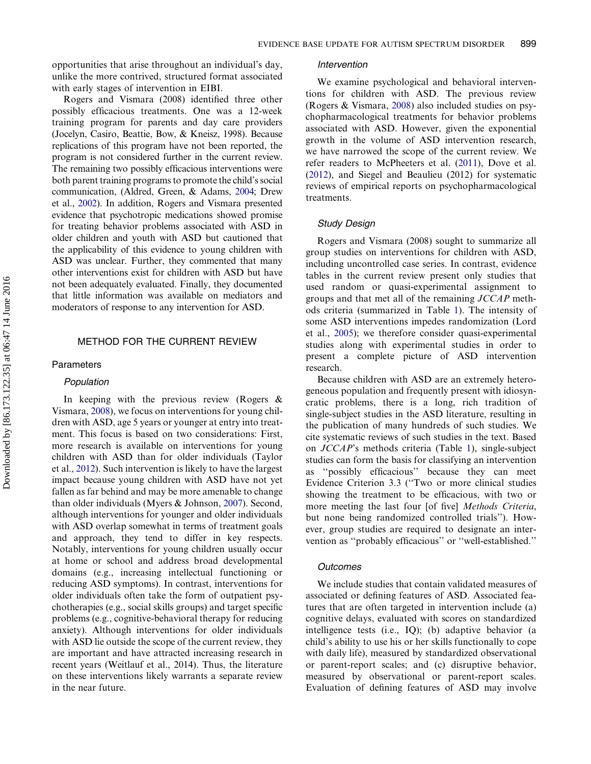opportunities that arise throughout an individual's day, unlike the more contrived, structured format associated with early stages of intervention in EIBI.

Rogers and Vismara (2008) identified three other possibly efficacious treatments. One was a 12-week training program for parents and day care providers (Jocelyn, Casiro, Beattie, Bow, & Kneisz, 1998). Because replications of this program have not been reported, the program is not considered further in the current review. The remaining two possibly efficacious interventions were both parent training programs to promote the child's social communication, (Aldred, Green, & Adams, 2004; Drew et al., 2002). In addition, Rogers and Vismara presented evidence that psychotropic medications showed promise for treating behavior problems associated with ASD in older children and youth with ASD but cautioned that the applicability of this evidence to young children with ASD was unclear. Further, they commented that many other interventions exist for children with ASD but have not been adequately evaluated. Finally, they documented that little information was available on mediators and moderators of response to any intervention for ASD.

## METHOD FOR THE CURRENT REVIEW

### Parameters

#### Population

In keeping with the previous review (Rogers & Vismara, 2008), we focus on interventions for young children with ASD, age 5 years or younger at entry into treatment. This focus is based on two considerations: First, more research is available on interventions for young children with ASD than for older individuals (Taylor et al., 2012). Such intervention is likely to have the largest impact because young children with ASD have not yet fallen as far behind and may be more amenable to change than older individuals (Myers & Johnson, 2007). Second, although interventions for younger and older individuals with ASD overlap somewhat in terms of treatment goals and approach, they tend to differ in key respects. Notably, interventions for young children usually occur at home or school and address broad developmental domains (e.g., increasing intellectual functioning or reducing ASD symptoms). In contrast, interventions for older individuals often take the form of outpatient psychotherapies (e.g., social skills groups) and target specific problems (e.g., cognitive-behavioral therapy for reducing anxiety). Although interventions for older individuals with ASD lie outside the scope of the current review, they are important and have attracted increasing research in recent years (Weitlauf et al., 2014). Thus, the literature on these interventions likely warrants a separate review in the near future.

#### Intervention

We examine psychological and behavioral interventions for children with ASD. The previous review (Rogers & Vismara, 2008) also included studies on psychopharmacological treatments for behavior problems associated with ASD. However, given the exponential growth in the volume of ASD intervention research, we have narrowed the scope of the current review. We refer readers to McPheeters et al. (2011), Dove et al. (2012), and Siegel and Beaulieu (2012) for systematic reviews of empirical reports on psychopharmacological treatments.

#### Study Design

Rogers and Vismara (2008) sought to summarize all group studies on interventions for children with ASD, including uncontrolled case series. In contrast, evidence tables in the current review present only studies that used random or quasi-experimental assignment to groups and that met all of the remaining *JCCAP* methods criteria (summarized in Table 1). The intensity of some ASD interventions impedes randomization (Lord et al., 2005); we therefore consider quasi-experimental studies along with experimental studies in order to present a complete picture of ASD intervention research.

Because children with ASD are an extremely heterogeneous population and frequently present with idiosyncratic problems, there is a long, rich tradition of single-subject studies in the ASD literature, resulting in the publication of many hundreds of such studies. We cite systematic reviews of such studies in the text. Based on *JCCAP*'s methods criteria (Table 1), single-subject studies can form the basis for classifying an intervention as "possibly efficacious" because they can meet Evidence Criterion 3.3 ("Two or more clinical studies showing the treatment to be efficacious, with two or more meeting the last four [of five] *Methods Criteria*, but none being randomized controlled trials"). However, group studies are required to designate an intervention as "probably efficacious" or "well-established."

#### Outcomes

We include studies that contain validated measures of associated or defining features of ASD. Associated features that are often targeted in intervention include (a) cognitive delays, evaluated with scores on standardized intelligence tests (i.e., IQ); (b) adaptive behavior (a child's ability to use his or her skills functionally to cope with daily life), measured by standardized observational or parent-report scales; and (c) disruptive behavior, measured by observational or parent-report scales. Evaluation of defining features of ASD may involve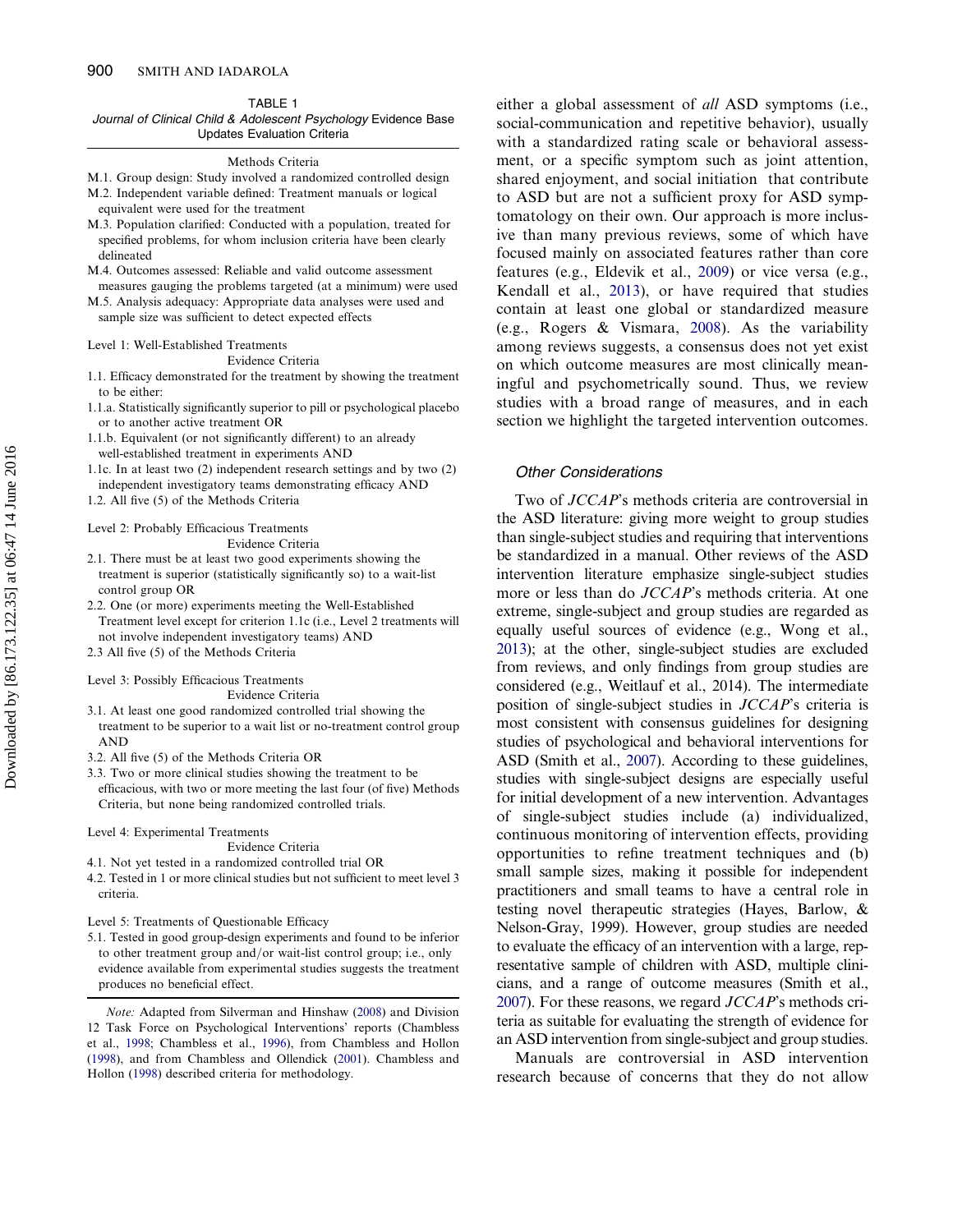TABLE 1
*Journal of Clinical Child & Adolescent Psychology* Evidence Base Updates Evaluation Criteria

Methods Criteria

M.1. Group design: Study involved a randomized controlled design
M.2. Independent variable defined: Treatment manuals or logical equivalent were used for the treatment
M.3. Population clarified: Conducted with a population, treated for specified problems, for whom inclusion criteria have been clearly delineated
M.4. Outcomes assessed: Reliable and valid outcome assessment measures gauging the problems targeted (at a minimum) were used
M.5. Analysis adequacy: Appropriate data analyses were used and sample size was sufficient to detect expected effects

Level 1: Well-Established Treatments

Evidence Criteria

1.1. Efficacy demonstrated for the treatment by showing the treatment to be either:
1.1.a. Statistically significantly superior to pill or psychological placebo or to another active treatment OR
1.1.b. Equivalent (or not significantly different) to an already well-established treatment in experiments AND
1.1c. In at least two (2) independent research settings and by two (2) independent investigatory teams demonstrating efficacy AND
1.2. All five (5) of the Methods Criteria

Level 2: Probably Efficacious Treatments

Evidence Criteria

2.1. There must be at least two good experiments showing the treatment is superior (statistically significantly so) to a wait-list control group OR
2.2. One (or more) experiments meeting the Well-Established Treatment level except for criterion 1.1c (i.e., Level 2 treatments will not involve independent investigatory teams) AND
2.3 All five (5) of the Methods Criteria

Level 3: Possibly Efficacious Treatments

Evidence Criteria

3.1. At least one good randomized controlled trial showing the treatment to be superior to a wait list or no-treatment control group AND
3.2. All five (5) of the Methods Criteria OR
3.3. Two or more clinical studies showing the treatment to be efficacious, with two or more meeting the last four (of five) Methods Criteria, but none being randomized controlled trials.

Level 4: Experimental Treatments

Evidence Criteria

4.1. Not yet tested in a randomized controlled trial OR
4.2. Tested in 1 or more clinical studies but not sufficient to meet level 3 criteria.

Level 5: Treatments of Questionable Efficacy

5.1. Tested in good group-design experiments and found to be inferior to other treatment group and/or wait-list control group; i.e., only evidence available from experimental studies suggests the treatment produces no beneficial effect.

*Note:* Adapted from Silverman and Hinshaw (2008) and Division 12 Task Force on Psychological Interventions' reports (Chambless et al., 1998; Chambless et al., 1996), from Chambless and Hollon (1998), and from Chambless and Ollendick (2001). Chambless and Hollon (1998) described criteria for methodology.

either a global assessment of *all* ASD symptoms (i.e., social-communication and repetitive behavior), usually with a standardized rating scale or behavioral assessment, or a specific symptom such as joint attention, shared enjoyment, and social initiation that contribute to ASD but are not a sufficient proxy for ASD symptomatology on their own. Our approach is more inclusive than many previous reviews, some of which have focused mainly on associated features rather than core features (e.g., Eldevik et al., 2009) or vice versa (e.g., Kendall et al., 2013), or have required that studies contain at least one global or standardized measure (e.g., Rogers & Vismara, 2008). As the variability among reviews suggests, a consensus does not yet exist on which outcome measures are most clinically meaningful and psychometrically sound. Thus, we review studies with a broad range of measures, and in each section we highlight the targeted intervention outcomes.

### Other Considerations

Two of *JCCAP*'s methods criteria are controversial in the ASD literature: giving more weight to group studies than single-subject studies and requiring that interventions be standardized in a manual. Other reviews of the ASD intervention literature emphasize single-subject studies more or less than do *JCCAP*'s methods criteria. At one extreme, single-subject and group studies are regarded as equally useful sources of evidence (e.g., Wong et al., 2013); at the other, single-subject studies are excluded from reviews, and only findings from group studies are considered (e.g., Weitlauf et al., 2014). The intermediate position of single-subject studies in *JCCAP*'s criteria is most consistent with consensus guidelines for designing studies of psychological and behavioral interventions for ASD (Smith et al., 2007). According to these guidelines, studies with single-subject designs are especially useful for initial development of a new intervention. Advantages of single-subject studies include (a) individualized, continuous monitoring of intervention effects, providing opportunities to refine treatment techniques and (b) small sample sizes, making it possible for independent practitioners and small teams to have a central role in testing novel therapeutic strategies (Hayes, Barlow, & Nelson-Gray, 1999). However, group studies are needed to evaluate the efficacy of an intervention with a large, representative sample of children with ASD, multiple clinicians, and a range of outcome measures (Smith et al., 2007). For these reasons, we regard *JCCAP*'s methods criteria as suitable for evaluating the strength of evidence for an ASD intervention from single-subject and group studies.

Manuals are controversial in ASD intervention research because of concerns that they do not allow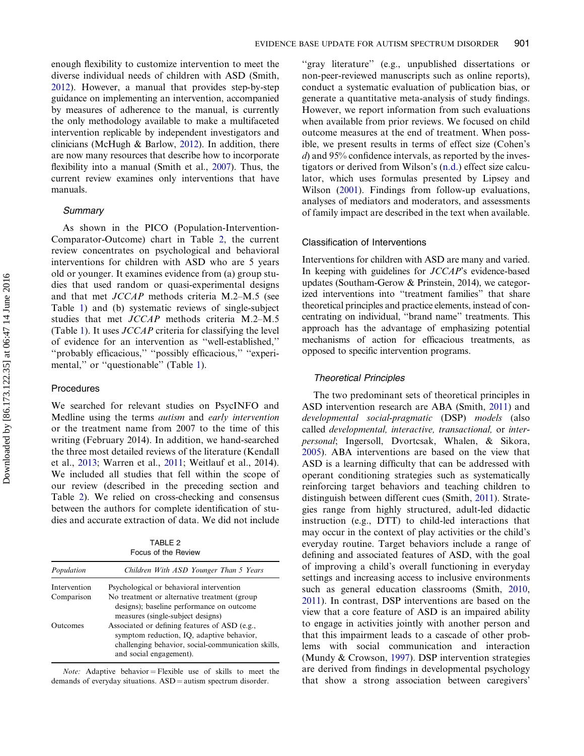enough flexibility to customize intervention to meet the diverse individual needs of children with ASD (Smith, 2012). However, a manual that provides step-by-step guidance on implementing an intervention, accompanied by measures of adherence to the manual, is currently the only methodology available to make a multifaceted intervention replicable by independent investigators and clinicians (McHugh & Barlow, 2012). In addition, there are now many resources that describe how to incorporate flexibility into a manual (Smith et al., 2007). Thus, the current review examines only interventions that have manuals.

### *Summary*

As shown in the PICO (Population-Intervention-Comparator-Outcome) chart in Table 2, the current review concentrates on psychological and behavioral interventions for children with ASD who are 5 years old or younger. It examines evidence from (a) group studies that used random or quasi-experimental designs and that met *JCCAP* methods criteria M.2–M.5 (see Table 1) and (b) systematic reviews of single-subject studies that met *JCCAP* methods criteria M.2–M.5 (Table 1). It uses *JCCAP* criteria for classifying the level of evidence for an intervention as "well-established," "probably efficacious," "possibly efficacious," "experimental," or "questionable" (Table 1).

## Procedures

We searched for relevant studies on PsycINFO and Medline using the terms *autism* and *early intervention* or the treatment name from 2007 to the time of this writing (February 2014). In addition, we hand-searched the three most detailed reviews of the literature (Kendall et al., 2013; Warren et al., 2011; Weitlauf et al., 2014). We included all studies that fell within the scope of our review (described in the preceding section and Table 2). We relied on cross-checking and consensus between the authors for complete identification of studies and accurate extraction of data. We did not include "gray literature" (e.g., unpublished dissertations or non-peer-reviewed manuscripts such as online reports), conduct a systematic evaluation of publication bias, or generate a quantitative meta-analysis of study findings. However, we report information from such evaluations when available from prior reviews. We focused on child outcome measures at the end of treatment. When possible, we present results in terms of effect size (Cohen's *d*) and 95% confidence intervals, as reported by the investigators or derived from Wilson's (n.d.) effect size calculator, which uses formulas presented by Lipsey and Wilson (2001). Findings from follow-up evaluations, analyses of mediators and moderators, and assessments of family impact are described in the text when available.

TABLE 2
Focus of the Review

| *Population* | *Children With ASD Younger Than 5 Years* |
|---|---|
| Intervention | Psychological or behavioral intervention |
| Comparison | No treatment or alternative treatment (group designs); baseline performance on outcome measures (single-subject designs) |
| Outcomes | Associated or defining features of ASD (e.g., symptom reduction, IQ, adaptive behavior, challenging behavior, social-communication skills, and social engagement). |

*Note:* Adaptive behavior = Flexible use of skills to meet the demands of everyday situations. ASD = autism spectrum disorder.

## Classification of Interventions

Interventions for children with ASD are many and varied. In keeping with guidelines for *JCCAP*'s evidence-based updates (Southam-Gerow & Prinstein, 2014), we categorized interventions into "treatment families" that share theoretical principles and practice elements, instead of concentrating on individual, "brand name" treatments. This approach has the advantage of emphasizing potential mechanisms of action for efficacious treatments, as opposed to specific intervention programs.

### *Theoretical Principles*

The two predominant sets of theoretical principles in ASD intervention research are ABA (Smith, 2011) and *developmental social-pragmatic* (DSP) *models* (also called *developmental, interactive, transactional,* or *interpersonal*; Ingersoll, Dvortcsak, Whalen, & Sikora, 2005). ABA interventions are based on the view that ASD is a learning difficulty that can be addressed with operant conditioning strategies such as systematically reinforcing target behaviors and teaching children to distinguish between different cues (Smith, 2011). Strategies range from highly structured, adult-led didactic instruction (e.g., DTT) to child-led interactions that may occur in the context of play activities or the child's everyday routine. Target behaviors include a range of defining and associated features of ASD, with the goal of improving a child's overall functioning in everyday settings and increasing access to inclusive environments such as general education classrooms (Smith, 2010, 2011). In contrast, DSP interventions are based on the view that a core feature of ASD is an impaired ability to engage in activities jointly with another person and that this impairment leads to a cascade of other problems with social communication and interaction (Mundy & Crowson, 1997). DSP intervention strategies are derived from findings in developmental psychology that show a strong association between caregivers'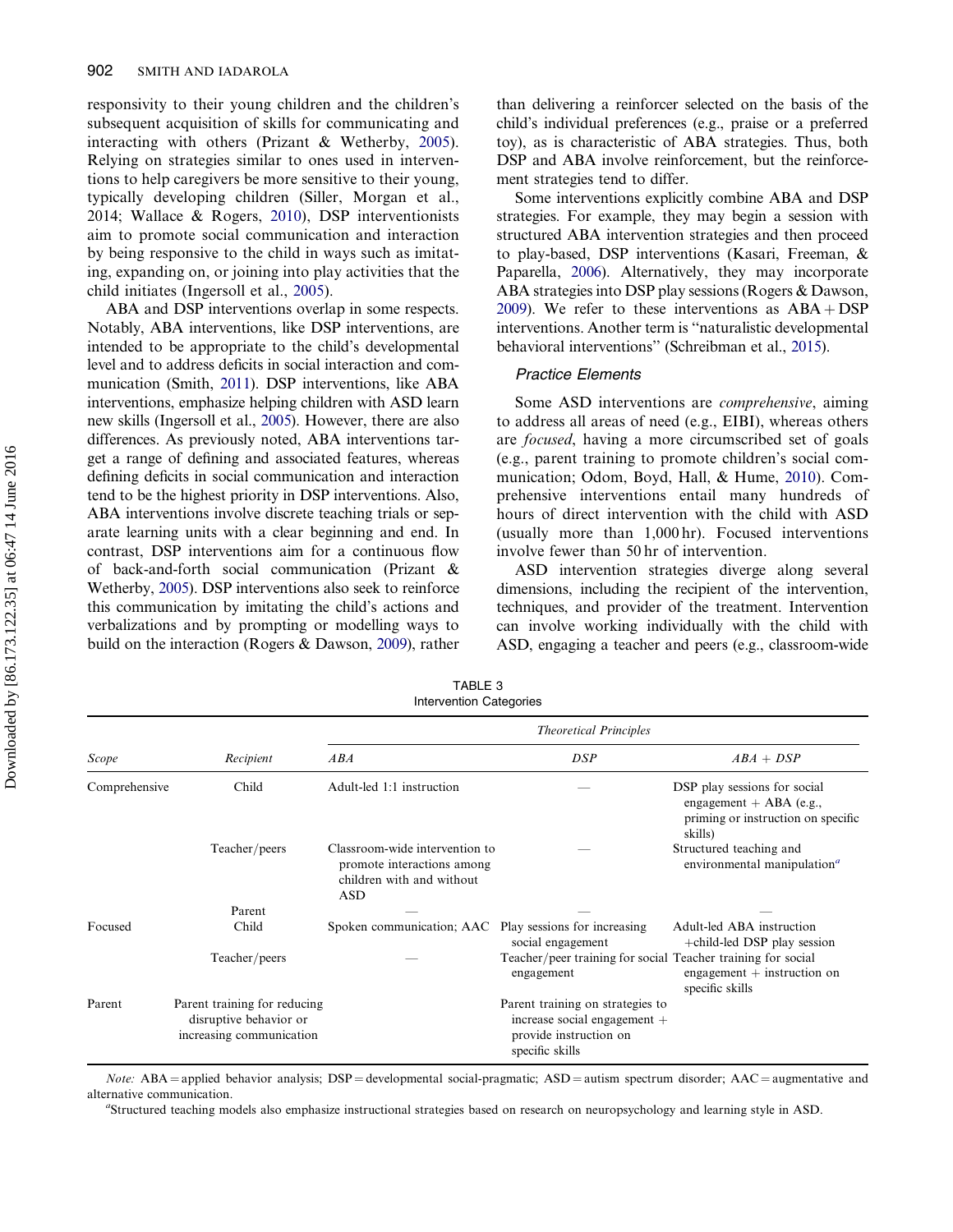responsivity to their young children and the children's subsequent acquisition of skills for communicating and interacting with others (Prizant & Wetherby, 2005). Relying on strategies similar to ones used in interventions to help caregivers be more sensitive to their young, typically developing children (Siller, Morgan et al., 2014; Wallace & Rogers, 2010), DSP interventionists aim to promote social communication and interaction by being responsive to the child in ways such as imitating, expanding on, or joining into play activities that the child initiates (Ingersoll et al., 2005).

ABA and DSP interventions overlap in some respects. Notably, ABA interventions, like DSP interventions, are intended to be appropriate to the child's developmental level and to address deficits in social interaction and communication (Smith, 2011). DSP interventions, like ABA interventions, emphasize helping children with ASD learn new skills (Ingersoll et al., 2005). However, there are also differences. As previously noted, ABA interventions target a range of defining and associated features, whereas defining deficits in social communication and interaction tend to be the highest priority in DSP interventions. Also, ABA interventions involve discrete teaching trials or separate learning units with a clear beginning and end. In contrast, DSP interventions aim for a continuous flow of back-and-forth social communication (Prizant & Wetherby, 2005). DSP interventions also seek to reinforce this communication by imitating the child's actions and verbalizations and by prompting or modelling ways to build on the interaction (Rogers & Dawson, 2009), rather than delivering a reinforcer selected on the basis of the child's individual preferences (e.g., praise or a preferred toy), as is characteristic of ABA strategies. Thus, both DSP and ABA involve reinforcement, but the reinforcement strategies tend to differ.

Some interventions explicitly combine ABA and DSP strategies. For example, they may begin a session with structured ABA intervention strategies and then proceed to play-based, DSP interventions (Kasari, Freeman, & Paparella, 2006). Alternatively, they may incorporate ABA strategies into DSP play sessions (Rogers & Dawson, 2009). We refer to these interventions as ABA + DSP interventions. Another term is "naturalistic developmental behavioral interventions" (Schreibman et al., 2015).

### Practice Elements

Some ASD interventions are *comprehensive*, aiming to address all areas of need (e.g., EIBI), whereas others are *focused*, having a more circumscribed set of goals (e.g., parent training to promote children's social communication; Odom, Boyd, Hall, & Hume, 2010). Comprehensive interventions entail many hundreds of hours of direct intervention with the child with ASD (usually more than 1,000 hr). Focused interventions involve fewer than 50 hr of intervention.

ASD intervention strategies diverge along several dimensions, including the recipient of the intervention, techniques, and provider of the treatment. Intervention can involve working individually with the child with ASD, engaging a teacher and peers (e.g., classroom-wide

TABLE 3
Intervention Categories

| Scope | Recipient | Theoretical Principles: ABA | DSP | ABA + DSP |
|---|---|---|---|---|
| Comprehensive | Child | Adult-led 1:1 instruction | — | DSP play sessions for social engagement + ABA (e.g., priming or instruction on specific skills) |
| | Teacher/peers | Classroom-wide intervention to promote interactions among children with and without ASD | — | Structured teaching and environmental manipulation[a] |
| | Parent | — | — | — |
| Focused | Child | Spoken communication; AAC | Play sessions for increasing social engagement | Adult-led ABA instruction +child-led DSP play session |
| | Teacher/peers | — | Teacher/peer training for social engagement | Teacher training for social engagement + instruction on specific skills |
| Parent | Parent training for reducing disruptive behavior or increasing communication | | Parent training on strategies to increase social engagement + provide instruction on specific skills | |

*Note:* ABA = applied behavior analysis; DSP = developmental social-pragmatic; ASD = autism spectrum disorder; AAC = augmentative and alternative communication.

[a]Structured teaching models also emphasize instructional strategies based on research on neuropsychology and learning style in ASD.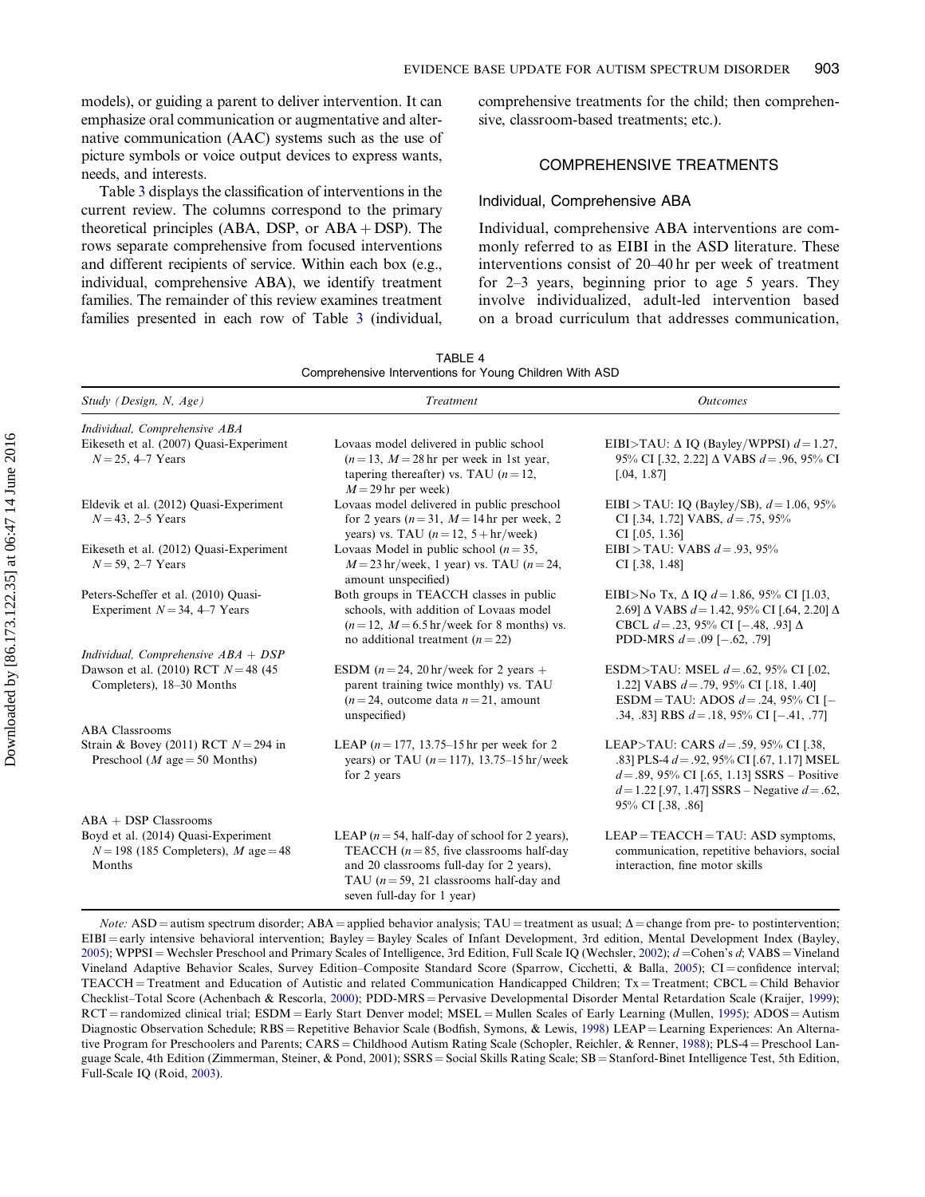models), or guiding a parent to deliver intervention. It can emphasize oral communication or augmentative and alternative communication (AAC) systems such as the use of picture symbols or voice output devices to express wants, needs, and interests.

Table 3 displays the classification of interventions in the current review. The columns correspond to the primary theoretical principles (ABA, DSP, or ABA + DSP). The rows separate comprehensive from focused interventions and different recipients of service. Within each box (e.g., individual, comprehensive ABA), we identify treatment families. The remainder of this review examines treatment families presented in each row of Table 3 (individual, comprehensive treatments for the child; then comprehensive, classroom-based treatments; etc.).

## COMPREHENSIVE TREATMENTS

### Individual, Comprehensive ABA

Individual, comprehensive ABA interventions are commonly referred to as EIBI in the ASD literature. These interventions consist of 20–40 hr per week of treatment for 2–3 years, beginning prior to age 5 years. They involve individualized, adult-led intervention based on a broad curriculum that addresses communication,

TABLE 4
Comprehensive Interventions for Young Children With ASD

| *Study (Design, N, Age)* | *Treatment* | *Outcomes* |
|---|---|---|
| *Individual, Comprehensive ABA* | | |
| Eikeseth et al. (2007) Quasi-Experiment $N = 25$, 4–7 Years | Lovaas model delivered in public school ($n = 13$, $M = 28$ hr per week in 1st year, tapering thereafter) vs. TAU ($n = 12$, $M = 29$ hr per week) | EIBI>TAU: Δ IQ (Bayley/WPPSI) $d = 1.27$, 95% CI [.32, 2.22] Δ VABS $d = .96$, 95% CI [.04, 1.87] |
| Eldevik et al. (2012) Quasi-Experiment $N = 43$, 2–5 Years | Lovaas model delivered in public preschool for 2 years ($n = 31$, $M = 14$ hr per week, 2 years) vs. TAU ($n = 12$, 5 + hr/week) | EIBI > TAU: IQ (Bayley/SB), $d = 1.06$, 95% CI [.34, 1.72] VABS, $d = .75$, 95% CI [.05, 1.36] |
| Eikeseth et al. (2012) Quasi-Experiment $N = 59$, 2–7 Years | Lovaas Model in public school ($n = 35$, $M = 23$ hr/week, 1 year) vs. TAU ($n = 24$, amount unspecified) | EIBI > TAU: VABS $d = .93$, 95% CI [.38, 1.48] |
| Peters-Scheffer et al. (2010) Quasi-Experiment $N = 34$, 4–7 Years | Both groups in TEACCH classes in public schools, with addition of Lovaas model ($n = 12$, $M = 6.5$ hr/week for 8 months) vs. no additional treatment ($n = 22$) | EIBI>No Tx, Δ IQ $d = 1.86$, 95% CI [1.03, 2.69] Δ VABS $d = 1.42$, 95% CI [.64, 2.20] Δ CBCL $d = .23$, 95% CI [−.48, .93] Δ PDD-MRS $d = .09$ [−.62, .79] |
| *Individual, Comprehensive ABA + DSP* | | |
| Dawson et al. (2010) RCT $N = 48$ (45 Completers), 18–30 Months | ESDM ($n = 24$, 20 hr/week for 2 years + parent training twice monthly) vs. TAU ($n = 24$, outcome data $n = 21$, amount unspecified) | ESDM>TAU: MSEL $d = .62$, 95% CI [.02, 1.22] VABS $d = .79$, 95% CI [.18, 1.40] ESDM = TAU: ADOS $d = .24$, 95% CI [−.34, .83] RBS $d = .18$, 95% CI [−.41, .77] |
| ABA Classrooms | | |
| Strain & Bovey (2011) RCT $N = 294$ in Preschool ($M$ age = 50 Months) | LEAP ($n = 177$, 13.75–15 hr per week for 2 years) or TAU ($n = 117$), 13.75–15 hr/week for 2 years | LEAP>TAU: CARS $d = .59$, 95% CI [.38, .83] PLS-4 $d = .92$, 95% CI [.67, 1.17] MSEL $d = .89$, 95% CI [.65, 1.13] SSRS – Positive $d = 1.22$ [.97, 1.47] SSRS – Negative $d = .62$, 95% CI [.38, .86] |
| ABA + DSP Classrooms | | |
| Boyd et al. (2014) Quasi-Experiment $N = 198$ (185 Completers), $M$ age = 48 Months | LEAP ($n = 54$, half-day of school for 2 years), TEACCH ($n = 85$, five classrooms half-day and 20 classrooms full-day for 2 years), TAU ($n = 59$, 21 classrooms half-day and seven full-day for 1 year) | LEAP = TEACCH = TAU: ASD symptoms, communication, repetitive behaviors, social interaction, fine motor skills |

*Note:* ASD = autism spectrum disorder; ABA = applied behavior analysis; TAU = treatment as usual; Δ = change from pre- to postintervention; EIBI = early intensive behavioral intervention; Bayley = Bayley Scales of Infant Development, 3rd edition, Mental Development Index (Bayley, 2005); WPPSI = Wechsler Preschool and Primary Scales of Intelligence, 3rd Edition, Full Scale IQ (Wechsler, 2002); $d$ = Cohen's $d$; VABS = Vineland Vineland Adaptive Behavior Scales, Survey Edition–Composite Standard Score (Sparrow, Cicchetti, & Balla, 2005); CI = confidence interval; TEACCH = Treatment and Education of Autistic and related Communication Handicapped Children; Tx = Treatment; CBCL = Child Behavior Checklist–Total Score (Achenbach & Rescorla, 2000); PDD-MRS = Pervasive Developmental Disorder Mental Retardation Scale (Kraijer, 1999); RCT = randomized clinical trial; ESDM = Early Start Denver model; MSEL = Mullen Scales of Early Learning (Mullen, 1995); ADOS = Autism Diagnostic Observation Schedule; RBS = Repetitive Behavior Scale (Bodfish, Symons, & Lewis, 1998) LEAP = Learning Experiences: An Alternative Program for Preschoolers and Parents; CARS = Childhood Autism Rating Scale (Schopler, Reichler, & Renner, 1988); PLS-4 = Preschool Language Scale, 4th Edition (Zimmerman, Steiner, & Pond, 2001); SSRS = Social Skills Rating Scale; SB = Stanford-Binet Intelligence Test, 5th Edition, Full-Scale IQ (Roid, 2003).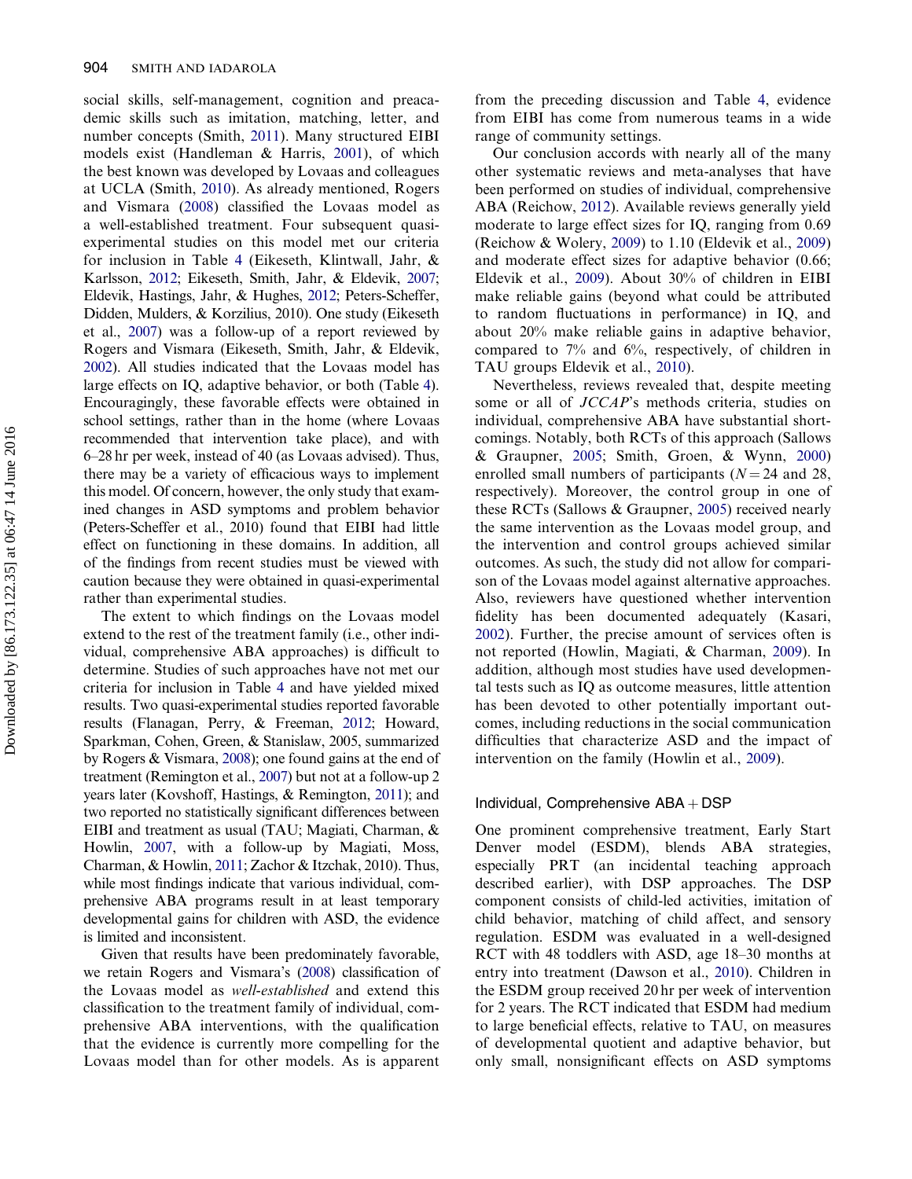social skills, self-management, cognition and preacademic skills such as imitation, matching, letter, and number concepts (Smith, 2011). Many structured EIBI models exist (Handleman & Harris, 2001), of which the best known was developed by Lovaas and colleagues at UCLA (Smith, 2010). As already mentioned, Rogers and Vismara (2008) classified the Lovaas model as a well-established treatment. Four subsequent quasi-experimental studies on this model met our criteria for inclusion in Table 4 (Eikeseth, Klintwall, Jahr, & Karlsson, 2012; Eikeseth, Smith, Jahr, & Eldevik, 2007; Eldevik, Hastings, Jahr, & Hughes, 2012; Peters-Scheffer, Didden, Mulders, & Korzilius, 2010). One study (Eikeseth et al., 2007) was a follow-up of a report reviewed by Rogers and Vismara (Eikeseth, Smith, Jahr, & Eldevik, 2002). All studies indicated that the Lovaas model has large effects on IQ, adaptive behavior, or both (Table 4). Encouragingly, these favorable effects were obtained in school settings, rather than in the home (where Lovaas recommended that intervention take place), and with 6–28 hr per week, instead of 40 (as Lovaas advised). Thus, there may be a variety of efficacious ways to implement this model. Of concern, however, the only study that examined changes in ASD symptoms and problem behavior (Peters-Scheffer et al., 2010) found that EIBI had little effect on functioning in these domains. In addition, all of the findings from recent studies must be viewed with caution because they were obtained in quasi-experimental rather than experimental studies.

The extent to which findings on the Lovaas model extend to the rest of the treatment family (i.e., other individual, comprehensive ABA approaches) is difficult to determine. Studies of such approaches have not met our criteria for inclusion in Table 4 and have yielded mixed results. Two quasi-experimental studies reported favorable results (Flanagan, Perry, & Freeman, 2012; Howard, Sparkman, Cohen, Green, & Stanislaw, 2005, summarized by Rogers & Vismara, 2008); one found gains at the end of treatment (Remington et al., 2007) but not at a follow-up 2 years later (Kovshoff, Hastings, & Remington, 2011); and two reported no statistically significant differences between EIBI and treatment as usual (TAU; Magiati, Charman, & Howlin, 2007, with a follow-up by Magiati, Moss, Charman, & Howlin, 2011; Zachor & Itzchak, 2010). Thus, while most findings indicate that various individual, comprehensive ABA programs result in at least temporary developmental gains for children with ASD, the evidence is limited and inconsistent.

Given that results have been predominately favorable, we retain Rogers and Vismara's (2008) classification of the Lovaas model as *well-established* and extend this classification to the treatment family of individual, comprehensive ABA interventions, with the qualification that the evidence is currently more compelling for the Lovaas model than for other models. As is apparent from the preceding discussion and Table 4, evidence from EIBI has come from numerous teams in a wide range of community settings.

Our conclusion accords with nearly all of the many other systematic reviews and meta-analyses that have been performed on studies of individual, comprehensive ABA (Reichow, 2012). Available reviews generally yield moderate to large effect sizes for IQ, ranging from 0.69 (Reichow & Wolery, 2009) to 1.10 (Eldevik et al., 2009) and moderate effect sizes for adaptive behavior (0.66; Eldevik et al., 2009). About 30% of children in EIBI make reliable gains (beyond what could be attributed to random fluctuations in performance) in IQ, and about 20% make reliable gains in adaptive behavior, compared to 7% and 6%, respectively, of children in TAU groups Eldevik et al., 2010).

Nevertheless, reviews revealed that, despite meeting some or all of *JCCAP*'s methods criteria, studies on individual, comprehensive ABA have substantial shortcomings. Notably, both RCTs of this approach (Sallows & Graupner, 2005; Smith, Groen, & Wynn, 2000) enrolled small numbers of participants ($N = 24$ and 28, respectively). Moreover, the control group in one of these RCTs (Sallows & Graupner, 2005) received nearly the same intervention as the Lovaas model group, and the intervention and control groups achieved similar outcomes. As such, the study did not allow for comparison of the Lovaas model against alternative approaches. Also, reviewers have questioned whether intervention fidelity has been documented adequately (Kasari, 2002). Further, the precise amount of services often is not reported (Howlin, Magiati, & Charman, 2009). In addition, although most studies have used developmental tests such as IQ as outcome measures, little attention has been devoted to other potentially important outcomes, including reductions in the social communication difficulties that characterize ASD and the impact of intervention on the family (Howlin et al., 2009).

### Individual, Comprehensive ABA + DSP

One prominent comprehensive treatment, Early Start Denver model (ESDM), blends ABA strategies, especially PRT (an incidental teaching approach described earlier), with DSP approaches. The DSP component consists of child-led activities, imitation of child behavior, matching of child affect, and sensory regulation. ESDM was evaluated in a well-designed RCT with 48 toddlers with ASD, age 18–30 months at entry into treatment (Dawson et al., 2010). Children in the ESDM group received 20 hr per week of intervention for 2 years. The RCT indicated that ESDM had medium to large beneficial effects, relative to TAU, on measures of developmental quotient and adaptive behavior, but only small, nonsignificant effects on ASD symptoms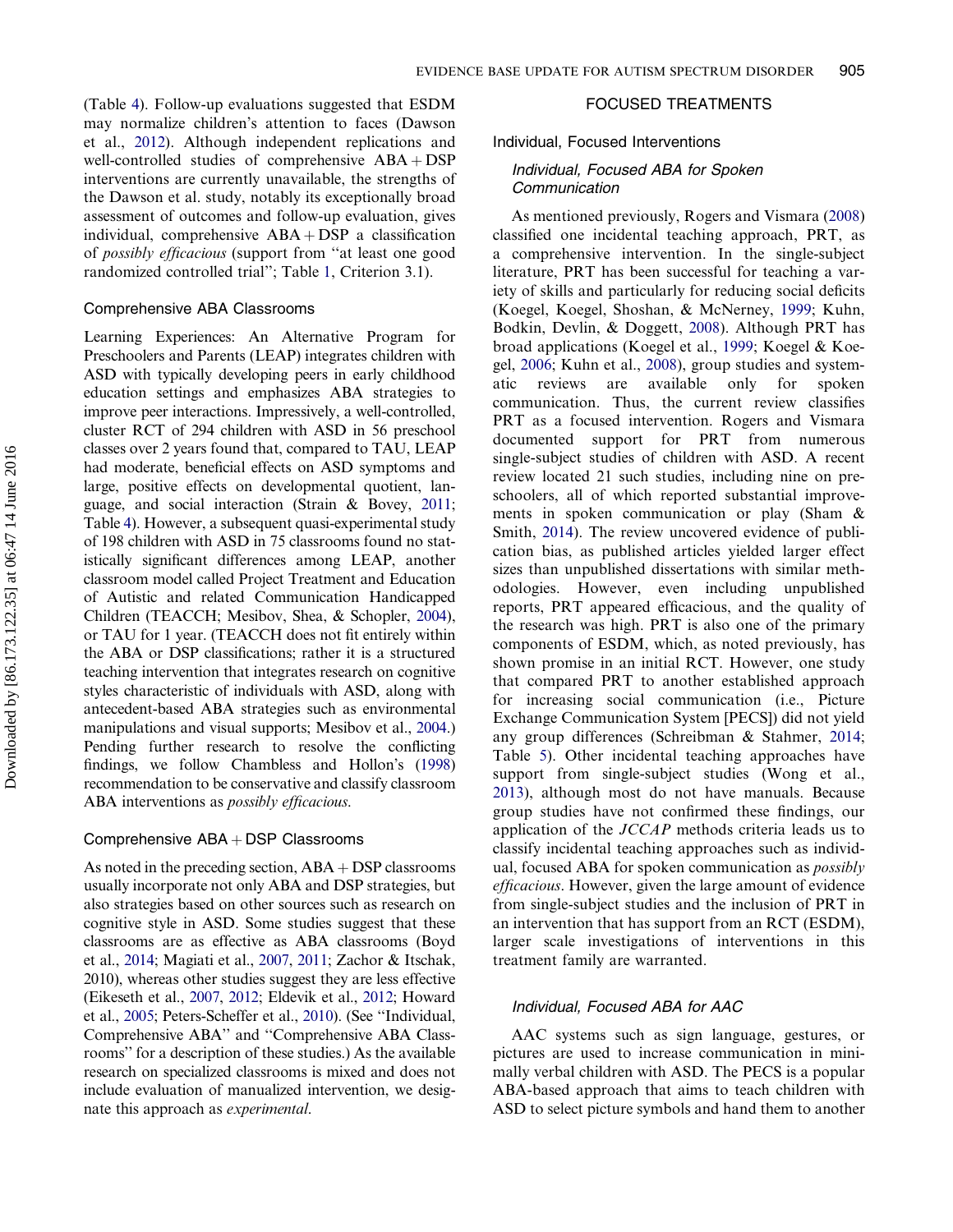(Table 4). Follow-up evaluations suggested that ESDM may normalize children's attention to faces (Dawson et al., 2012). Although independent replications and well-controlled studies of comprehensive ABA + DSP interventions are currently unavailable, the strengths of the Dawson et al. study, notably its exceptionally broad assessment of outcomes and follow-up evaluation, gives individual, comprehensive ABA + DSP a classification of *possibly efficacious* (support from "at least one good randomized controlled trial"; Table 1, Criterion 3.1).

### Comprehensive ABA Classrooms

Learning Experiences: An Alternative Program for Preschoolers and Parents (LEAP) integrates children with ASD with typically developing peers in early childhood education settings and emphasizes ABA strategies to improve peer interactions. Impressively, a well-controlled, cluster RCT of 294 children with ASD in 56 preschool classes over 2 years found that, compared to TAU, LEAP had moderate, beneficial effects on ASD symptoms and large, positive effects on developmental quotient, language, and social interaction (Strain & Bovey, 2011; Table 4). However, a subsequent quasi-experimental study of 198 children with ASD in 75 classrooms found no statistically significant differences among LEAP, another classroom model called Project Treatment and Education of Autistic and related Communication Handicapped Children (TEACCH; Mesibov, Shea, & Schopler, 2004), or TAU for 1 year. (TEACCH does not fit entirely within the ABA or DSP classifications; rather it is a structured teaching intervention that integrates research on cognitive styles characteristic of individuals with ASD, along with antecedent-based ABA strategies such as environmental manipulations and visual supports; Mesibov et al., 2004.) Pending further research to resolve the conflicting findings, we follow Chambless and Hollon's (1998) recommendation to be conservative and classify classroom ABA interventions as *possibly efficacious*.

### Comprehensive ABA + DSP Classrooms

As noted in the preceding section, ABA + DSP classrooms usually incorporate not only ABA and DSP strategies, but also strategies based on other sources such as research on cognitive style in ASD. Some studies suggest that these classrooms are as effective as ABA classrooms (Boyd et al., 2014; Magiati et al., 2007, 2011; Zachor & Itschak, 2010), whereas other studies suggest they are less effective (Eikeseth et al., 2007, 2012; Eldevik et al., 2012; Howard et al., 2005; Peters-Scheffer et al., 2010). (See "Individual, Comprehensive ABA" and "Comprehensive ABA Classrooms" for a description of these studies.) As the available research on specialized classrooms is mixed and does not include evaluation of manualized intervention, we designate this approach as *experimental*.

## FOCUSED TREATMENTS

### Individual, Focused Interventions

#### *Individual, Focused ABA for Spoken Communication*

As mentioned previously, Rogers and Vismara (2008) classified one incidental teaching approach, PRT, as a comprehensive intervention. In the single-subject literature, PRT has been successful for teaching a variety of skills and particularly for reducing social deficits (Koegel, Koegel, Shoshan, & McNerney, 1999; Kuhn, Bodkin, Devlin, & Doggett, 2008). Although PRT has broad applications (Koegel et al., 1999; Koegel & Koegel, 2006; Kuhn et al., 2008), group studies and systematic reviews are available only for spoken communication. Thus, the current review classifies PRT as a focused intervention. Rogers and Vismara documented support for PRT from numerous single-subject studies of children with ASD. A recent review located 21 such studies, including nine on preschoolers, all of which reported substantial improvements in spoken communication or play (Sham & Smith, 2014). The review uncovered evidence of publication bias, as published articles yielded larger effect sizes than unpublished dissertations with similar methodologies. However, even including unpublished reports, PRT appeared efficacious, and the quality of the research was high. PRT is also one of the primary components of ESDM, which, as noted previously, has shown promise in an initial RCT. However, one study that compared PRT to another established approach for increasing social communication (i.e., Picture Exchange Communication System [PECS]) did not yield any group differences (Schreibman & Stahmer, 2014; Table 5). Other incidental teaching approaches have support from single-subject studies (Wong et al., 2013), although most do not have manuals. Because group studies have not confirmed these findings, our application of the *JCCAP* methods criteria leads us to classify incidental teaching approaches such as individual, focused ABA for spoken communication as *possibly efficacious*. However, given the large amount of evidence from single-subject studies and the inclusion of PRT in an intervention that has support from an RCT (ESDM), larger scale investigations of interventions in this treatment family are warranted.

#### *Individual, Focused ABA for AAC*

AAC systems such as sign language, gestures, or pictures are used to increase communication in minimally verbal children with ASD. The PECS is a popular ABA-based approach that aims to teach children with ASD to select picture symbols and hand them to another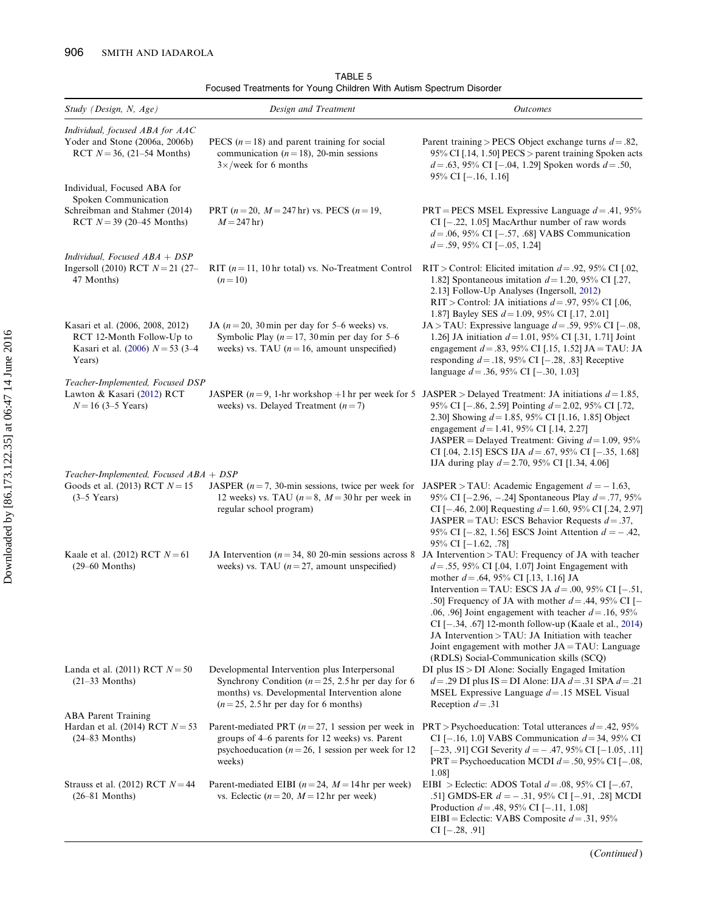TABLE 5
Focused Treatments for Young Children With Autism Spectrum Disorder

| *Study (Design, N, Age)* | *Design and Treatment* | *Outcomes* |
|---|---|---|
| *Individual, focused ABA for AAC* | | |
| Yoder and Stone (2006a, 2006b) RCT $N = 36$, (21–54 Months) | PECS ($n = 18$) and parent training for social communication ($n = 18$), 20-min sessions 3×/week for 6 months | Parent training > PECS Object exchange turns $d = .82$, 95% CI [.14, 1.50] PECS > parent training Spoken acts $d = .63$, 95% CI [−.04, 1.29] Spoken words $d = .50$, 95% CI [−.16, 1.16] |
| Individual, Focused ABA for Spoken Communication | | |
| Schreibman and Stahmer (2014) RCT $N = 39$ (20–45 Months) | PRT ($n = 20$, $M = 247$ hr) vs. PECS ($n = 19$, $M = 247$ hr) | PRT = PECS MSEL Expressive Language $d = .41$, 95% CI [−.22, 1.05] MacArthur number of raw words $d = .06$, 95% CI [−.57, .68] VABS Communication $d = .59$, 95% CI [−.05, 1.24] |
| *Individual, Focused ABA + DSP* | | |
| Ingersoll (2010) RCT $N = 21$ (27–47 Months) | RIT ($n = 11$, 10 hr total) vs. No-Treatment Control ($n = 10$) | RIT > Control: Elicited imitation $d = .92$, 95% CI [.02, 1.82] Spontaneous imitation $d = 1.20$, 95% CI [.27, 2.13] Follow-Up Analyses (Ingersoll, 2012) RIT > Control: JA initiations $d = .97$, 95% CI [.06, 1.87] Bayley SES $d = 1.09$, 95% CI [.17, 2.01] |
| Kasari et al. (2006, 2008, 2012) RCT 12-Month Follow-Up to Kasari et al. (2006) $N = 53$ (3–4 Years) | JA ($n = 20$, 30 min per day for 5–6 weeks) vs. Symbolic Play ($n = 17$, 30 min per day for 5–6 weeks) vs. TAU ($n = 16$, amount unspecified) | JA > TAU: Expressive language $d = .59$, 95% CI [−.08, 1.26] JA initiation $d = 1.01$, 95% CI [.31, 1.71] Joint engagement $d = .83$, 95% CI [.15, 1.52] JA = TAU: JA responding $d = .18$, 95% CI [−.28, .83] Receptive language $d = .36$, 95% CI [−.30, 1.03] |
| *Teacher-Implemented, Focused DSP* | | |
| Lawton & Kasari (2012) RCT $N = 16$ (3–5 Years) | JASPER ($n = 9$, 1-hr workshop +1 hr per week for 5 weeks) vs. Delayed Treatment ($n = 7$) | JASPER > Delayed Treatment: JA initiations $d = 1.85$, 95% CI [−.86, 2.59] Pointing $d = 2.02$, 95% CI [.72, 2.30] Showing $d = 1.85$, 95% CI [1.16, 1.85] Object engagement $d = 1.41$, 95% CI [.14, 2.27] JASPER = Delayed Treatment: Giving $d = 1.09$, 95% CI [.04, 2.15] ESCS IJA $d = .67$, 95% CI [−.35, 1.68] IJA during play $d = 2.70$, 95% CI [1.34, 4.06] |
| *Teacher-Implemented, Focused ABA + DSP* | | |
| Goods et al. (2013) RCT $N = 15$ (3–5 Years) | JASPER ($n = 7$, 30-min sessions, twice per week for 12 weeks) vs. TAU ($n = 8$, $M = 30$ hr per week in regular school program) | JASPER > TAU: Academic Engagement $d = -1.63$, 95% CI [−2.96, −.24] Spontaneous Play $d = .77$, 95% CI [−.46, 2.00] Requesting $d = 1.60$, 95% CI [.24, 2.97] JASPER = TAU: ESCS Behavior Requests $d = .37$, 95% CI [−.82, 1.56] ESCS Joint Attention $d = -.42$, 95% CI [−1.62, .78] |
| Kaale et al. (2012) RCT $N = 61$ (29–60 Months) | JA Intervention ($n = 34$, 80 20-min sessions across 8 weeks) vs. TAU ($n = 27$, amount unspecified) | JA Intervention > TAU: Frequency of JA with teacher $d = .55$, 95% CI [.04, 1.07] Joint Engagement with mother $d = .64$, 95% CI [.13, 1.16] JA Intervention = TAU: ESCS JA $d = .00$, 95% CI [−.51, .50] Frequency of JA with mother $d = .44$, 95% CI [−.06, .96] Joint engagement with teacher $d = .16$, 95% CI [−.34, .67] 12-month follow-up (Kaale et al., 2014) JA Intervention > TAU: JA Initiation with teacher Joint engagement with mother JA = TAU: Language (RDLS) Social-Communication skills (SCQ) |
| Landa et al. (2011) RCT $N = 50$ (21–33 Months) | Developmental Intervention plus Interpersonal Synchrony Condition ($n = 25$, 2.5 hr per day for 6 months) vs. Developmental Intervention alone ($n = 25$, 2.5 hr per day for 6 months) | DI plus IS > DI Alone: Socially Engaged Imitation $d = .29$ DI plus IS = DI Alone: IJA $d = .31$ SPA $d = .21$ MSEL Expressive Language $d = .15$ MSEL Visual Reception $d = .31$ |
| ABA Parent Training | | |
| Hardan et al. (2014) RCT $N = 53$ (24–83 Months) | Parent-mediated PRT ($n = 27$, 1 session per week in groups of 4–6 parents for 12 weeks) vs. Parent psychoeducation ($n = 26$, 1 session per week for 12 weeks) | PRT > Psychoeducation: Total utterances $d = .42$, 95% CI [−.16, 1.0] VABS Communication $d = 34$, 95% CI [−23, .91] CGI Severity $d = -.47$, 95% CI [−1.05, .11] PRT = Psychoeducation MCDI $d = .50$, 95% CI [−.08, 1.08] |
| Strauss et al. (2012) RCT $N = 44$ (26–81 Months) | Parent-mediated EIBI ($n = 24$, $M = 14$ hr per week) vs. Eclectic ($n = 20$, $M = 12$ hr per week) | EIBI > Eclectic: ADOS Total $d = .08$, 95% CI [−.67, .51] GMDS-ER $d = -.31$, 95% CI [−.91, .28] MCDI Production $d = .48$, 95% CI [−.11, 1.08] EIBI = Eclectic: VABS Composite $d = .31$, 95% CI [−.28, .91] |

(*Continued*)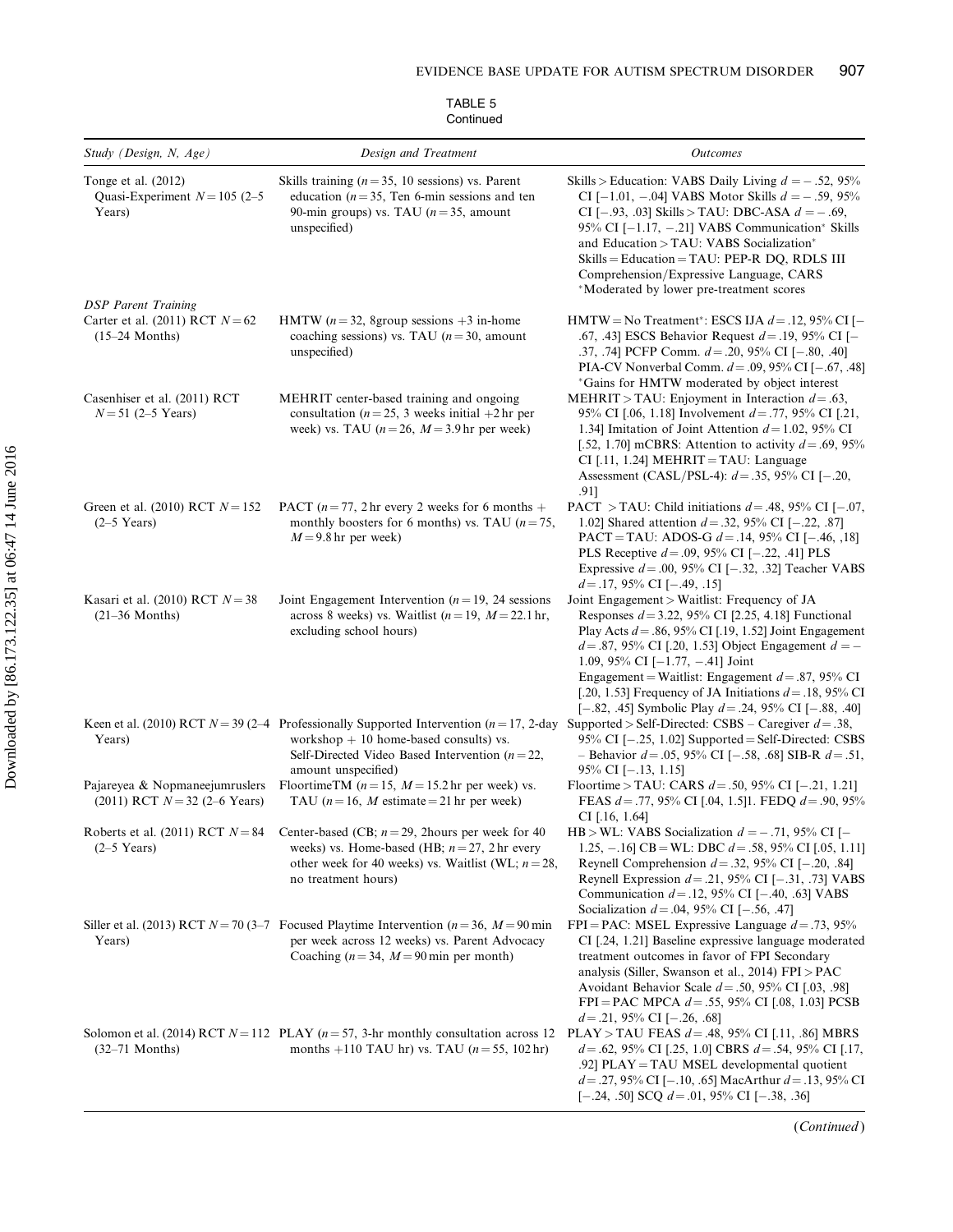TABLE 5
Continued

| *Study (Design, N, Age)* | *Design and Treatment* | *Outcomes* |
|---|---|---|
| Tonge et al. (2012) Quasi-Experiment $N = 105$ (2–5 Years) | Skills training ($n = 35$, 10 sessions) vs. Parent education ($n = 35$, Ten 6-min sessions and ten 90-min groups) vs. TAU ($n = 35$, amount unspecified) | Skills > Education: VABS Daily Living $d = -.52$, 95% CI [−1.01, −.04] VABS Motor Skills $d = -.59$, 95% CI [−.93, .03] Skills > TAU: DBC-ASA $d = -.69$, 95% CI [−1.17, −.21] VABS Communication* Skills and Education > TAU: VABS Socialization* Skills = Education = TAU: PEP-R DQ, RDLS III Comprehension/Expressive Language, CARS *Moderated by lower pre-treatment scores |
| *DSP Parent Training* | | |
| Carter et al. (2011) RCT $N = 62$ (15–24 Months) | HMTW ($n = 32$, 8group sessions +3 in-home coaching sessions) vs. TAU ($n = 30$, amount unspecified) | HMTW = No Treatment*: ESCS IJA $d = .12$, 95% CI [−.67, .43] ESCS Behavior Request $d = .19$, 95% CI [−.37, .74] PCFP Comm. $d = .20$, 95% CI [−.80, .40] PIA-CV Nonverbal Comm. $d = .09$, 95% CI [−.67, .48] *Gains for HMTW moderated by object interest |
| Casenhiser et al. (2011) RCT $N = 51$ (2–5 Years) | MEHRIT center-based training and ongoing consultation ($n = 25$, 3 weeks initial +2 hr per week) vs. TAU ($n = 26$, $M = 3.9$ hr per week) | MEHRIT > TAU: Enjoyment in Interaction $d = .63$, 95% CI [.06, 1.18] Involvement $d = .77$, 95% CI [.21, 1.34] Imitation of Joint Attention $d = 1.02$, 95% CI [.52, 1.70] mCBRS: Attention to activity $d = .69$, 95% CI [.11, 1.24] MEHRIT = TAU: Language Assessment (CASL/PSL-4): $d = .35$, 95% CI [−.20, .91] |
| Green et al. (2010) RCT $N = 152$ (2–5 Years) | PACT ($n = 77$, 2 hr every 2 weeks for 6 months + monthly boosters for 6 months) vs. TAU ($n = 75$, $M = 9.8$ hr per week) | PACT > TAU: Child initiations $d = .48$, 95% CI [−.07, 1.02] Shared attention $d = .32$, 95% CI [−.22, .87] PACT = TAU: ADOS-G $d = .14$, 95% CI [−.46, ,18] PLS Receptive $d = .09$, 95% CI [−.22, .41] PLS Expressive $d = .00$, 95% CI [−.32, .32] Teacher VABS $d = .17$, 95% CI [−.49, .15] |
| Kasari et al. (2010) RCT $N = 38$ (21–36 Months) | Joint Engagement Intervention ($n = 19$, 24 sessions across 8 weeks) vs. Waitlist ($n = 19$, $M = 22.1$ hr, excluding school hours) | Joint Engagement > Waitlist: Frequency of JA Responses $d = 3.22$, 95% CI [2.25, 4.18] Functional Play Acts $d = .86$, 95% CI [.19, 1.52] Joint Engagement $d = .87$, 95% CI [.20, 1.53] Object Engagement $d = -1.09$, 95% CI [−1.77, −.41] Joint Engagement = Waitlist: Engagement $d = .87$, 95% CI [.20, 1.53] Frequency of JA Initiations $d = .18$, 95% CI [−.82, .45] Symbolic Play $d = .24$, 95% CI [−.88, .40] |
| Keen et al. (2010) RCT $N = 39$ (2–4 Years) | Professionally Supported Intervention ($n = 17$, 2-day workshop + 10 home-based consults) vs. Self-Directed Video Based Intervention ($n = 22$, amount unspecified) | Supported > Self-Directed: CSBS – Caregiver $d = .38$, 95% CI [−.25, 1.02] Supported = Self-Directed: CSBS – Behavior $d = .05$, 95% CI [−.58, .68] SIB-R $d = .51$, 95% CI [−.13, 1.15] |
| Pajareya & Nopmaneejumruslers (2011) RCT $N = 32$ (2–6 Years) | FloortimeTM ($n = 15$, $M = 15.2$ hr per week) vs. TAU ($n = 16$, $M$ estimate = 21 hr per week) | Floortime > TAU: CARS $d = .50$, 95% CI [−.21, 1.21] FEAS $d = .77$, 95% CI [.04, 1.5]1. FEDQ $d = .90$, 95% CI [.16, 1.64] |
| Roberts et al. (2011) RCT $N = 84$ (2–5 Years) | Center-based (CB; $n = 29$, 2hours per week for 40 weeks) vs. Home-based (HB; $n = 27$, 2 hr every other week for 40 weeks) vs. Waitlist (WL; $n = 28$, no treatment hours) | HB > WL: VABS Socialization $d = -.71$, 95% CI [−1.25, −.16] CB = WL: DBC $d = .58$, 95% CI [.05, 1.11] Reynell Comprehension $d = .32$, 95% CI [−.20, .84] Reynell Expression $d = .21$, 95% CI [−.31, .73] VABS Communication $d = .12$, 95% CI [−.40, .63] VABS Socialization $d = .04$, 95% CI [−.56, .47] |
| Siller et al. (2013) RCT $N = 70$ (3–7 Years) | Focused Playtime Intervention ($n = 36$, $M = 90$ min per week across 12 weeks) vs. Parent Advocacy Coaching ($n = 34$, $M = 90$ min per month) | FPI = PAC: MSEL Expressive Language $d = .73$, 95% CI [.24, 1.21] Baseline expressive language moderated treatment outcomes in favor of FPI Secondary analysis (Siller, Swanson et al., 2014) FPI > PAC Avoidant Behavior Scale $d = .50$, 95% CI [.03, .98] FPI = PAC MPCA $d = .55$, 95% CI [.08, 1.03] PCSB $d = .21$, 95% CI [−.26, .68] |
| Solomon et al. (2014) RCT $N = 112$ (32–71 Months) | PLAY ($n = 57$, 3-hr monthly consultation across 12 months +110 TAU hr) vs. TAU ($n = 55$, 102 hr) | PLAY > TAU FEAS $d = .48$, 95% CI [.11, .86] MBRS $d = .62$, 95% CI [.25, 1.0] CBRS $d = .54$, 95% CI [.17, .92] PLAY = TAU MSEL developmental quotient $d = .27$, 95% CI [−.10, .65] MacArthur $d = .13$, 95% CI [−.24, .50] SCQ $d = .01$, 95% CI [−.38, .36] |

(*Continued*)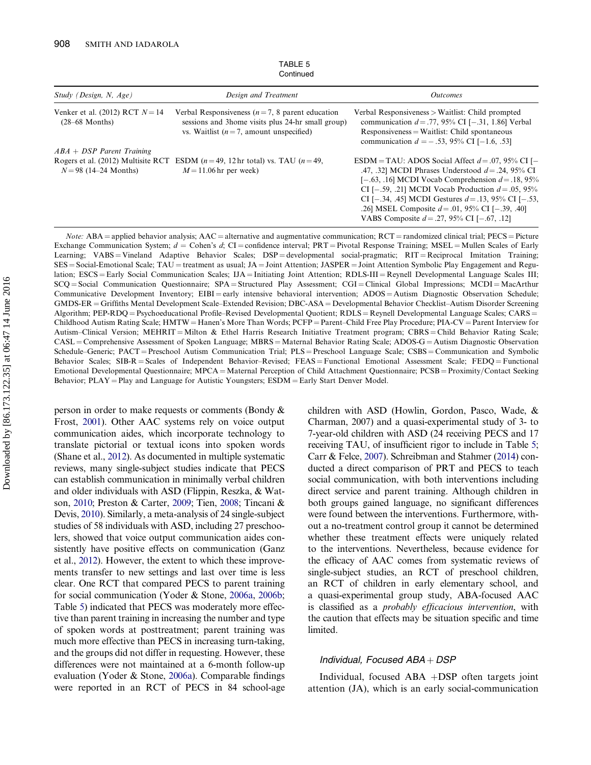TABLE 5
Continued

| *Study (Design, N, Age)* | *Design and Treatment* | *Outcomes* |
|---|---|---|
| Venker et al. (2012) RCT $N = 14$ (28–68 Months) | Verbal Responsiveness ($n = 7$, 8 parent education sessions and 3home visits plus 24-hr small group) vs. Waitlist ($n = 7$, amount unspecified) | Verbal Responsiveness > Waitlist: Child prompted communication $d = .77$, 95% CI [−.31, 1.86] Verbal Responsiveness = Waitlist: Child spontaneous communication $d = -.53$, 95% CI [−1.6, .53] |
| *ABA + DSP Parent Training* | | |
| Rogers et al. (2012) Multisite RCT $N = 98$ (14–24 Months) | ESDM ($n = 49$, 12 hr total) vs. TAU ($n = 49$, $M = 11.06$ hr per week) | ESDM = TAU: ADOS Social Affect $d = .07$, 95% CI [−.47, .32] MCDI Phrases Understood $d = .24$, 95% CI [−.63, .16] MCDI Vocab Comprehension $d = .18$, 95% CI [−.59, .21] MCDI Vocab Production $d = .05$, 95% CI [−.34, .45] MCDI Gestures $d = .13$, 95% CI [−.53, .26] MSEL Composite $d = .01$, 95% CI [−.39, .40] VABS Composite $d = .27$, 95% CI [−.67, .12] |

*Note:* ABA = applied behavior analysis; AAC = alternative and augmentative communication; RCT = randomized clinical trial; PECS = Picture Exchange Communication System; $d$ = Cohen's $d$; CI = confidence interval; PRT = Pivotal Response Training; MSEL = Mullen Scales of Early Learning; VABS = Vineland Adaptive Behavior Scales; DSP = developmental social-pragmatic; RIT = Reciprocal Imitation Training; SES = Social-Emotional Scale; TAU = treatment as usual; JA = Joint Attention; JASPER = Joint Attention Symbolic Play Engagement and Regulation; ESCS = Early Social Communication Scales; IJA = Initiating Joint Attention; RDLS-III = Reynell Developmental Language Scales III; SCQ = Social Communication Questionnaire; SPA = Structured Play Assessment; CGI = Clinical Global Impressions; MCDI = MacArthur Communicative Development Inventory; EIBI = early intensive behavioral intervention; ADOS = Autism Diagnostic Observation Schedule; GMDS-ER = Griffiths Mental Development Scale–Extended Revision; DBC-ASA = Developmental Behavior Checklist–Autism Disorder Screening Algorithm; PEP-RDQ = Psychoeducational Profile–Revised Developmental Quotient; RDLS = Reynell Developmental Language Scales; CARS = Childhood Autism Rating Scale; HMTW = Hanen's More Than Words; PCFP = Parent–Child Free Play Procedure; PIA-CV = Parent Interview for Autism–Clinical Version; MEHRIT = Milton & Ethel Harris Research Initiative Treatment program; CBRS = Child Behavior Rating Scale; CASL = Comprehensive Assessment of Spoken Language; MBRS = Maternal Behavior Rating Scale; ADOS-G = Autism Diagnostic Observation Schedule–Generic; PACT = Preschool Autism Communication Trial; PLS = Preschool Language Scale; CSBS = Communication and Symbolic Behavior Scales; SIB-R = Scales of Independent Behavior–Revised; FEAS = Functional Emotional Assessment Scale; FEDQ = Functional Emotional Developmental Questionnaire; MPCA = Maternal Perception of Child Attachment Questionnaire; PCSB = Proximity/Contact Seeking Behavior; PLAY = Play and Language for Autistic Youngsters; ESDM = Early Start Denver Model.

person in order to make requests or comments (Bondy & Frost, 2001). Other AAC systems rely on voice output communication aides, which incorporate technology to translate pictorial or textual icons into spoken words (Shane et al., 2012). As documented in multiple systematic reviews, many single-subject studies indicate that PECS can establish communication in minimally verbal children and older individuals with ASD (Flippin, Reszka, & Watson, 2010; Preston & Carter, 2009; Tien, 2008; Tincani & Devis, 2010). Similarly, a meta-analysis of 24 single-subject studies of 58 individuals with ASD, including 27 preschoolers, showed that voice output communication aides consistently have positive effects on communication (Ganz et al., 2012). However, the extent to which these improvements transfer to new settings and last over time is less clear. One RCT that compared PECS to parent training for social communication (Yoder & Stone, 2006a, 2006b; Table 5) indicated that PECS was moderately more effective than parent training in increasing the number and type of spoken words at posttreatment; parent training was much more effective than PECS in increasing turn-taking, and the groups did not differ in requesting. However, these differences were not maintained at a 6-month follow-up evaluation (Yoder & Stone, 2006a). Comparable findings were reported in an RCT of PECS in 84 school-age children with ASD (Howlin, Gordon, Pasco, Wade, & Charman, 2007) and a quasi-experimental study of 3- to 7-year-old children with ASD (24 receiving PECS and 17 receiving TAU, of insufficient rigor to include in Table 5; Carr & Felce, 2007). Schreibman and Stahmer (2014) conducted a direct comparison of PRT and PECS to teach social communication, with both interventions including direct service and parent training. Although children in both groups gained language, no significant differences were found between the interventions. Furthermore, without a no-treatment control group it cannot be determined whether these treatment effects were uniquely related to the interventions. Nevertheless, because evidence for the efficacy of AAC comes from systematic reviews of single-subject studies, an RCT of preschool children, an RCT of children in early elementary school, and a quasi-experimental group study, ABA-focused AAC is classified as a *probably efficacious intervention*, with the caution that effects may be situation specific and time limited.

### Individual, Focused ABA + DSP

Individual, focused ABA +DSP often targets joint attention (JA), which is an early social-communication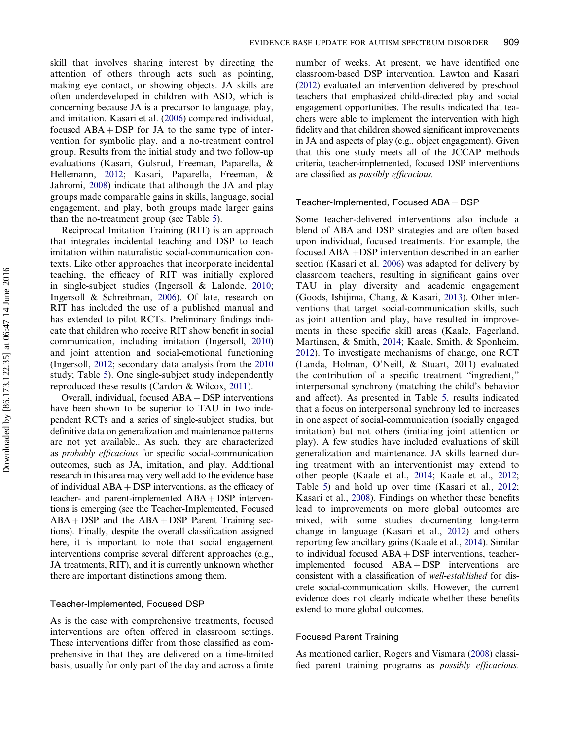skill that involves sharing interest by directing the attention of others through acts such as pointing, making eye contact, or showing objects. JA skills are often underdeveloped in children with ASD, which is concerning because JA is a precursor to language, play, and imitation. Kasari et al. (2006) compared individual, focused ABA + DSP for JA to the same type of intervention for symbolic play, and a no-treatment control group. Results from the initial study and two follow-up evaluations (Kasari, Gulsrud, Freeman, Paparella, & Hellemann, 2012; Kasari, Paparella, Freeman, & Jahromi, 2008) indicate that although the JA and play groups made comparable gains in skills, language, social engagement, and play, both groups made larger gains than the no-treatment group (see Table 5).

Reciprocal Imitation Training (RIT) is an approach that integrates incidental teaching and DSP to teach imitation within naturalistic social-communication contexts. Like other approaches that incorporate incidental teaching, the efficacy of RIT was initially explored in single-subject studies (Ingersoll & Lalonde, 2010; Ingersoll & Schreibman, 2006). Of late, research on RIT has included the use of a published manual and has extended to pilot RCTs. Preliminary findings indicate that children who receive RIT show benefit in social communication, including imitation (Ingersoll, 2010) and joint attention and social-emotional functioning (Ingersoll, 2012; secondary data analysis from the 2010 study; Table 5). One single-subject study independently reproduced these results (Cardon & Wilcox, 2011).

Overall, individual, focused ABA + DSP interventions have been shown to be superior to TAU in two independent RCTs and a series of single-subject studies, but definitive data on generalization and maintenance patterns are not yet available.. As such, they are characterized as *probably efficacious* for specific social-communication outcomes, such as JA, imitation, and play. Additional research in this area may very well add to the evidence base of individual ABA + DSP interventions, as the efficacy of teacher- and parent-implemented ABA + DSP interventions is emerging (see the Teacher-Implemented, Focused ABA + DSP and the ABA + DSP Parent Training sections). Finally, despite the overall classification assigned here, it is important to note that social engagement interventions comprise several different approaches (e.g., JA treatments, RIT), and it is currently unknown whether there are important distinctions among them.

### Teacher-Implemented, Focused DSP

As is the case with comprehensive treatments, focused interventions are often offered in classroom settings. These interventions differ from those classified as comprehensive in that they are delivered on a time-limited basis, usually for only part of the day and across a finite number of weeks. At present, we have identified one classroom-based DSP intervention. Lawton and Kasari (2012) evaluated an intervention delivered by preschool teachers that emphasized child-directed play and social engagement opportunities. The results indicated that teachers were able to implement the intervention with high fidelity and that children showed significant improvements in JA and aspects of play (e.g., object engagement). Given that this one study meets all of the JCCAP methods criteria, teacher-implemented, focused DSP interventions are classified as *possibly efficacious.*

### Teacher-Implemented, Focused ABA + DSP

Some teacher-delivered interventions also include a blend of ABA and DSP strategies and are often based upon individual, focused treatments. For example, the focused ABA +DSP intervention described in an earlier section (Kasari et al. 2006) was adapted for delivery by classroom teachers, resulting in significant gains over TAU in play diversity and academic engagement (Goods, Ishijima, Chang, & Kasari, 2013). Other interventions that target social-communication skills, such as joint attention and play, have resulted in improvements in these specific skill areas (Kaale, Fagerland, Martinsen, & Smith, 2014; Kaale, Smith, & Sponheim, 2012). To investigate mechanisms of change, one RCT (Landa, Holman, O'Neill, & Stuart, 2011) evaluated the contribution of a specific treatment "ingredient," interpersonal synchrony (matching the child's behavior and affect). As presented in Table 5, results indicated that a focus on interpersonal synchrony led to increases in one aspect of social-communication (socially engaged imitation) but not others (initiating joint attention or play). A few studies have included evaluations of skill generalization and maintenance. JA skills learned during treatment with an interventionist may extend to other people (Kaale et al., 2014; Kaale et al., 2012; Table 5) and hold up over time (Kasari et al., 2012; Kasari et al., 2008). Findings on whether these benefits lead to improvements on more global outcomes are mixed, with some studies documenting long-term change in language (Kasari et al., 2012) and others reporting few ancillary gains (Kaale et al., 2014). Similar to individual focused ABA + DSP interventions, teacher-implemented focused ABA + DSP interventions are consistent with a classification of *well-established* for discrete social-communication skills. However, the current evidence does not clearly indicate whether these benefits extend to more global outcomes.

### Focused Parent Training

As mentioned earlier, Rogers and Vismara (2008) classified parent training programs as *possibly efficacious.*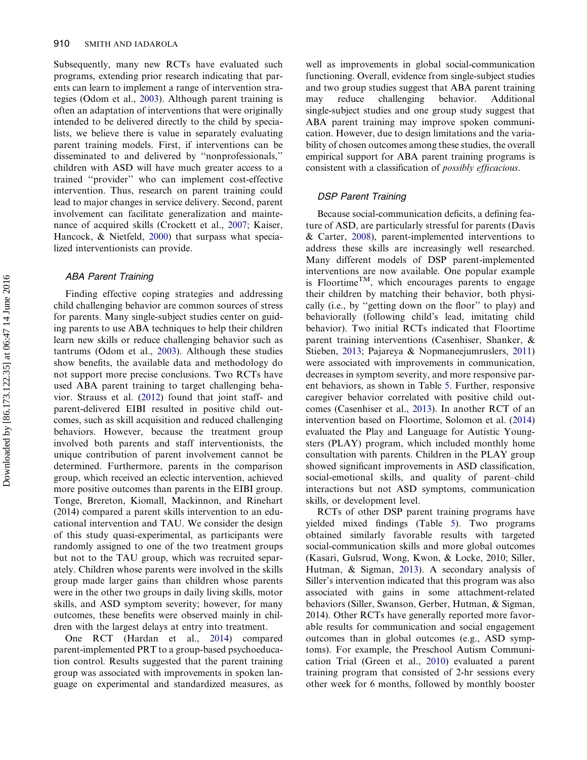Subsequently, many new RCTs have evaluated such programs, extending prior research indicating that parents can learn to implement a range of intervention strategies (Odom et al., 2003). Although parent training is often an adaptation of interventions that were originally intended to be delivered directly to the child by specialists, we believe there is value in separately evaluating parent training models. First, if interventions can be disseminated to and delivered by "nonprofessionals," children with ASD will have much greater access to a trained "provider" who can implement cost-effective intervention. Thus, research on parent training could lead to major changes in service delivery. Second, parent involvement can facilitate generalization and maintenance of acquired skills (Crockett et al., 2007; Kaiser, Hancock, & Nietfeld, 2000) that surpass what specialized interventionists can provide.

### ABA Parent Training

Finding effective coping strategies and addressing child challenging behavior are common sources of stress for parents. Many single-subject studies center on guiding parents to use ABA techniques to help their children learn new skills or reduce challenging behavior such as tantrums (Odom et al., 2003). Although these studies show benefits, the available data and methodology do not support more precise conclusions. Two RCTs have used ABA parent training to target challenging behavior. Strauss et al. (2012) found that joint staff- and parent-delivered EIBI resulted in positive child outcomes, such as skill acquisition and reduced challenging behaviors. However, because the treatment group involved both parents and staff interventionists, the unique contribution of parent involvement cannot be determined. Furthermore, parents in the comparison group, which received an eclectic intervention, achieved more positive outcomes than parents in the EIBI group. Tonge, Brereton, Kiomall, Mackinnon, and Rinehart (2014) compared a parent skills intervention to an educational intervention and TAU. We consider the design of this study quasi-experimental, as participants were randomly assigned to one of the two treatment groups but not to the TAU group, which was recruited separately. Children whose parents were involved in the skills group made larger gains than children whose parents were in the other two groups in daily living skills, motor skills, and ASD symptom severity; however, for many outcomes, these benefits were observed mainly in children with the largest delays at entry into treatment.

One RCT (Hardan et al., 2014) compared parent-implemented PRT to a group-based psychoeducation control. Results suggested that the parent training group was associated with improvements in spoken language on experimental and standardized measures, as well as improvements in global social-communication functioning. Overall, evidence from single-subject studies and two group studies suggest that ABA parent training may reduce challenging behavior. Additional single-subject studies and one group study suggest that ABA parent training may improve spoken communication. However, due to design limitations and the variability of chosen outcomes among these studies, the overall empirical support for ABA parent training programs is consistent with a classification of *possibly efficacious*.

### DSP Parent Training

Because social-communication deficits, a defining feature of ASD, are particularly stressful for parents (Davis & Carter, 2008), parent-implemented interventions to address these skills are increasingly well researched. Many different models of DSP parent-implemented interventions are now available. One popular example is Floortime™, which encourages parents to engage their children by matching their behavior, both physically (i.e., by "getting down on the floor" to play) and behaviorally (following child's lead, imitating child behavior). Two initial RCTs indicated that Floortime parent training interventions (Casenhiser, Shanker, & Stieben, 2013; Pajareya & Nopmaneejumruslers, 2011) were associated with improvements in communication, decreases in symptom severity, and more responsive parent behaviors, as shown in Table 5. Further, responsive caregiver behavior correlated with positive child outcomes (Casenhiser et al., 2013). In another RCT of an intervention based on Floortime, Solomon et al. (2014) evaluated the Play and Language for Autistic Youngsters (PLAY) program, which included monthly home consultation with parents. Children in the PLAY group showed significant improvements in ASD classification, social-emotional skills, and quality of parent–child interactions but not ASD symptoms, communication skills, or development level.

RCTs of other DSP parent training programs have yielded mixed findings (Table 5). Two programs obtained similarly favorable results with targeted social-communication skills and more global outcomes (Kasari, Gulsrud, Wong, Kwon, & Locke, 2010; Siller, Hutman, & Sigman, 2013). A secondary analysis of Siller's intervention indicated that this program was also associated with gains in some attachment-related behaviors (Siller, Swanson, Gerber, Hutman, & Sigman, 2014). Other RCTs have generally reported more favorable results for communication and social engagement outcomes than in global outcomes (e.g., ASD symptoms). For example, the Preschool Autism Communication Trial (Green et al., 2010) evaluated a parent training program that consisted of 2-hr sessions every other week for 6 months, followed by monthly booster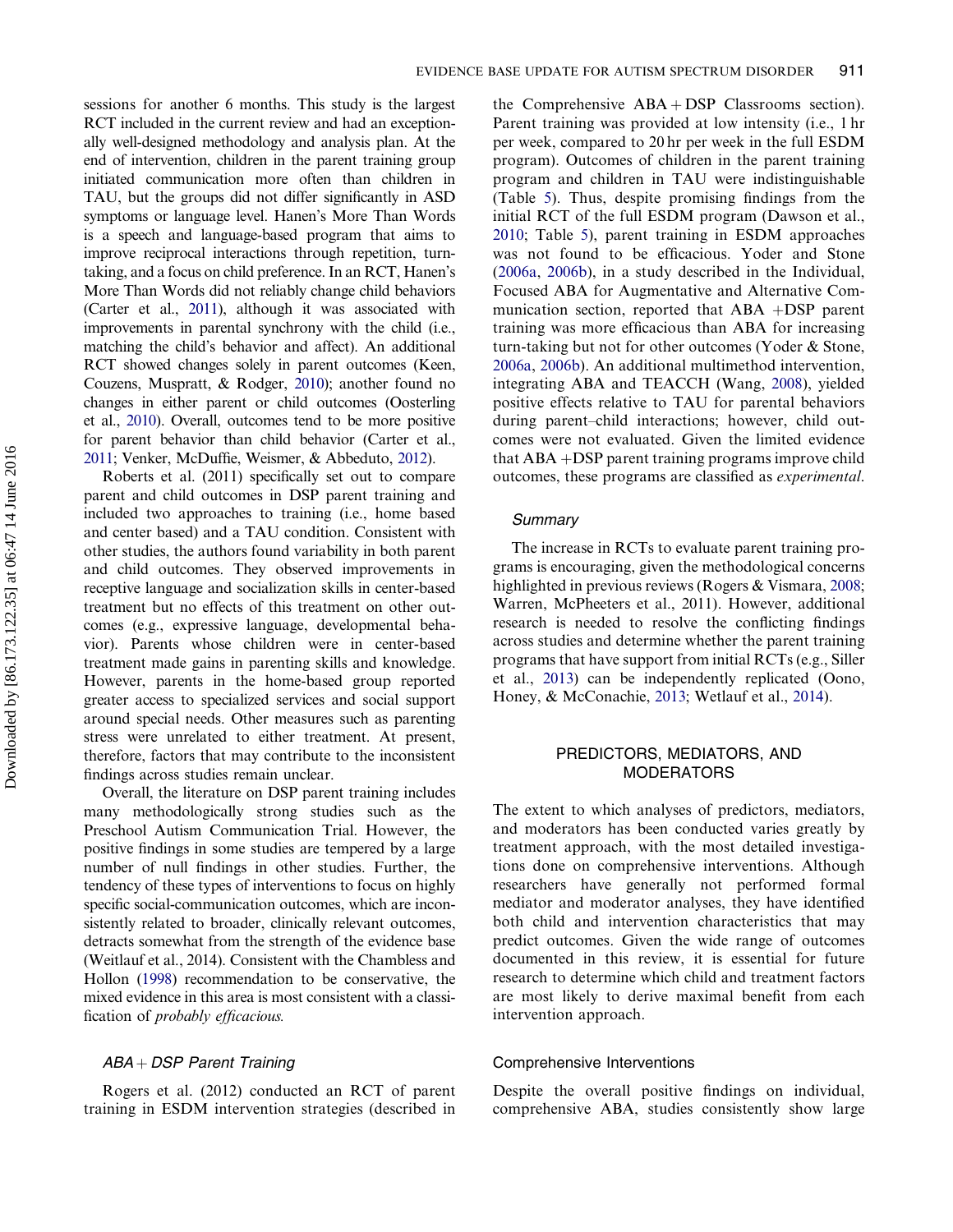sessions for another 6 months. This study is the largest RCT included in the current review and had an exceptionally well-designed methodology and analysis plan. At the end of intervention, children in the parent training group initiated communication more often than children in TAU, but the groups did not differ significantly in ASD symptoms or language level. Hanen's More Than Words is a speech and language-based program that aims to improve reciprocal interactions through repetition, turn-taking, and a focus on child preference. In an RCT, Hanen's More Than Words did not reliably change child behaviors (Carter et al., 2011), although it was associated with improvements in parental synchrony with the child (i.e., matching the child's behavior and affect). An additional RCT showed changes solely in parent outcomes (Keen, Couzens, Muspratt, & Rodger, 2010); another found no changes in either parent or child outcomes (Oosterling et al., 2010). Overall, outcomes tend to be more positive for parent behavior than child behavior (Carter et al., 2011; Venker, McDuffie, Weismer, & Abbeduto, 2012).

Roberts et al. (2011) specifically set out to compare parent and child outcomes in DSP parent training and included two approaches to training (i.e., home based and center based) and a TAU condition. Consistent with other studies, the authors found variability in both parent and child outcomes. They observed improvements in receptive language and socialization skills in center-based treatment but no effects of this treatment on other outcomes (e.g., expressive language, developmental behavior). Parents whose children were in center-based treatment made gains in parenting skills and knowledge. However, parents in the home-based group reported greater access to specialized services and social support around special needs. Other measures such as parenting stress were unrelated to either treatment. At present, therefore, factors that may contribute to the inconsistent findings across studies remain unclear.

Overall, the literature on DSP parent training includes many methodologically strong studies such as the Preschool Autism Communication Trial. However, the positive findings in some studies are tempered by a large number of null findings in other studies. Further, the tendency of these types of interventions to focus on highly specific social-communication outcomes, which are inconsistently related to broader, clinically relevant outcomes, detracts somewhat from the strength of the evidence base (Weitlauf et al., 2014). Consistent with the Chambless and Hollon (1998) recommendation to be conservative, the mixed evidence in this area is most consistent with a classification of *probably efficacious.*

### *ABA + DSP Parent Training*

Rogers et al. (2012) conducted an RCT of parent training in ESDM intervention strategies (described in the Comprehensive ABA + DSP Classrooms section). Parent training was provided at low intensity (i.e., 1 hr per week, compared to 20 hr per week in the full ESDM program). Outcomes of children in the parent training program and children in TAU were indistinguishable (Table 5). Thus, despite promising findings from the initial RCT of the full ESDM program (Dawson et al., 2010; Table 5), parent training in ESDM approaches was not found to be efficacious. Yoder and Stone (2006a, 2006b), in a study described in the Individual, Focused ABA for Augmentative and Alternative Communication section, reported that ABA +DSP parent training was more efficacious than ABA for increasing turn-taking but not for other outcomes (Yoder & Stone, 2006a, 2006b). An additional multimethod intervention, integrating ABA and TEACCH (Wang, 2008), yielded positive effects relative to TAU for parental behaviors during parent–child interactions; however, child outcomes were not evaluated. Given the limited evidence that ABA +DSP parent training programs improve child outcomes, these programs are classified as *experimental*.

### *Summary*

The increase in RCTs to evaluate parent training programs is encouraging, given the methodological concerns highlighted in previous reviews (Rogers & Vismara, 2008; Warren, McPheeters et al., 2011). However, additional research is needed to resolve the conflicting findings across studies and determine whether the parent training programs that have support from initial RCTs (e.g., Siller et al., 2013) can be independently replicated (Oono, Honey, & McConachie, 2013; Wetlauf et al., 2014).

## PREDICTORS, MEDIATORS, AND MODERATORS

The extent to which analyses of predictors, mediators, and moderators has been conducted varies greatly by treatment approach, with the most detailed investigations done on comprehensive interventions. Although researchers have generally not performed formal mediator and moderator analyses, they have identified both child and intervention characteristics that may predict outcomes. Given the wide range of outcomes documented in this review, it is essential for future research to determine which child and treatment factors are most likely to derive maximal benefit from each intervention approach.

### Comprehensive Interventions

Despite the overall positive findings on individual, comprehensive ABA, studies consistently show large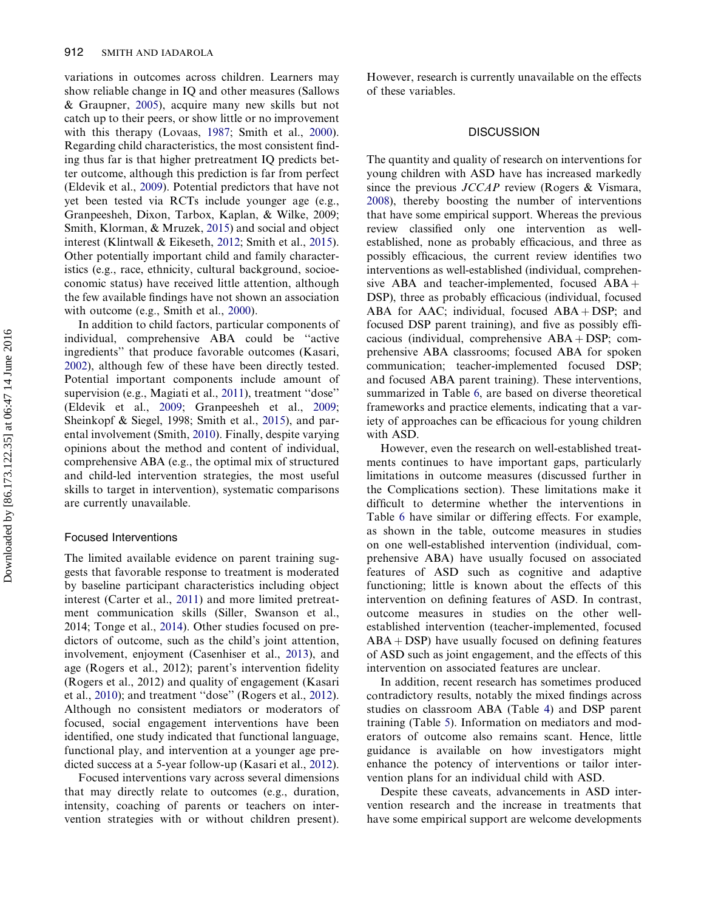variations in outcomes across children. Learners may show reliable change in IQ and other measures (Sallows & Graupner, 2005), acquire many new skills but not catch up to their peers, or show little or no improvement with this therapy (Lovaas, 1987; Smith et al., 2000). Regarding child characteristics, the most consistent finding thus far is that higher pretreatment IQ predicts better outcome, although this prediction is far from perfect (Eldevik et al., 2009). Potential predictors that have not yet been tested via RCTs include younger age (e.g., Granpeesheh, Dixon, Tarbox, Kaplan, & Wilke, 2009; Smith, Klorman, & Mruzek, 2015) and social and object interest (Klintwall & Eikeseth, 2012; Smith et al., 2015). Other potentially important child and family characteristics (e.g., race, ethnicity, cultural background, socioeconomic status) have received little attention, although the few available findings have not shown an association with outcome (e.g., Smith et al., 2000).

In addition to child factors, particular components of individual, comprehensive ABA could be "active ingredients" that produce favorable outcomes (Kasari, 2002), although few of these have been directly tested. Potential important components include amount of supervision (e.g., Magiati et al., 2011), treatment "dose" (Eldevik et al., 2009; Granpeesheh et al., 2009; Sheinkopf & Siegel, 1998; Smith et al., 2015), and parental involvement (Smith, 2010). Finally, despite varying opinions about the method and content of individual, comprehensive ABA (e.g., the optimal mix of structured and child-led intervention strategies, the most useful skills to target in intervention), systematic comparisons are currently unavailable.

### Focused Interventions

The limited available evidence on parent training suggests that favorable response to treatment is moderated by baseline participant characteristics including object interest (Carter et al., 2011) and more limited pretreatment communication skills (Siller, Swanson et al., 2014; Tonge et al., 2014). Other studies focused on predictors of outcome, such as the child's joint attention, involvement, enjoyment (Casenhiser et al., 2013), and age (Rogers et al., 2012); parent's intervention fidelity (Rogers et al., 2012) and quality of engagement (Kasari et al., 2010); and treatment "dose" (Rogers et al., 2012). Although no consistent mediators or moderators of focused, social engagement interventions have been identified, one study indicated that functional language, functional play, and intervention at a younger age predicted success at a 5-year follow-up (Kasari et al., 2012).

Focused interventions vary across several dimensions that may directly relate to outcomes (e.g., duration, intensity, coaching of parents or teachers on intervention strategies with or without children present). However, research is currently unavailable on the effects of these variables.

## DISCUSSION

The quantity and quality of research on interventions for young children with ASD have has increased markedly since the previous *JCCAP* review (Rogers & Vismara, 2008), thereby boosting the number of interventions that have some empirical support. Whereas the previous review classified only one intervention as well-established, none as probably efficacious, and three as possibly efficacious, the current review identifies two interventions as well-established (individual, comprehensive ABA and teacher-implemented, focused ABA + DSP), three as probably efficacious (individual, focused ABA for AAC; individual, focused ABA + DSP; and focused DSP parent training), and five as possibly efficacious (individual, comprehensive ABA + DSP; comprehensive ABA classrooms; focused ABA for spoken communication; teacher-implemented focused DSP; and focused ABA parent training). These interventions, summarized in Table 6, are based on diverse theoretical frameworks and practice elements, indicating that a variety of approaches can be efficacious for young children with ASD.

However, even the research on well-established treatments continues to have important gaps, particularly limitations in outcome measures (discussed further in the Complications section). These limitations make it difficult to determine whether the interventions in Table 6 have similar or differing effects. For example, as shown in the table, outcome measures in studies on one well-established intervention (individual, comprehensive ABA) have usually focused on associated features of ASD such as cognitive and adaptive functioning; little is known about the effects of this intervention on defining features of ASD. In contrast, outcome measures in studies on the other well-established intervention (teacher-implemented, focused ABA + DSP) have usually focused on defining features of ASD such as joint engagement, and the effects of this intervention on associated features are unclear.

In addition, recent research has sometimes produced contradictory results, notably the mixed findings across studies on classroom ABA (Table 4) and DSP parent training (Table 5). Information on mediators and moderators of outcome also remains scant. Hence, little guidance is available on how investigators might enhance the potency of interventions or tailor intervention plans for an individual child with ASD.

Despite these caveats, advancements in ASD intervention research and the increase in treatments that have some empirical support are welcome developments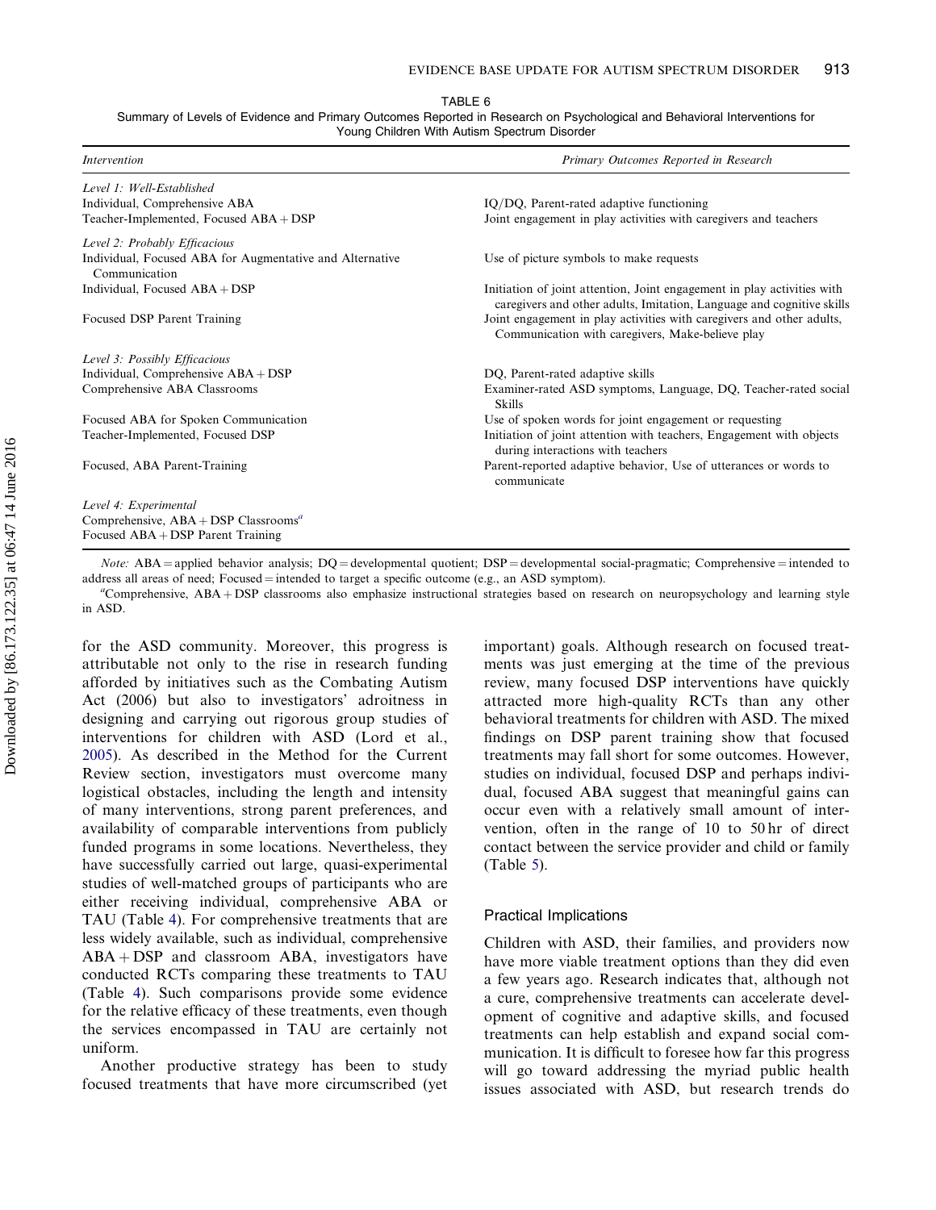TABLE 6

Summary of Levels of Evidence and Primary Outcomes Reported in Research on Psychological and Behavioral Interventions for Young Children With Autism Spectrum Disorder

| *Intervention* | *Primary Outcomes Reported in Research* |
|---|---|
| *Level 1: Well-Established* | |
| Individual, Comprehensive ABA | IQ/DQ, Parent-rated adaptive functioning |
| Teacher-Implemented, Focused ABA + DSP | Joint engagement in play activities with caregivers and teachers |
| *Level 2: Probably Efficacious* | |
| Individual, Focused ABA for Augmentative and Alternative Communication | Use of picture symbols to make requests |
| Individual, Focused ABA + DSP | Initiation of joint attention, Joint engagement in play activities with caregivers and other adults, Imitation, Language and cognitive skills |
| Focused DSP Parent Training | Joint engagement in play activities with caregivers and other adults, Communication with caregivers, Make-believe play |
| *Level 3: Possibly Efficacious* | |
| Individual, Comprehensive ABA + DSP | DQ, Parent-rated adaptive skills |
| Comprehensive ABA Classrooms | Examiner-rated ASD symptoms, Language, DQ, Teacher-rated social Skills |
| Focused ABA for Spoken Communication | Use of spoken words for joint engagement or requesting |
| Teacher-Implemented, Focused DSP | Initiation of joint attention with teachers, Engagement with objects during interactions with teachers |
| Focused, ABA Parent-Training | Parent-reported adaptive behavior, Use of utterances or words to communicate |
| *Level 4: Experimental* | |
| Comprehensive, ABA + DSP Classrooms[a] | |
| Focused ABA + DSP Parent Training | |

*Note:* ABA = applied behavior analysis; DQ = developmental quotient; DSP = developmental social-pragmatic; Comprehensive = intended to address all areas of need; Focused = intended to target a specific outcome (e.g., an ASD symptom).

[a]Comprehensive, ABA + DSP classrooms also emphasize instructional strategies based on research on neuropsychology and learning style in ASD.

for the ASD community. Moreover, this progress is attributable not only to the rise in research funding afforded by initiatives such as the Combating Autism Act (2006) but also to investigators' adroitness in designing and carrying out rigorous group studies of interventions for children with ASD (Lord et al., 2005). As described in the Method for the Current Review section, investigators must overcome many logistical obstacles, including the length and intensity of many interventions, strong parent preferences, and availability of comparable interventions from publicly funded programs in some locations. Nevertheless, they have successfully carried out large, quasi-experimental studies of well-matched groups of participants who are either receiving individual, comprehensive ABA or TAU (Table 4). For comprehensive treatments that are less widely available, such as individual, comprehensive ABA + DSP and classroom ABA, investigators have conducted RCTs comparing these treatments to TAU (Table 4). Such comparisons provide some evidence for the relative efficacy of these treatments, even though the services encompassed in TAU are certainly not uniform.

Another productive strategy has been to study focused treatments that have more circumscribed (yet important) goals. Although research on focused treatments was just emerging at the time of the previous review, many focused DSP interventions have quickly attracted more high-quality RCTs than any other behavioral treatments for children with ASD. The mixed findings on DSP parent training show that focused treatments may fall short for some outcomes. However, studies on individual, focused DSP and perhaps individual, focused ABA suggest that meaningful gains can occur even with a relatively small amount of intervention, often in the range of 10 to 50 hr of direct contact between the service provider and child or family (Table 5).

## Practical Implications

Children with ASD, their families, and providers now have more viable treatment options than they did even a few years ago. Research indicates that, although not a cure, comprehensive treatments can accelerate development of cognitive and adaptive skills, and focused treatments can help establish and expand social communication. It is difficult to foresee how far this progress will go toward addressing the myriad public health issues associated with ASD, but research trends do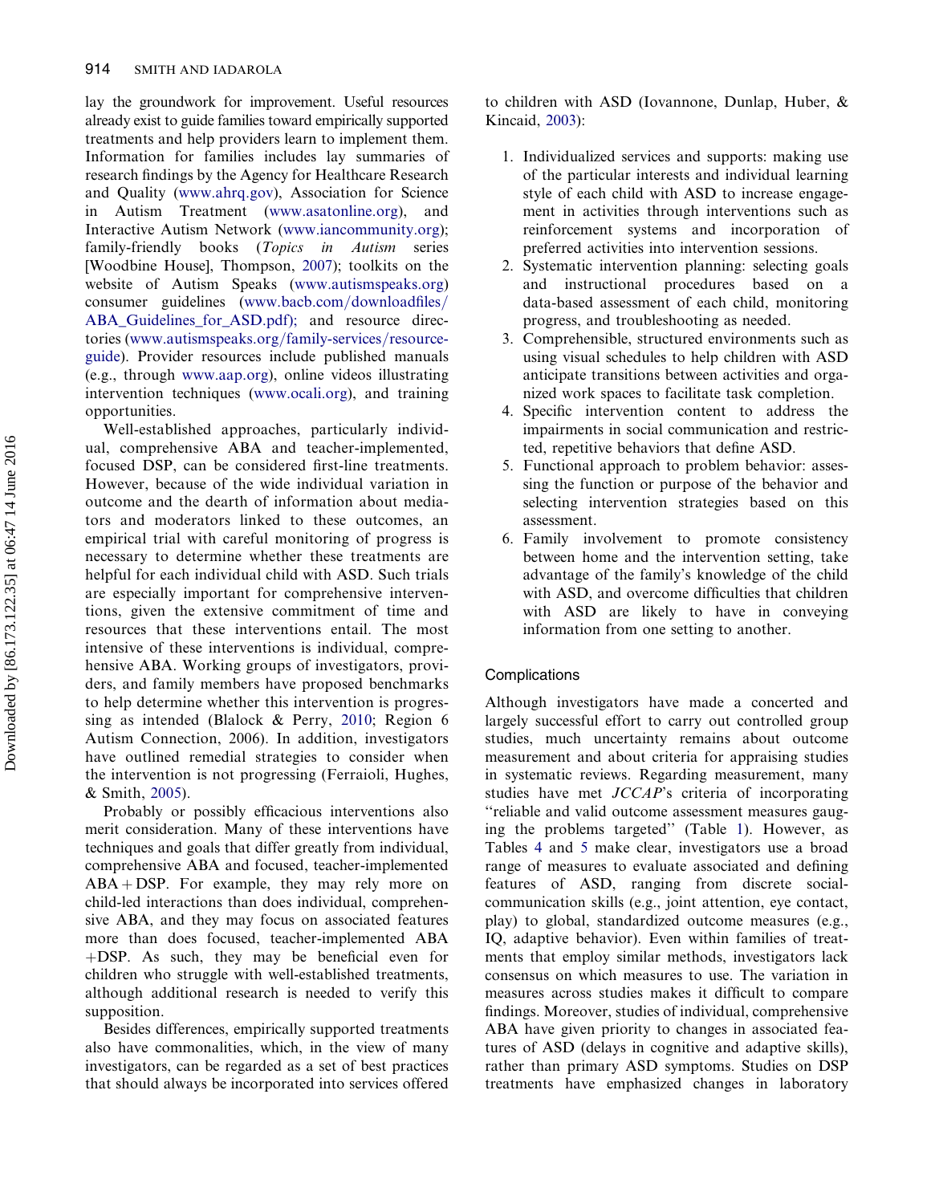lay the groundwork for improvement. Useful resources already exist to guide families toward empirically supported treatments and help providers learn to implement them. Information for families includes lay summaries of research findings by the Agency for Healthcare Research and Quality (www.ahrq.gov), Association for Science in Autism Treatment (www.asatonline.org), and Interactive Autism Network (www.iancommunity.org); family-friendly books (*Topics in Autism* series [Woodbine House], Thompson, 2007); toolkits on the website of Autism Speaks (www.autismspeaks.org) consumer guidelines (www.bacb.com/downloadfiles/ABA_Guidelines_for_ASD.pdf); and resource directories (www.autismspeaks.org/family-services/resource-guide). Provider resources include published manuals (e.g., through www.aap.org), online videos illustrating intervention techniques (www.ocali.org), and training opportunities.

Well-established approaches, particularly individual, comprehensive ABA and teacher-implemented, focused DSP, can be considered first-line treatments. However, because of the wide individual variation in outcome and the dearth of information about mediators and moderators linked to these outcomes, an empirical trial with careful monitoring of progress is necessary to determine whether these treatments are helpful for each individual child with ASD. Such trials are especially important for comprehensive interventions, given the extensive commitment of time and resources that these interventions entail. The most intensive of these interventions is individual, comprehensive ABA. Working groups of investigators, providers, and family members have proposed benchmarks to help determine whether this intervention is progressing as intended (Blalock & Perry, 2010; Region 6 Autism Connection, 2006). In addition, investigators have outlined remedial strategies to consider when the intervention is not progressing (Ferraioli, Hughes, & Smith, 2005).

Probably or possibly efficacious interventions also merit consideration. Many of these interventions have techniques and goals that differ greatly from individual, comprehensive ABA and focused, teacher-implemented ABA + DSP. For example, they may rely more on child-led interactions than does individual, comprehensive ABA, and they may focus on associated features more than does focused, teacher-implemented ABA +DSP. As such, they may be beneficial even for children who struggle with well-established treatments, although additional research is needed to verify this supposition.

Besides differences, empirically supported treatments also have commonalities, which, in the view of many investigators, can be regarded as a set of best practices that should always be incorporated into services offered to children with ASD (Iovannone, Dunlap, Huber, & Kincaid, 2003):

1. Individualized services and supports: making use of the particular interests and individual learning style of each child with ASD to increase engagement in activities through interventions such as reinforcement systems and incorporation of preferred activities into intervention sessions.
2. Systematic intervention planning: selecting goals and instructional procedures based on a data-based assessment of each child, monitoring progress, and troubleshooting as needed.
3. Comprehensible, structured environments such as using visual schedules to help children with ASD anticipate transitions between activities and organized work spaces to facilitate task completion.
4. Specific intervention content to address the impairments in social communication and restricted, repetitive behaviors that define ASD.
5. Functional approach to problem behavior: assessing the function or purpose of the behavior and selecting intervention strategies based on this assessment.
6. Family involvement to promote consistency between home and the intervention setting, take advantage of the family's knowledge of the child with ASD, and overcome difficulties that children with ASD are likely to have in conveying information from one setting to another.

## Complications

Although investigators have made a concerted and largely successful effort to carry out controlled group studies, much uncertainty remains about outcome measurement and about criteria for appraising studies in systematic reviews. Regarding measurement, many studies have met *JCCAP*'s criteria of incorporating "reliable and valid outcome assessment measures gauging the problems targeted" (Table 1). However, as Tables 4 and 5 make clear, investigators use a broad range of measures to evaluate associated and defining features of ASD, ranging from discrete social-communication skills (e.g., joint attention, eye contact, play) to global, standardized outcome measures (e.g., IQ, adaptive behavior). Even within families of treatments that employ similar methods, investigators lack consensus on which measures to use. The variation in measures across studies makes it difficult to compare findings. Moreover, studies of individual, comprehensive ABA have given priority to changes in associated features of ASD (delays in cognitive and adaptive skills), rather than primary ASD symptoms. Studies on DSP treatments have emphasized changes in laboratory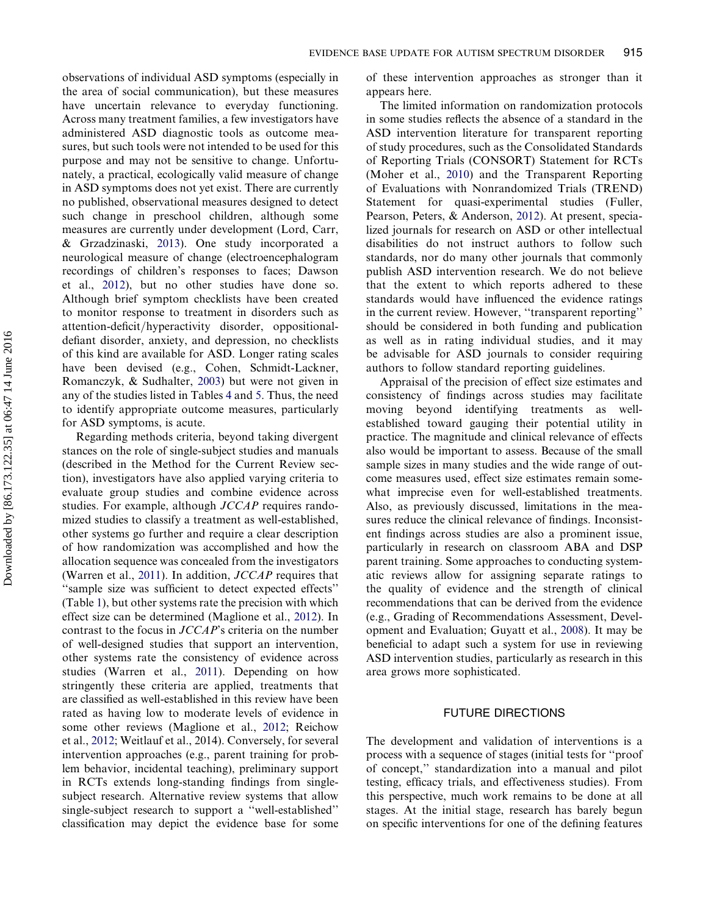observations of individual ASD symptoms (especially in the area of social communication), but these measures have uncertain relevance to everyday functioning. Across many treatment families, a few investigators have administered ASD diagnostic tools as outcome measures, but such tools were not intended to be used for this purpose and may not be sensitive to change. Unfortunately, a practical, ecologically valid measure of change in ASD symptoms does not yet exist. There are currently no published, observational measures designed to detect such change in preschool children, although some measures are currently under development (Lord, Carr, & Grzadzinaski, 2013). One study incorporated a neurological measure of change (electroencephalogram recordings of children's responses to faces; Dawson et al., 2012), but no other studies have done so. Although brief symptom checklists have been created to monitor response to treatment in disorders such as attention-deficit/hyperactivity disorder, oppositional-defiant disorder, anxiety, and depression, no checklists of this kind are available for ASD. Longer rating scales have been devised (e.g., Cohen, Schmidt-Lackner, Romanczyk, & Sudhalter, 2003) but were not given in any of the studies listed in Tables 4 and 5. Thus, the need to identify appropriate outcome measures, particularly for ASD symptoms, is acute.

Regarding methods criteria, beyond taking divergent stances on the role of single-subject studies and manuals (described in the Method for the Current Review section), investigators have also applied varying criteria to evaluate group studies and combine evidence across studies. For example, although *JCCAP* requires randomized studies to classify a treatment as well-established, other systems go further and require a clear description of how randomization was accomplished and how the allocation sequence was concealed from the investigators (Warren et al., 2011). In addition, *JCCAP* requires that "sample size was sufficient to detect expected effects" (Table 1), but other systems rate the precision with which effect size can be determined (Maglione et al., 2012). In contrast to the focus in *JCCAP*'s criteria on the number of well-designed studies that support an intervention, other systems rate the consistency of evidence across studies (Warren et al., 2011). Depending on how stringently these criteria are applied, treatments that are classified as well-established in this review have been rated as having low to moderate levels of evidence in some other reviews (Maglione et al., 2012; Reichow et al., 2012; Weitlauf et al., 2014). Conversely, for several intervention approaches (e.g., parent training for problem behavior, incidental teaching), preliminary support in RCTs extends long-standing findings from single-subject research. Alternative review systems that allow single-subject research to support a "well-established" classification may depict the evidence base for some of these intervention approaches as stronger than it appears here.

The limited information on randomization protocols in some studies reflects the absence of a standard in the ASD intervention literature for transparent reporting of study procedures, such as the Consolidated Standards of Reporting Trials (CONSORT) Statement for RCTs (Moher et al., 2010) and the Transparent Reporting of Evaluations with Nonrandomized Trials (TREND) Statement for quasi-experimental studies (Fuller, Pearson, Peters, & Anderson, 2012). At present, specialized journals for research on ASD or other intellectual disabilities do not instruct authors to follow such standards, nor do many other journals that commonly publish ASD intervention research. We do not believe that the extent to which reports adhered to these standards would have influenced the evidence ratings in the current review. However, "transparent reporting" should be considered in both funding and publication as well as in rating individual studies, and it may be advisable for ASD journals to consider requiring authors to follow standard reporting guidelines.

Appraisal of the precision of effect size estimates and consistency of findings across studies may facilitate moving beyond identifying treatments as well-established toward gauging their potential utility in practice. The magnitude and clinical relevance of effects also would be important to assess. Because of the small sample sizes in many studies and the wide range of outcome measures used, effect size estimates remain somewhat imprecise even for well-established treatments. Also, as previously discussed, limitations in the measures reduce the clinical relevance of findings. Inconsistent findings across studies are also a prominent issue, particularly in research on classroom ABA and DSP parent training. Some approaches to conducting systematic reviews allow for assigning separate ratings to the quality of evidence and the strength of clinical recommendations that can be derived from the evidence (e.g., Grading of Recommendations Assessment, Development and Evaluation; Guyatt et al., 2008). It may be beneficial to adapt such a system for use in reviewing ASD intervention studies, particularly as research in this area grows more sophisticated.

## FUTURE DIRECTIONS

The development and validation of interventions is a process with a sequence of stages (initial tests for "proof of concept," standardization into a manual and pilot testing, efficacy trials, and effectiveness studies). From this perspective, much work remains to be done at all stages. At the initial stage, research has barely begun on specific interventions for one of the defining features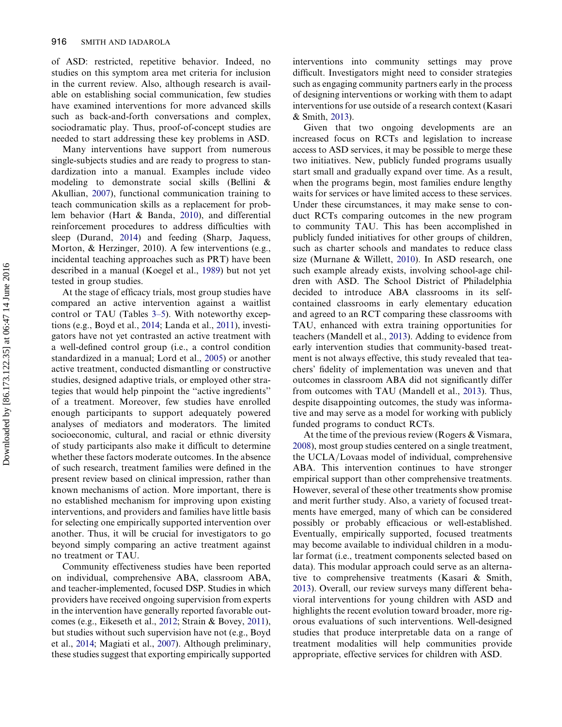of ASD: restricted, repetitive behavior. Indeed, no studies on this symptom area met criteria for inclusion in the current review. Also, although research is available on establishing social communication, few studies have examined interventions for more advanced skills such as back-and-forth conversations and complex, sociodramatic play. Thus, proof-of-concept studies are needed to start addressing these key problems in ASD.

Many interventions have support from numerous single-subjects studies and are ready to progress to standardization into a manual. Examples include video modeling to demonstrate social skills (Bellini & Akullian, 2007), functional communication training to teach communication skills as a replacement for problem behavior (Hart & Banda, 2010), and differential reinforcement procedures to address difficulties with sleep (Durand, 2014) and feeding (Sharp, Jaquess, Morton, & Herzinger, 2010). A few interventions (e.g., incidental teaching approaches such as PRT) have been described in a manual (Koegel et al., 1989) but not yet tested in group studies.

At the stage of efficacy trials, most group studies have compared an active intervention against a waitlist control or TAU (Tables 3–5). With noteworthy exceptions (e.g., Boyd et al., 2014; Landa et al., 2011), investigators have not yet contrasted an active treatment with a well-defined control group (i.e., a control condition standardized in a manual; Lord et al., 2005) or another active treatment, conducted dismantling or constructive studies, designed adaptive trials, or employed other strategies that would help pinpoint the "active ingredients" of a treatment. Moreover, few studies have enrolled enough participants to support adequately powered analyses of mediators and moderators. The limited socioeconomic, cultural, and racial or ethnic diversity of study participants also make it difficult to determine whether these factors moderate outcomes. In the absence of such research, treatment families were defined in the present review based on clinical impression, rather than known mechanisms of action. More important, there is no established mechanism for improving upon existing interventions, and providers and families have little basis for selecting one empirically supported intervention over another. Thus, it will be crucial for investigators to go beyond simply comparing an active treatment against no treatment or TAU.

Community effectiveness studies have been reported on individual, comprehensive ABA, classroom ABA, and teacher-implemented, focused DSP. Studies in which providers have received ongoing supervision from experts in the intervention have generally reported favorable outcomes (e.g., Eikeseth et al., 2012; Strain & Bovey, 2011), but studies without such supervision have not (e.g., Boyd et al., 2014; Magiati et al., 2007). Although preliminary, these studies suggest that exporting empirically supported interventions into community settings may prove difficult. Investigators might need to consider strategies such as engaging community partners early in the process of designing interventions or working with them to adapt interventions for use outside of a research context (Kasari & Smith, 2013).

Given that two ongoing developments are an increased focus on RCTs and legislation to increase access to ASD services, it may be possible to merge these two initiatives. New, publicly funded programs usually start small and gradually expand over time. As a result, when the programs begin, most families endure lengthy waits for services or have limited access to these services. Under these circumstances, it may make sense to conduct RCTs comparing outcomes in the new program to community TAU. This has been accomplished in publicly funded initiatives for other groups of children, such as charter schools and mandates to reduce class size (Murnane & Willett, 2010). In ASD research, one such example already exists, involving school-age children with ASD. The School District of Philadelphia decided to introduce ABA classrooms in its self-contained classrooms in early elementary education and agreed to an RCT comparing these classrooms with TAU, enhanced with extra training opportunities for teachers (Mandell et al., 2013). Adding to evidence from early intervention studies that community-based treatment is not always effective, this study revealed that teachers' fidelity of implementation was uneven and that outcomes in classroom ABA did not significantly differ from outcomes with TAU (Mandell et al., 2013). Thus, despite disappointing outcomes, the study was informative and may serve as a model for working with publicly funded programs to conduct RCTs.

At the time of the previous review (Rogers & Vismara, 2008), most group studies centered on a single treatment, the UCLA/Lovaas model of individual, comprehensive ABA. This intervention continues to have stronger empirical support than other comprehensive treatments. However, several of these other treatments show promise and merit further study. Also, a variety of focused treatments have emerged, many of which can be considered possibly or probably efficacious or well-established. Eventually, empirically supported, focused treatments may become available to individual children in a modular format (i.e., treatment components selected based on data). This modular approach could serve as an alternative to comprehensive treatments (Kasari & Smith, 2013). Overall, our review surveys many different behavioral interventions for young children with ASD and highlights the recent evolution toward broader, more rigorous evaluations of such interventions. Well-designed studies that produce interpretable data on a range of treatment modalities will help communities provide appropriate, effective services for children with ASD.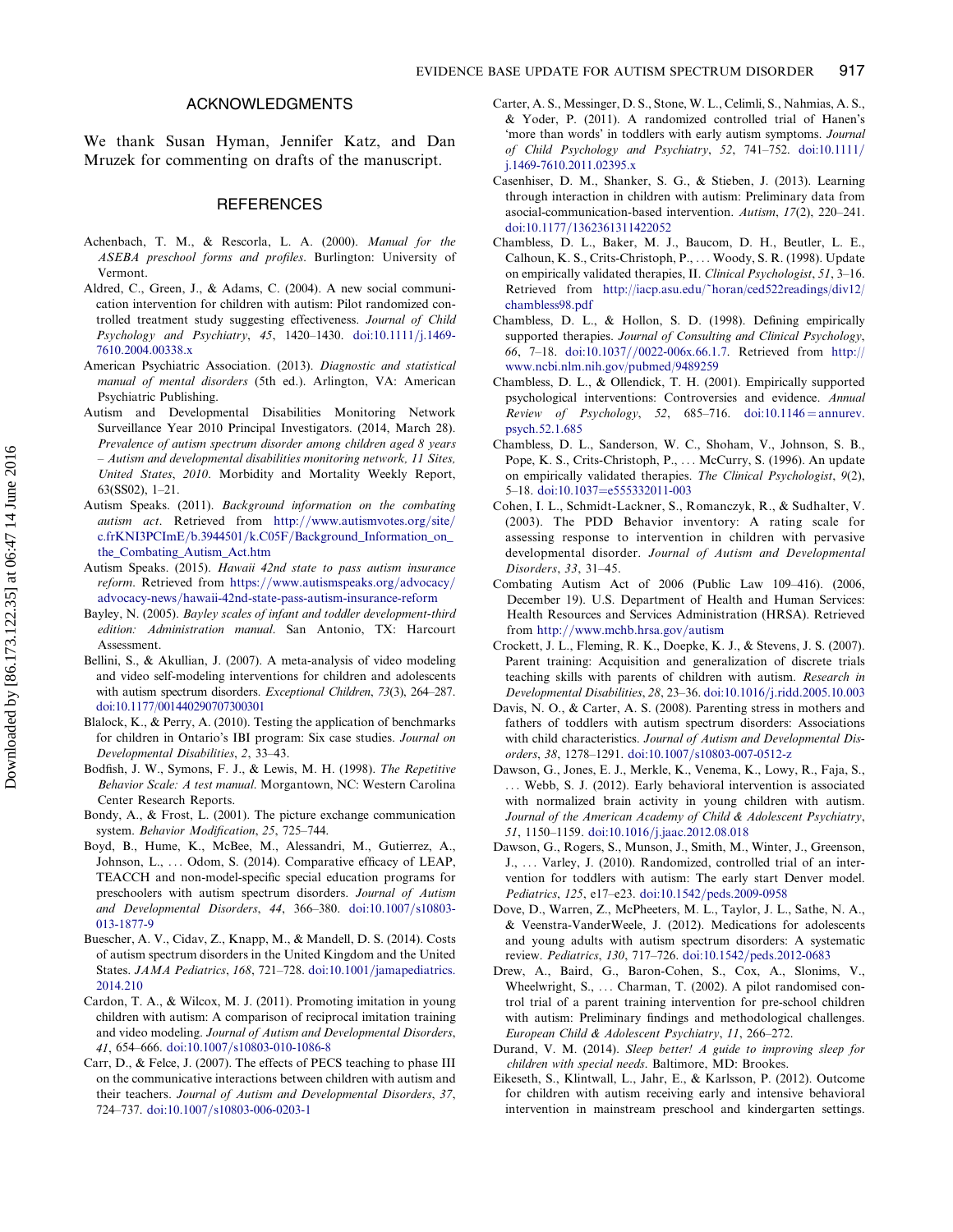## ACKNOWLEDGMENTS

We thank Susan Hyman, Jennifer Katz, and Dan Mruzek for commenting on drafts of the manuscript.

## REFERENCES

Achenbach, T. M., & Rescorla, L. A. (2000). *Manual for the ASEBA preschool forms and profiles*. Burlington: University of Vermont.

Aldred, C., Green, J., & Adams, C. (2004). A new social communication intervention for children with autism: Pilot randomized controlled treatment study suggesting effectiveness. *Journal of Child Psychology and Psychiatry*, *45*, 1420–1430. doi:10.1111/j.1469-7610.2004.00338.x

American Psychiatric Association. (2013). *Diagnostic and statistical manual of mental disorders* (5th ed.). Arlington, VA: American Psychiatric Publishing.

Autism and Developmental Disabilities Monitoring Network Surveillance Year 2010 Principal Investigators. (2014, March 28). *Prevalence of autism spectrum disorder among children aged 8 years – Autism and developmental disabilities monitoring network, 11 Sites, United States, 2010*. Morbidity and Mortality Weekly Report, 63(SS02), 1–21.

Autism Speaks. (2011). *Background information on the combating autism act*. Retrieved from http://www.autismvotes.org/site/c.frKNI3PCImE/b.3944501/k.C05F/Background_Information_on_the_Combating_Autism_Act.htm

Autism Speaks. (2015). *Hawaii 42nd state to pass autism insurance reform*. Retrieved from https://www.autismspeaks.org/advocacy/advocacy-news/hawaii-42nd-state-pass-autism-insurance-reform

Bayley, N. (2005). *Bayley scales of infant and toddler development-third edition: Administration manual*. San Antonio, TX: Harcourt Assessment.

Bellini, S., & Akullian, J. (2007). A meta-analysis of video modeling and video self-modeling interventions for children and adolescents with autism spectrum disorders. *Exceptional Children*, *73*(3), 264–287. doi:10.1177/001440290707300301

Blalock, K., & Perry, A. (2010). Testing the application of benchmarks for children in Ontario's IBI program: Six case studies. *Journal on Developmental Disabilities*, *2*, 33–43.

Bodfish, J. W., Symons, F. J., & Lewis, M. H. (1998). *The Repetitive Behavior Scale: A test manual*. Morgantown, NC: Western Carolina Center Research Reports.

Bondy, A., & Frost, L. (2001). The picture exchange communication system. *Behavior Modification*, *25*, 725–744.

Boyd, B., Hume, K., McBee, M., Alessandri, M., Gutierrez, A., Johnson, L., … Odom, S. (2014). Comparative efficacy of LEAP, TEACCH and non-model-specific special education programs for preschoolers with autism spectrum disorders. *Journal of Autism and Developmental Disorders*, *44*, 366–380. doi:10.1007/s10803-013-1877-9

Buescher, A. V., Cidav, Z., Knapp, M., & Mandell, D. S. (2014). Costs of autism spectrum disorders in the United Kingdom and the United States. *JAMA Pediatrics*, *168*, 721–728. doi:10.1001/jamapediatrics.2014.210

Cardon, T. A., & Wilcox, M. J. (2011). Promoting imitation in young children with autism: A comparison of reciprocal imitation training and video modeling. *Journal of Autism and Developmental Disorders*, *41*, 654–666. doi:10.1007/s10803-010-1086-8

Carr, D., & Felce, J. (2007). The effects of PECS teaching to phase III on the communicative interactions between children with autism and their teachers. *Journal of Autism and Developmental Disorders*, *37*, 724–737. doi:10.1007/s10803-006-0203-1

Carter, A. S., Messinger, D. S., Stone, W. L., Celimli, S., Nahmias, A. S., & Yoder, P. (2011). A randomized controlled trial of Hanen's 'more than words' in toddlers with early autism symptoms. *Journal of Child Psychology and Psychiatry*, *52*, 741–752. doi:10.1111/j.1469-7610.2011.02395.x

Casenhiser, D. M., Shanker, S. G., & Stieben, J. (2013). Learning through interaction in children with autism: Preliminary data from asocial-communication-based intervention. *Autism*, *17*(2), 220–241. doi:10.1177/1362361311422052

Chambless, D. L., Baker, M. J., Baucom, D. H., Beutler, L. E., Calhoun, K. S., Crits-Christoph, P., … Woody, S. R. (1998). Update on empirically validated therapies, II. *Clinical Psychologist*, *51*, 3–16. Retrieved from http://iacp.asu.edu/~horan/ced522readings/div12/chambless98.pdf

Chambless, D. L., & Hollon, S. D. (1998). Defining empirically supported therapies. *Journal of Consulting and Clinical Psychology*, *66*, 7–18. doi:10.1037//0022-006x.66.1.7. Retrieved from http://www.ncbi.nlm.nih.gov/pubmed/9489259

Chambless, D. L., & Ollendick, T. H. (2001). Empirically supported psychological interventions: Controversies and evidence. *Annual Review of Psychology*, *52*, 685–716. doi:10.1146=annurev.psych.52.1.685

Chambless, D. L., Sanderson, W. C., Shoham, V., Johnson, S. B., Pope, K. S., Crits-Christoph, P., … McCurry, S. (1996). An update on empirically validated therapies. *The Clinical Psychologist*, *9*(2), 5–18. doi:10.1037=e555332011-003

Cohen, I. L., Schmidt-Lackner, S., Romanczyk, R., & Sudhalter, V. (2003). The PDD Behavior inventory: A rating scale for assessing response to intervention in children with pervasive developmental disorder. *Journal of Autism and Developmental Disorders*, *33*, 31–45.

Combating Autism Act of 2006 (Public Law 109–416). (2006, December 19). U.S. Department of Health and Human Services: Health Resources and Services Administration (HRSA). Retrieved from http://www.mchb.hrsa.gov/autism

Crockett, J. L., Fleming, R. K., Doepke, K. J., & Stevens, J. S. (2007). Parent training: Acquisition and generalization of discrete trials teaching skills with parents of children with autism. *Research in Developmental Disabilities*, *28*, 23–36. doi:10.1016/j.ridd.2005.10.003

Davis, N. O., & Carter, A. S. (2008). Parenting stress in mothers and fathers of toddlers with autism spectrum disorders: Associations with child characteristics. *Journal of Autism and Developmental Disorders*, *38*, 1278–1291. doi:10.1007/s10803-007-0512-z

Dawson, G., Jones, E. J., Merkle, K., Venema, K., Lowy, R., Faja, S., … Webb, S. J. (2012). Early behavioral intervention is associated with normalized brain activity in young children with autism. *Journal of the American Academy of Child & Adolescent Psychiatry*, *51*, 1150–1159. doi:10.1016/j.jaac.2012.08.018

Dawson, G., Rogers, S., Munson, J., Smith, M., Winter, J., Greenson, J., … Varley, J. (2010). Randomized, controlled trial of an intervention for toddlers with autism: The early start Denver model. *Pediatrics*, *125*, e17–e23. doi:10.1542/peds.2009-0958

Dove, D., Warren, Z., McPheeters, M. L., Taylor, J. L., Sathe, N. A., & Veenstra-VanderWeele, J. (2012). Medications for adolescents and young adults with autism spectrum disorders: A systematic review. *Pediatrics*, *130*, 717–726. doi:10.1542/peds.2012-0683

Drew, A., Baird, G., Baron-Cohen, S., Cox, A., Slonims, V., Wheelwright, S., … Charman, T. (2002). A pilot randomised control trial of a parent training intervention for pre-school children with autism: Preliminary findings and methodological challenges. *European Child & Adolescent Psychiatry*, *11*, 266–272.

Durand, V. M. (2014). *Sleep better! A guide to improving sleep for children with special needs*. Baltimore, MD: Brookes.

Eikeseth, S., Klintwall, L., Jahr, E., & Karlsson, P. (2012). Outcome for children with autism receiving early and intensive behavioral intervention in mainstream preschool and kindergarten settings.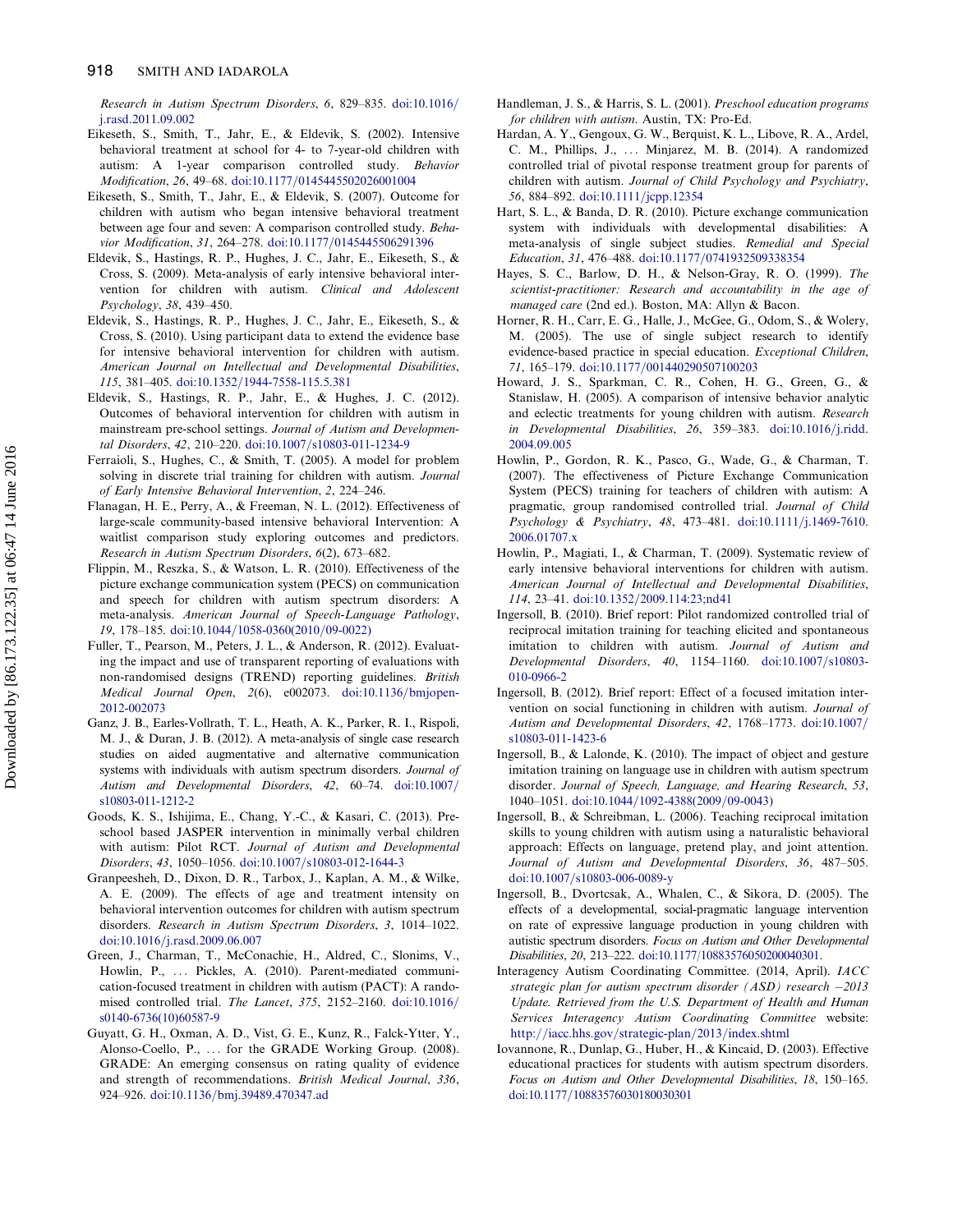*Research in Autism Spectrum Disorders*, *6*, 829–835. doi:10.1016/j.rasd.2011.09.002

Eikeseth, S., Smith, T., Jahr, E., & Eldevik, S. (2002). Intensive behavioral treatment at school for 4- to 7-year-old children with autism: A 1-year comparison controlled study. *Behavior Modification*, *26*, 49–68. doi:10.1177/0145445502026001004

Eikeseth, S., Smith, T., Jahr, E., & Eldevik, S. (2007). Outcome for children with autism who began intensive behavioral treatment between age four and seven: A comparison controlled study. *Behavior Modification*, *31*, 264–278. doi:10.1177/0145445506291396

Eldevik, S., Hastings, R. P., Hughes, J. C., Jahr, E., Eikeseth, S., & Cross, S. (2009). Meta-analysis of early intensive behavioral intervention for children with autism. *Clinical and Adolescent Psychology*, *38*, 439–450.

Eldevik, S., Hastings, R. P., Hughes, J. C., Jahr, E., Eikeseth, S., & Cross, S. (2010). Using participant data to extend the evidence base for intensive behavioral intervention for children with autism. *American Journal on Intellectual and Developmental Disabilities*, *115*, 381–405. doi:10.1352/1944-7558-115.5.381

Eldevik, S., Hastings, R. P., Jahr, E., & Hughes, J. C. (2012). Outcomes of behavioral intervention for children with autism in mainstream pre-school settings. *Journal of Autism and Developmental Disorders*, *42*, 210–220. doi:10.1007/s10803-011-1234-9

Ferraioli, S., Hughes, C., & Smith, T. (2005). A model for problem solving in discrete trial training for children with autism. *Journal of Early Intensive Behavioral Intervention*, *2*, 224–246.

Flanagan, H. E., Perry, A., & Freeman, N. L. (2012). Effectiveness of large-scale community-based intensive behavioral Intervention: A waitlist comparison study exploring outcomes and predictors. *Research in Autism Spectrum Disorders*, *6*(2), 673–682.

Flippin, M., Reszka, S., & Watson, L. R. (2010). Effectiveness of the picture exchange communication system (PECS) on communication and speech for children with autism spectrum disorders: A meta-analysis. *American Journal of Speech-Language Pathology*, *19*, 178–185. doi:10.1044/1058-0360(2010/09-0022)

Fuller, T., Pearson, M., Peters, J. L., & Anderson, R. (2012). Evaluating the impact and use of transparent reporting of evaluations with non-randomised designs (TREND) reporting guidelines. *British Medical Journal Open*, *2*(6), e002073. doi:10.1136/bmjopen-2012-002073

Ganz, J. B., Earles-Vollrath, T. L., Heath, A. K., Parker, R. I., Rispoli, M. J., & Duran, J. B. (2012). A meta-analysis of single case research studies on aided augmentative and alternative communication systems with individuals with autism spectrum disorders. *Journal of Autism and Developmental Disorders*, *42*, 60–74. doi:10.1007/s10803-011-1212-2

Goods, K. S., Ishijima, E., Chang, Y.-C., & Kasari, C. (2013). Preschool based JASPER intervention in minimally verbal children with autism: Pilot RCT. *Journal of Autism and Developmental Disorders*, *43*, 1050–1056. doi:10.1007/s10803-012-1644-3

Granpeesheh, D., Dixon, D. R., Tarbox, J., Kaplan, A. M., & Wilke, A. E. (2009). The effects of age and treatment intensity on behavioral intervention outcomes for children with autism spectrum disorders. *Research in Autism Spectrum Disorders*, *3*, 1014–1022. doi:10.1016/j.rasd.2009.06.007

Green, J., Charman, T., McConachie, H., Aldred, C., Slonims, V., Howlin, P., … Pickles, A. (2010). Parent-mediated communication-focused treatment in children with autism (PACT): A randomised controlled trial. *The Lancet*, *375*, 2152–2160. doi:10.1016/s0140-6736(10)60587-9

Guyatt, G. H., Oxman, A. D., Vist, G. E., Kunz, R., Falck-Ytter, Y., Alonso-Coello, P., … for the GRADE Working Group. (2008). GRADE: An emerging consensus on rating quality of evidence and strength of recommendations. *British Medical Journal*, *336*, 924–926. doi:10.1136/bmj.39489.470347.ad

Handleman, J. S., & Harris, S. L. (2001). *Preschool education programs for children with autism*. Austin, TX: Pro-Ed.

Hardan, A. Y., Gengoux, G. W., Berquist, K. L., Libove, R. A., Ardel, C. M., Phillips, J., … Minjarez, M. B. (2014). A randomized controlled trial of pivotal response treatment group for parents of children with autism. *Journal of Child Psychology and Psychiatry*, *56*, 884–892. doi:10.1111/jcpp.12354

Hart, S. L., & Banda, D. R. (2010). Picture exchange communication system with individuals with developmental disabilities: A meta-analysis of single subject studies. *Remedial and Special Education*, *31*, 476–488. doi:10.1177/0741932509338354

Hayes, S. C., Barlow, D. H., & Nelson-Gray, R. O. (1999). *The scientist-practitioner: Research and accountability in the age of managed care* (2nd ed.). Boston, MA: Allyn & Bacon.

Horner, R. H., Carr, E. G., Halle, J., McGee, G., Odom, S., & Wolery, M. (2005). The use of single subject research to identify evidence-based practice in special education. *Exceptional Children*, *71*, 165–179. doi:10.1177/001440290507100203

Howard, J. S., Sparkman, C. R., Cohen, H. G., Green, G., & Stanislaw, H. (2005). A comparison of intensive behavior analytic and eclectic treatments for young children with autism. *Research in Developmental Disabilities*, *26*, 359–383. doi:10.1016/j.ridd.2004.09.005

Howlin, P., Gordon, R. K., Pasco, G., Wade, G., & Charman, T. (2007). The effectiveness of Picture Exchange Communication System (PECS) training for teachers of children with autism: A pragmatic, group randomised controlled trial. *Journal of Child Psychology & Psychiatry*, *48*, 473–481. doi:10.1111/j.1469-7610.2006.01707.x

Howlin, P., Magiati, I., & Charman, T. (2009). Systematic review of early intensive behavioral interventions for children with autism. *American Journal of Intellectual and Developmental Disabilities*, *114*, 23–41. doi:10.1352/2009.114:23;nd41

Ingersoll, B. (2010). Brief report: Pilot randomized controlled trial of reciprocal imitation training for teaching elicited and spontaneous imitation to children with autism. *Journal of Autism and Developmental Disorders*, *40*, 1154–1160. doi:10.1007/s10803-010-0966-2

Ingersoll, B. (2012). Brief report: Effect of a focused imitation intervention on social functioning in children with autism. *Journal of Autism and Developmental Disorders*, *42*, 1768–1773. doi:10.1007/s10803-011-1423-6

Ingersoll, B., & Lalonde, K. (2010). The impact of object and gesture imitation training on language use in children with autism spectrum disorder. *Journal of Speech, Language, and Hearing Research*, *53*, 1040–1051. doi:10.1044/1092-4388(2009/09-0043)

Ingersoll, B., & Schreibman, L. (2006). Teaching reciprocal imitation skills to young children with autism using a naturalistic behavioral approach: Effects on language, pretend play, and joint attention. *Journal of Autism and Developmental Disorders*, *36*, 487–505. doi:10.1007/s10803-006-0089-y

Ingersoll, B., Dvortcsak, A., Whalen, C., & Sikora, D. (2005). The effects of a developmental, social-pragmatic language intervention on rate of expressive language production in young children with autistic spectrum disorders. *Focus on Autism and Other Developmental Disabilities*, *20*, 213–222. doi:10.1177/10883576050200040301.

Interagency Autism Coordinating Committee. (2014, April). *IACC strategic plan for autism spectrum disorder (ASD) research –2013 Update. Retrieved from the U.S. Department of Health and Human Services Interagency Autism Coordinating Committee* website: http://iacc.hhs.gov/strategic-plan/2013/index.shtml

Iovannone, R., Dunlap, G., Huber, H., & Kincaid, D. (2003). Effective educational practices for students with autism spectrum disorders. *Focus on Autism and Other Developmental Disabilities*, *18*, 150–165. doi:10.1177/10883576030180030301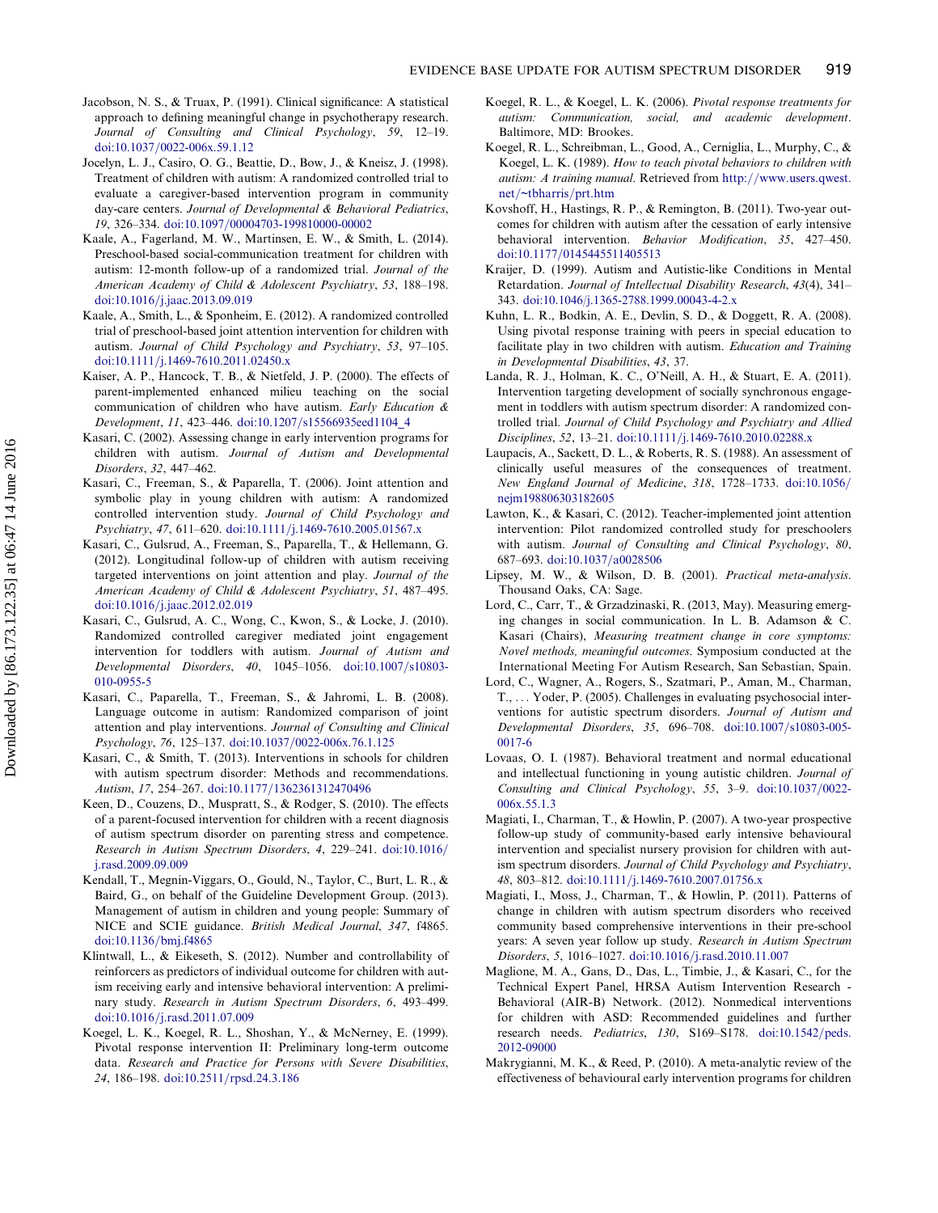Jacobson, N. S., & Truax, P. (1991). Clinical significance: A statistical approach to defining meaningful change in psychotherapy research. *Journal of Consulting and Clinical Psychology*, *59*, 12–19. doi:10.1037/0022-006x.59.1.12

Jocelyn, L. J., Casiro, O. G., Beattie, D., Bow, J., & Kneisz, J. (1998). Treatment of children with autism: A randomized controlled trial to evaluate a caregiver-based intervention program in community day-care centers. *Journal of Developmental & Behavioral Pediatrics*, *19*, 326–334. doi:10.1097/00004703-199810000-00002

Kaale, A., Fagerland, M. W., Martinsen, E. W., & Smith, L. (2014). Preschool-based social-communication treatment for children with autism: 12-month follow-up of a randomized trial. *Journal of the American Academy of Child & Adolescent Psychiatry*, *53*, 188–198. doi:10.1016/j.jaac.2013.09.019

Kaale, A., Smith, L., & Sponheim, E. (2012). A randomized controlled trial of preschool-based joint attention intervention for children with autism. *Journal of Child Psychology and Psychiatry*, *53*, 97–105. doi:10.1111/j.1469-7610.2011.02450.x

Kaiser, A. P., Hancock, T. B., & Nietfeld, J. P. (2000). The effects of parent-implemented enhanced milieu teaching on the social communication of children who have autism. *Early Education & Development*, *11*, 423–446. doi:10.1207/s15566935eed1104_4

Kasari, C. (2002). Assessing change in early intervention programs for children with autism. *Journal of Autism and Developmental Disorders*, *32*, 447–462.

Kasari, C., Freeman, S., & Paparella, T. (2006). Joint attention and symbolic play in young children with autism: A randomized controlled intervention study. *Journal of Child Psychology and Psychiatry*, *47*, 611–620. doi:10.1111/j.1469-7610.2005.01567.x

Kasari, C., Gulsrud, A., Freeman, S., Paparella, T., & Hellemann, G. (2012). Longitudinal follow-up of children with autism receiving targeted interventions on joint attention and play. *Journal of the American Academy of Child & Adolescent Psychiatry*, *51*, 487–495. doi:10.1016/j.jaac.2012.02.019

Kasari, C., Gulsrud, A. C., Wong, C., Kwon, S., & Locke, J. (2010). Randomized controlled caregiver mediated joint engagement intervention for toddlers with autism. *Journal of Autism and Developmental Disorders*, *40*, 1045–1056. doi:10.1007/s10803-010-0955-5

Kasari, C., Paparella, T., Freeman, S., & Jahromi, L. B. (2008). Language outcome in autism: Randomized comparison of joint attention and play interventions. *Journal of Consulting and Clinical Psychology*, *76*, 125–137. doi:10.1037/0022-006x.76.1.125

Kasari, C., & Smith, T. (2013). Interventions in schools for children with autism spectrum disorder: Methods and recommendations. *Autism*, *17*, 254–267. doi:10.1177/1362361312470496

Keen, D., Couzens, D., Muspratt, S., & Rodger, S. (2010). The effects of a parent-focused intervention for children with a recent diagnosis of autism spectrum disorder on parenting stress and competence. *Research in Autism Spectrum Disorders*, *4*, 229–241. doi:10.1016/j.rasd.2009.09.009

Kendall, T., Megnin-Viggars, O., Gould, N., Taylor, C., Burt, L. R., & Baird, G., on behalf of the Guideline Development Group. (2013). Management of autism in children and young people: Summary of NICE and SCIE guidance. *British Medical Journal*, *347*, f4865. doi:10.1136/bmj.f4865

Klintwall, L., & Eikeseth, S. (2012). Number and controllability of reinforcers as predictors of individual outcome for children with autism receiving early and intensive behavioral intervention: A preliminary study. *Research in Autism Spectrum Disorders*, *6*, 493–499. doi:10.1016/j.rasd.2011.07.009

Koegel, L. K., Koegel, R. L., Shoshan, Y., & McNerney, E. (1999). Pivotal response intervention II: Preliminary long-term outcome data. *Research and Practice for Persons with Severe Disabilities*, *24*, 186–198. doi:10.2511/rpsd.24.3.186

Koegel, R. L., & Koegel, L. K. (2006). *Pivotal response treatments for autism: Communication, social, and academic development*. Baltimore, MD: Brookes.

Koegel, R. L., Schreibman, L., Good, A., Cerniglia, L., Murphy, C., & Koegel, L. K. (1989). *How to teach pivotal behaviors to children with autism: A training manual*. Retrieved from http://www.users.qwest.net/~tbharris/prt.htm

Kovshoff, H., Hastings, R. P., & Remington, B. (2011). Two-year outcomes for children with autism after the cessation of early intensive behavioral intervention. *Behavior Modification*, *35*, 427–450. doi:10.1177/0145445511405513

Kraijer, D. (1999). Autism and Autistic-like Conditions in Mental Retardation. *Journal of Intellectual Disability Research*, *43*(4), 341–343. doi:10.1046/j.1365-2788.1999.00043-4-2.x

Kuhn, L. R., Bodkin, A. E., Devlin, S. D., & Doggett, R. A. (2008). Using pivotal response training with peers in special education to facilitate play in two children with autism. *Education and Training in Developmental Disabilities*, *43*, 37.

Landa, R. J., Holman, K. C., O'Neill, A. H., & Stuart, E. A. (2011). Intervention targeting development of socially synchronous engagement in toddlers with autism spectrum disorder: A randomized controlled trial. *Journal of Child Psychology and Psychiatry and Allied Disciplines*, *52*, 13–21. doi:10.1111/j.1469-7610.2010.02288.x

Laupacis, A., Sackett, D. L., & Roberts, R. S. (1988). An assessment of clinically useful measures of the consequences of treatment. *New England Journal of Medicine*, *318*, 1728–1733. doi:10.1056/nejm198806303182605

Lawton, K., & Kasari, C. (2012). Teacher-implemented joint attention intervention: Pilot randomized controlled study for preschoolers with autism. *Journal of Consulting and Clinical Psychology*, *80*, 687–693. doi:10.1037/a0028506

Lipsey, M. W., & Wilson, D. B. (2001). *Practical meta-analysis*. Thousand Oaks, CA: Sage.

Lord, C., Carr, T., & Grzadzinaski, R. (2013, May). Measuring emerging changes in social communication. In L. B. Adamson & C. Kasari (Chairs), *Measuring treatment change in core symptoms: Novel methods, meaningful outcomes*. Symposium conducted at the International Meeting For Autism Research, San Sebastian, Spain.

Lord, C., Wagner, A., Rogers, S., Szatmari, P., Aman, M., Charman, T., … Yoder, P. (2005). Challenges in evaluating psychosocial interventions for autistic spectrum disorders. *Journal of Autism and Developmental Disorders*, *35*, 696–708. doi:10.1007/s10803-005-0017-6

Lovaas, O. I. (1987). Behavioral treatment and normal educational and intellectual functioning in young autistic children. *Journal of Consulting and Clinical Psychology*, *55*, 3–9. doi:10.1037/0022-006x.55.1.3

Magiati, I., Charman, T., & Howlin, P. (2007). A two-year prospective follow-up study of community-based early intensive behavioural intervention and specialist nursery provision for children with autism spectrum disorders. *Journal of Child Psychology and Psychiatry*, *48*, 803–812. doi:10.1111/j.1469-7610.2007.01756.x

Magiati, I., Moss, J., Charman, T., & Howlin, P. (2011). Patterns of change in children with autism spectrum disorders who received community based comprehensive interventions in their pre-school years: A seven year follow up study. *Research in Autism Spectrum Disorders*, *5*, 1016–1027. doi:10.1016/j.rasd.2010.11.007

Maglione, M. A., Gans, D., Das, L., Timbie, J., & Kasari, C., for the Technical Expert Panel, HRSA Autism Intervention Research - Behavioral (AIR-B) Network. (2012). Nonmedical interventions for children with ASD: Recommended guidelines and further research needs. *Pediatrics*, *130*, S169–S178. doi:10.1542/peds.2012-09000

Makrygianni, M. K., & Reed, P. (2010). A meta-analytic review of the effectiveness of behavioural early intervention programs for children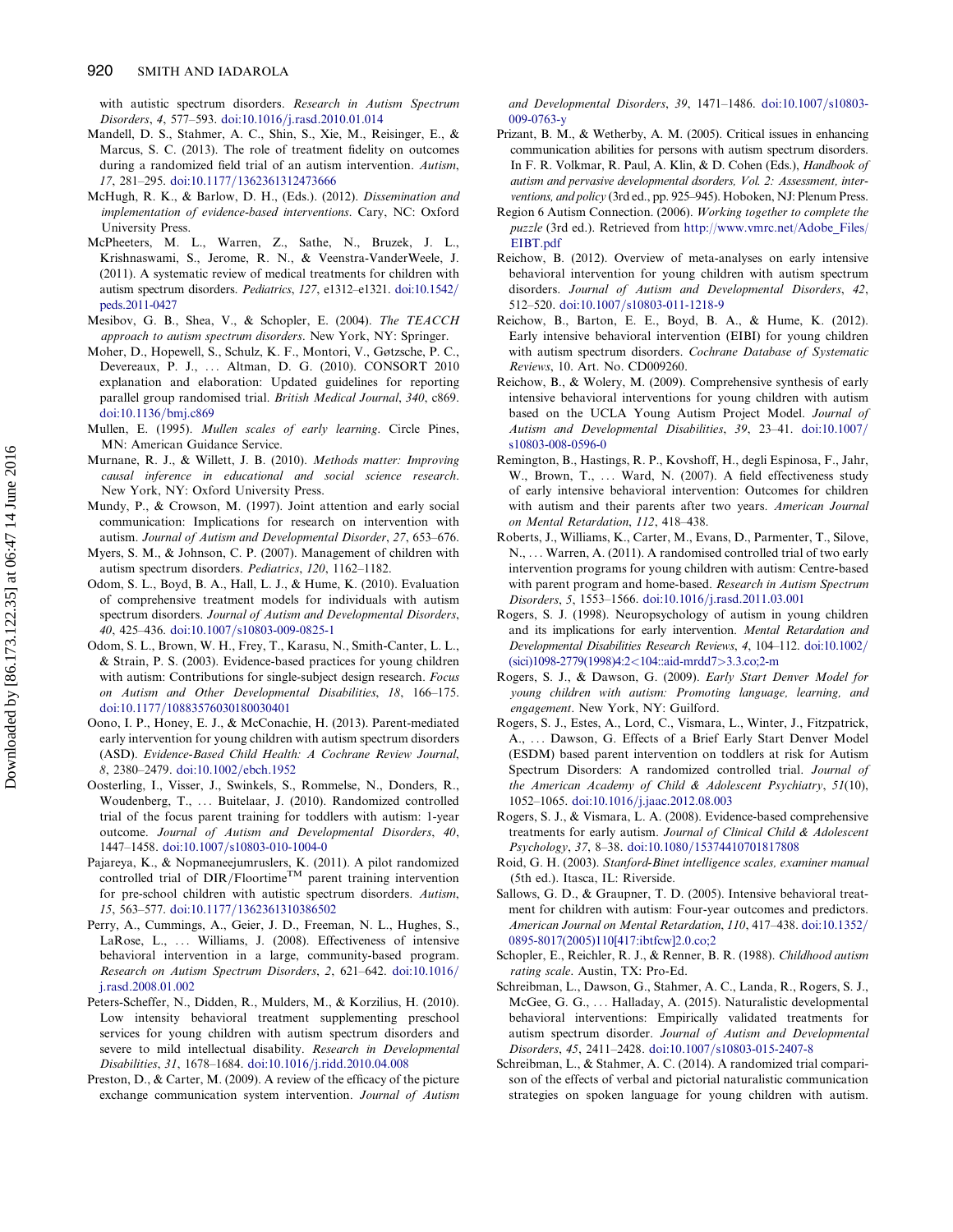with autistic spectrum disorders. *Research in Autism Spectrum Disorders*, *4*, 577–593. doi:10.1016/j.rasd.2010.01.014

Mandell, D. S., Stahmer, A. C., Shin, S., Xie, M., Reisinger, E., & Marcus, S. C. (2013). The role of treatment fidelity on outcomes during a randomized field trial of an autism intervention. *Autism*, *17*, 281–295. doi:10.1177/1362361312473666

McHugh, R. K., & Barlow, D. H., (Eds.). (2012). *Dissemination and implementation of evidence-based interventions*. Cary, NC: Oxford University Press.

McPheeters, M. L., Warren, Z., Sathe, N., Bruzek, J. L., Krishnaswami, S., Jerome, R. N., & Veenstra-VanderWeele, J. (2011). A systematic review of medical treatments for children with autism spectrum disorders. *Pediatrics*, *127*, e1312–e1321. doi:10.1542/peds.2011-0427

Mesibov, G. B., Shea, V., & Schopler, E. (2004). *The TEACCH approach to autism spectrum disorders*. New York, NY: Springer.

Moher, D., Hopewell, S., Schulz, K. F., Montori, V., Gøtzsche, P. C., Devereaux, P. J., … Altman, D. G. (2010). CONSORT 2010 explanation and elaboration: Updated guidelines for reporting parallel group randomised trial. *British Medical Journal*, *340*, c869. doi:10.1136/bmj.c869

Mullen, E. (1995). *Mullen scales of early learning*. Circle Pines, MN: American Guidance Service.

Murnane, R. J., & Willett, J. B. (2010). *Methods matter: Improving causal inference in educational and social science research*. New York, NY: Oxford University Press.

Mundy, P., & Crowson, M. (1997). Joint attention and early social communication: Implications for research on intervention with autism. *Journal of Autism and Developmental Disorder*, *27*, 653–676.

Myers, S. M., & Johnson, C. P. (2007). Management of children with autism spectrum disorders. *Pediatrics*, *120*, 1162–1182.

Odom, S. L., Boyd, B. A., Hall, L. J., & Hume, K. (2010). Evaluation of comprehensive treatment models for individuals with autism spectrum disorders. *Journal of Autism and Developmental Disorders*, *40*, 425–436. doi:10.1007/s10803-009-0825-1

Odom, S. L., Brown, W. H., Frey, T., Karasu, N., Smith-Canter, L. L., & Strain, P. S. (2003). Evidence-based practices for young children with autism: Contributions for single-subject design research. *Focus on Autism and Other Developmental Disabilities*, *18*, 166–175. doi:10.1177/10883576030180030401

Oono, I. P., Honey, E. J., & McConachie, H. (2013). Parent-mediated early intervention for young children with autism spectrum disorders (ASD). *Evidence-Based Child Health: A Cochrane Review Journal*, *8*, 2380–2479. doi:10.1002/ebch.1952

Oosterling, I., Visser, J., Swinkels, S., Rommelse, N., Donders, R., Woudenberg, T., … Buitelaar, J. (2010). Randomized controlled trial of the focus parent training for toddlers with autism: 1-year outcome. *Journal of Autism and Developmental Disorders*, *40*, 1447–1458. doi:10.1007/s10803-010-1004-0

Pajareya, K., & Nopmaneejumruslers, K. (2011). A pilot randomized controlled trial of DIR/Floortime™ parent training intervention for pre-school children with autistic spectrum disorders. *Autism*, *15*, 563–577. doi:10.1177/1362361310386502

Perry, A., Cummings, A., Geier, J. D., Freeman, N. L., Hughes, S., LaRose, L., … Williams, J. (2008). Effectiveness of intensive behavioral intervention in a large, community-based program. *Research on Autism Spectrum Disorders*, *2*, 621–642. doi:10.1016/j.rasd.2008.01.002

Peters-Scheffer, N., Didden, R., Mulders, M., & Korzilius, H. (2010). Low intensity behavioral treatment supplementing preschool services for young children with autism spectrum disorders and severe to mild intellectual disability. *Research in Developmental Disabilities*, *31*, 1678–1684. doi:10.1016/j.ridd.2010.04.008

Preston, D., & Carter, M. (2009). A review of the efficacy of the picture exchange communication system intervention. *Journal of Autism and Developmental Disorders*, *39*, 1471–1486. doi:10.1007/s10803-009-0763-y

Prizant, B. M., & Wetherby, A. M. (2005). Critical issues in enhancing communication abilities for persons with autism spectrum disorders. In F. R. Volkmar, R. Paul, A. Klin, & D. Cohen (Eds.), *Handbook of autism and pervasive developmental dsorders, Vol. 2: Assessment, interventions, and policy* (3rd ed., pp. 925–945). Hoboken, NJ: Plenum Press.

Region 6 Autism Connection. (2006). *Working together to complete the puzzle* (3rd ed.). Retrieved from http://www.vmrc.net/Adobe_Files/EIBT.pdf

Reichow, B. (2012). Overview of meta-analyses on early intensive behavioral intervention for young children with autism spectrum disorders. *Journal of Autism and Developmental Disorders*, *42*, 512–520. doi:10.1007/s10803-011-1218-9

Reichow, B., Barton, E. E., Boyd, B. A., & Hume, K. (2012). Early intensive behavioral intervention (EIBI) for young children with autism spectrum disorders. *Cochrane Database of Systematic Reviews*, 10. Art. No. CD009260.

Reichow, B., & Wolery, M. (2009). Comprehensive synthesis of early intensive behavioral interventions for young children with autism based on the UCLA Young Autism Project Model. *Journal of Autism and Developmental Disabilities*, *39*, 23–41. doi:10.1007/s10803-008-0596-0

Remington, B., Hastings, R. P., Kovshoff, H., degli Espinosa, F., Jahr, W., Brown, T., … Ward, N. (2007). A field effectiveness study of early intensive behavioral intervention: Outcomes for children with autism and their parents after two years. *American Journal on Mental Retardation*, *112*, 418–438.

Roberts, J., Williams, K., Carter, M., Evans, D., Parmenter, T., Silove, N., … Warren, A. (2011). A randomised controlled trial of two early intervention programs for young children with autism: Centre-based with parent program and home-based. *Research in Autism Spectrum Disorders*, *5*, 1553–1566. doi:10.1016/j.rasd.2011.03.001

Rogers, S. J. (1998). Neuropsychology of autism in young children and its implications for early intervention. *Mental Retardation and Developmental Disabilities Research Reviews*, *4*, 104–112. doi:10.1002/(sici)1098-2779(1998)4:2<104::aid-mrdd7>3.3.co;2-m

Rogers, S. J., & Dawson, G. (2009). *Early Start Denver Model for young children with autism: Promoting language, learning, and engagement*. New York, NY: Guilford.

Rogers, S. J., Estes, A., Lord, C., Vismara, L., Winter, J., Fitzpatrick, A., … Dawson, G. Effects of a Brief Early Start Denver Model (ESDM) based parent intervention on toddlers at risk for Autism Spectrum Disorders: A randomized controlled trial. *Journal of the American Academy of Child & Adolescent Psychiatry*, *51*(10), 1052–1065. doi:10.1016/j.jaac.2012.08.003

Rogers, S. J., & Vismara, L. A. (2008). Evidence-based comprehensive treatments for early autism. *Journal of Clinical Child & Adolescent Psychology*, *37*, 8–38. doi:10.1080/15374410701817808

Roid, G. H. (2003). *Stanford-Binet intelligence scales, examiner manual* (5th ed.). Itasca, IL: Riverside.

Sallows, G. D., & Graupner, T. D. (2005). Intensive behavioral treatment for children with autism: Four-year outcomes and predictors. *American Journal on Mental Retardation*, *110*, 417–438. doi:10.1352/0895-8017(2005)110[417:ibtfcw]2.0.co;2

Schopler, E., Reichler, R. J., & Renner, B. R. (1988). *Childhood autism rating scale*. Austin, TX: Pro-Ed.

Schreibman, L., Dawson, G., Stahmer, A. C., Landa, R., Rogers, S. J., McGee, G. G., … Halladay, A. (2015). Naturalistic developmental behavioral interventions: Empirically validated treatments for autism spectrum disorder. *Journal of Autism and Developmental Disorders*, *45*, 2411–2428. doi:10.1007/s10803-015-2407-8

Schreibman, L., & Stahmer, A. C. (2014). A randomized trial comparison of the effects of verbal and pictorial naturalistic communication strategies on spoken language for young children with autism.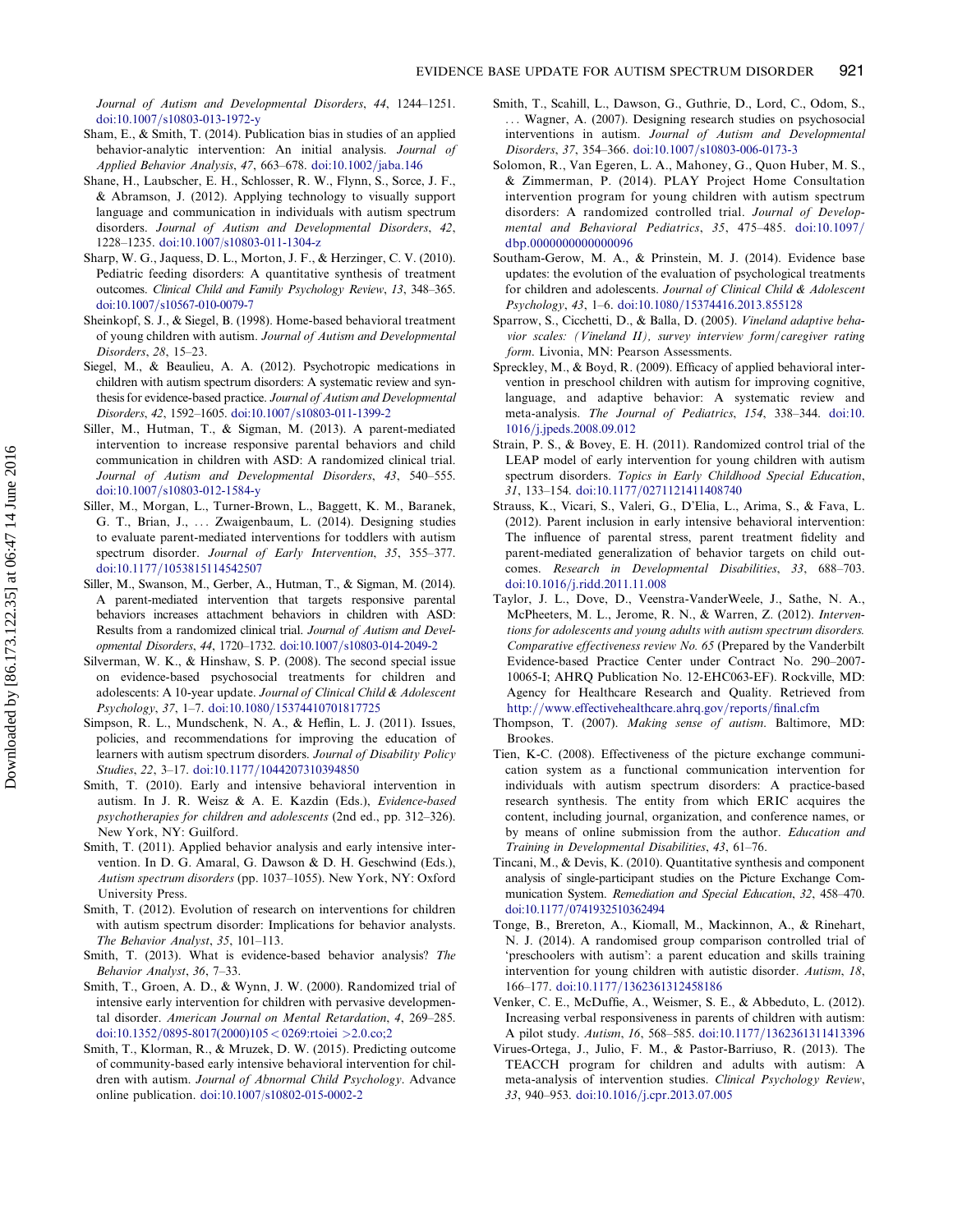*Journal of Autism and Developmental Disorders*, *44*, 1244–1251. doi:10.1007/s10803-013-1972-y

Sham, E., & Smith, T. (2014). Publication bias in studies of an applied behavior-analytic intervention: An initial analysis. *Journal of Applied Behavior Analysis*, *47*, 663–678. doi:10.1002/jaba.146

Shane, H., Laubscher, E. H., Schlosser, R. W., Flynn, S., Sorce, J. F., & Abramson, J. (2012). Applying technology to visually support language and communication in individuals with autism spectrum disorders. *Journal of Autism and Developmental Disorders*, *42*, 1228–1235. doi:10.1007/s10803-011-1304-z

Sharp, W. G., Jaquess, D. L., Morton, J. F., & Herzinger, C. V. (2010). Pediatric feeding disorders: A quantitative synthesis of treatment outcomes. *Clinical Child and Family Psychology Review*, *13*, 348–365. doi:10.1007/s10567-010-0079-7

Sheinkopf, S. J., & Siegel, B. (1998). Home-based behavioral treatment of young children with autism. *Journal of Autism and Developmental Disorders*, *28*, 15–23.

Siegel, M., & Beaulieu, A. A. (2012). Psychotropic medications in children with autism spectrum disorders: A systematic review and synthesis for evidence-based practice. *Journal of Autism and Developmental Disorders*, *42*, 1592–1605. doi:10.1007/s10803-011-1399-2

Siller, M., Hutman, T., & Sigman, M. (2013). A parent-mediated intervention to increase responsive parental behaviors and child communication in children with ASD: A randomized clinical trial. *Journal of Autism and Developmental Disorders*, *43*, 540–555. doi:10.1007/s10803-012-1584-y

Siller, M., Morgan, L., Turner-Brown, L., Baggett, K. M., Baranek, G. T., Brian, J., … Zwaigenbaum, L. (2014). Designing studies to evaluate parent-mediated interventions for toddlers with autism spectrum disorder. *Journal of Early Intervention*, *35*, 355–377. doi:10.1177/1053815114542507

Siller, M., Swanson, M., Gerber, A., Hutman, T., & Sigman, M. (2014). A parent-mediated intervention that targets responsive parental behaviors increases attachment behaviors in children with ASD: Results from a randomized clinical trial. *Journal of Autism and Developmental Disorders*, *44*, 1720–1732. doi:10.1007/s10803-014-2049-2

Silverman, W. K., & Hinshaw, S. P. (2008). The second special issue on evidence-based psychosocial treatments for children and adolescents: A 10-year update. *Journal of Clinical Child & Adolescent Psychology*, *37*, 1–7. doi:10.1080/15374410701817725

Simpson, R. L., Mundschenk, N. A., & Heflin, L. J. (2011). Issues, policies, and recommendations for improving the education of learners with autism spectrum disorders. *Journal of Disability Policy Studies*, *22*, 3–17. doi:10.1177/1044207310394850

Smith, T. (2010). Early and intensive behavioral intervention in autism. In J. R. Weisz & A. E. Kazdin (Eds.), *Evidence-based psychotherapies for children and adolescents* (2nd ed., pp. 312–326). New York, NY: Guilford.

Smith, T. (2011). Applied behavior analysis and early intensive intervention. In D. G. Amaral, G. Dawson & D. H. Geschwind (Eds.), *Autism spectrum disorders* (pp. 1037–1055). New York, NY: Oxford University Press.

Smith, T. (2012). Evolution of research on interventions for children with autism spectrum disorder: Implications for behavior analysts. *The Behavior Analyst*, *35*, 101–113.

Smith, T. (2013). What is evidence-based behavior analysis? *The Behavior Analyst*, *36*, 7–33.

Smith, T., Groen, A. D., & Wynn, J. W. (2000). Randomized trial of intensive early intervention for children with pervasive developmental disorder. *American Journal on Mental Retardation*, *4*, 269–285. doi:10.1352/0895-8017(2000)105 < 0269:rtoiei >2.0.co;2

Smith, T., Klorman, R., & Mruzek, D. W. (2015). Predicting outcome of community-based early intensive behavioral intervention for children with autism. *Journal of Abnormal Child Psychology*. Advance online publication. doi:10.1007/s10802-015-0002-2

Smith, T., Scahill, L., Dawson, G., Guthrie, D., Lord, C., Odom, S., … Wagner, A. (2007). Designing research studies on psychosocial interventions in autism. *Journal of Autism and Developmental Disorders*, *37*, 354–366. doi:10.1007/s10803-006-0173-3

Solomon, R., Van Egeren, L. A., Mahoney, G., Quon Huber, M. S., & Zimmerman, P. (2014). PLAY Project Home Consultation intervention program for young children with autism spectrum disorders: A randomized controlled trial. *Journal of Developmental and Behavioral Pediatrics*, *35*, 475–485. doi:10.1097/dbp.0000000000000096

Southam-Gerow, M. A., & Prinstein, M. J. (2014). Evidence base updates: the evolution of the evaluation of psychological treatments for children and adolescents. *Journal of Clinical Child & Adolescent Psychology*, *43*, 1–6. doi:10.1080/15374416.2013.855128

Sparrow, S., Cicchetti, D., & Balla, D. (2005). *Vineland adaptive behavior scales: (Vineland II), survey interview form/caregiver rating form*. Livonia, MN: Pearson Assessments.

Spreckley, M., & Boyd, R. (2009). Efficacy of applied behavioral intervention in preschool children with autism for improving cognitive, language, and adaptive behavior: A systematic review and meta-analysis. *The Journal of Pediatrics*, *154*, 338–344. doi:10.1016/j.jpeds.2008.09.012

Strain, P. S., & Bovey, E. H. (2011). Randomized control trial of the LEAP model of early intervention for young children with autism spectrum disorders. *Topics in Early Childhood Special Education*, *31*, 133–154. doi:10.1177/0271121411408740

Strauss, K., Vicari, S., Valeri, G., D'Elia, L., Arima, S., & Fava, L. (2012). Parent inclusion in early intensive behavioral intervention: The influence of parental stress, parent treatment fidelity and parent-mediated generalization of behavior targets on child outcomes. *Research in Developmental Disabilities*, *33*, 688–703. doi:10.1016/j.ridd.2011.11.008

Taylor, J. L., Dove, D., Veenstra-VanderWeele, J., Sathe, N. A., McPheeters, M. L., Jerome, R. N., & Warren, Z. (2012). *Interventions for adolescents and young adults with autism spectrum disorders. Comparative effectiveness review No. 65* (Prepared by the Vanderbilt Evidence-based Practice Center under Contract No. 290–2007-10065-I; AHRQ Publication No. 12-EHC063-EF). Rockville, MD: Agency for Healthcare Research and Quality. Retrieved from http://www.effectivehealthcare.ahrq.gov/reports/final.cfm

Thompson, T. (2007). *Making sense of autism*. Baltimore, MD: Brookes.

Tien, K-C. (2008). Effectiveness of the picture exchange communication system as a functional communication intervention for individuals with autism spectrum disorders: A practice-based research synthesis. The entity from which ERIC acquires the content, including journal, organization, and conference names, or by means of online submission from the author. *Education and Training in Developmental Disabilities*, *43*, 61–76.

Tincani, M., & Devis, K. (2010). Quantitative synthesis and component analysis of single-participant studies on the Picture Exchange Communication System. *Remediation and Special Education*, *32*, 458–470. doi:10.1177/0741932510362494

Tonge, B., Brereton, A., Kiomall, M., Mackinnon, A., & Rinehart, N. J. (2014). A randomised group comparison controlled trial of 'preschoolers with autism': a parent education and skills training intervention for young children with autistic disorder. *Autism*, *18*, 166–177. doi:10.1177/1362361312458186

Venker, C. E., McDuffie, A., Weismer, S. E., & Abbeduto, L. (2012). Increasing verbal responsiveness in parents of children with autism: A pilot study. *Autism*, *16*, 568–585. doi:10.1177/1362361311413396

Virues-Ortega, J., Julio, F. M., & Pastor-Barriuso, R. (2013). The TEACCH program for children and adults with autism: A meta-analysis of intervention studies. *Clinical Psychology Review*, *33*, 940–953. doi:10.1016/j.cpr.2013.07.005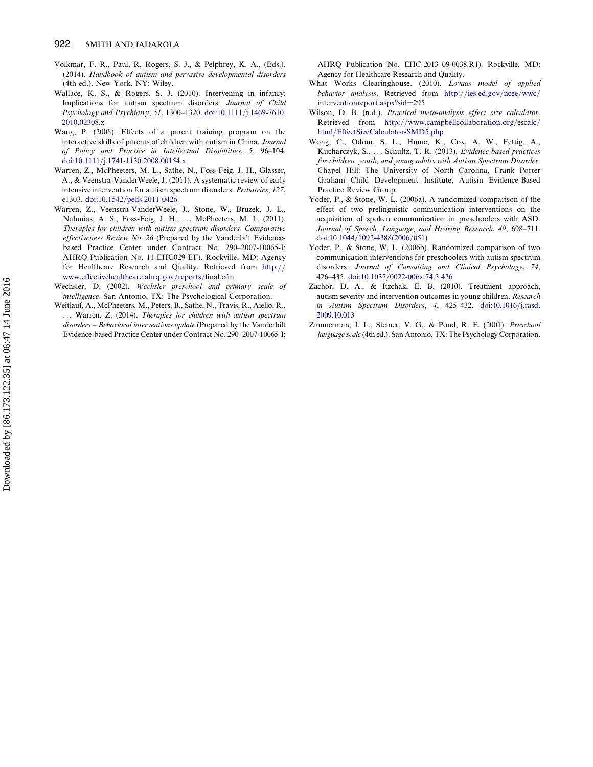Volkmar, F. R., Paul, R, Rogers, S. J., & Pelphrey, K. A., (Eds.). (2014). *Handbook of autism and pervasive developmental disorders* (4th ed.). New York, NY: Wiley.

Wallace, K. S., & Rogers, S. J. (2010). Intervening in infancy: Implications for autism spectrum disorders. *Journal of Child Psychology and Psychiatry*, *51*, 1300–1320. doi:10.1111/j.1469-7610.2010.02308.x

Wang, P. (2008). Effects of a parent training program on the interactive skills of parents of children with autism in China. *Journal of Policy and Practice in Intellectual Disabilities*, *5*, 96–104. doi:10.1111/j.1741-1130.2008.00154.x

Warren, Z., McPheeters, M. L., Sathe, N., Foss-Feig, J. H., Glasser, A., & Veenstra-VanderWeele, J. (2011). A systematic review of early intensive intervention for autism spectrum disorders. *Pediatrics*, *127*, e1303. doi:10.1542/peds.2011-0426

Warren, Z., Veenstra-VanderWeele, J., Stone, W., Bruzek, J. L., Nahmias, A. S., Foss-Feig, J. H., … McPheeters, M. L. (2011). *Therapies for children with autism spectrum disorders. Comparative effectiveness Review No. 26* (Prepared by the Vanderbilt Evidence-based Practice Center under Contract No. 290–2007-10065-I; AHRQ Publication No. 11-EHC029-EF). Rockville, MD: Agency for Healthcare Research and Quality. Retrieved from http://www.effectivehealthcare.ahrq.gov/reports/final.cfm

Wechsler, D. (2002). *Wechsler preschool and primary scale of intelligence*. San Antonio, TX: The Psychological Corporation.

Weitlauf, A., McPheeters, M., Peters, B., Sathe, N., Travis, R., Aiello, R., … Warren, Z. (2014). *Therapies for children with autism spectrum disorders – Behavioral interventions update* (Prepared by the Vanderbilt Evidence-based Practice Center under Contract No. 290–2007-10065-I; AHRQ Publication No. EHC-2013–09-0038.R1). Rockville, MD: Agency for Healthcare Research and Quality.

What Works Clearinghouse. (2010). *Lovaas model of applied behavior analysis*. Retrieved from http://ies.ed.gov/ncee/wwc/interventionreport.aspx?sid=295

Wilson, D. B. (n.d.). *Practical meta-analysis effect size calculator*. Retrieved from http://www.campbellcollaboration.org/escalc/html/EffectSizeCalculator-SMD5.php

Wong, C., Odom, S. L., Hume, K., Cox, A. W., Fettig, A., Kucharczyk, S., … Schultz, T. R. (2013). *Evidence-based practices for children, youth, and young adults with Autism Spectrum Disorder*. Chapel Hill: The University of North Carolina, Frank Porter Graham Child Development Institute, Autism Evidence-Based Practice Review Group.

Yoder, P., & Stone, W. L. (2006a). A randomized comparison of the effect of two prelinguistic communication interventions on the acquisition of spoken communication in preschoolers with ASD. *Journal of Speech, Language, and Hearing Research*, *49*, 698–711. doi:10.1044/1092-4388(2006/051)

Yoder, P., & Stone, W. L. (2006b). Randomized comparison of two communication interventions for preschoolers with autism spectrum disorders. *Journal of Consulting and Clinical Psychology*, *74*, 426–435. doi:10.1037/0022-006x.74.3.426

Zachor, D. A., & Itzchak, E. B. (2010). Treatment approach, autism severity and intervention outcomes in young children. *Research in Autism Spectrum Disorders*, *4*, 425–432. doi:10.1016/j.rasd.2009.10.013

Zimmerman, I. L., Steiner, V. G., & Pond, R. E. (2001). *Preschool language scale* (4th ed.). San Antonio, TX: The Psychology Corporation.